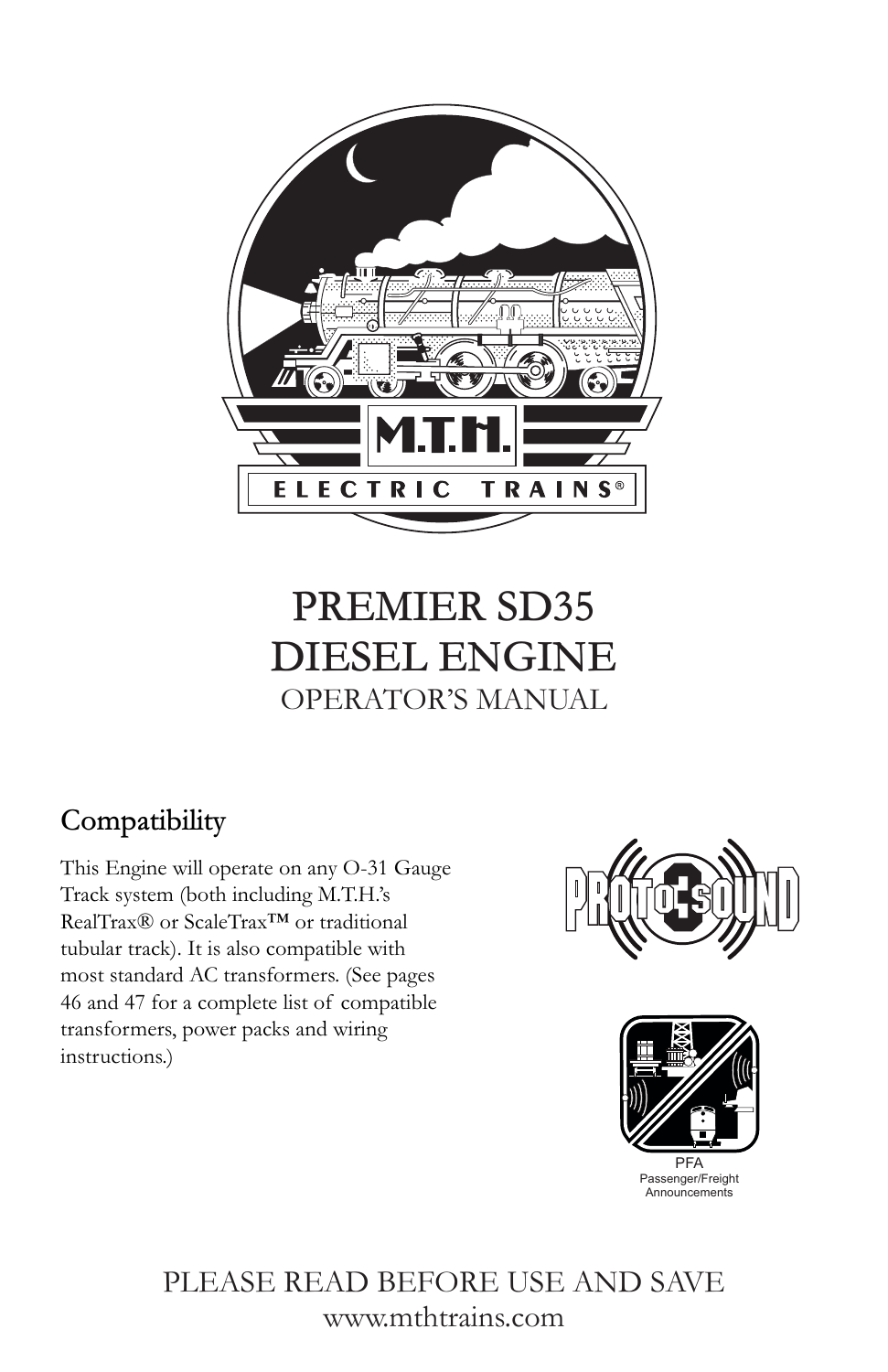# PREMIER SD35 DIESEL ENGINE

OPERATOR'S MANUAL

## Compatibility

This Engine will operate on any O-31 Gauge Track system (both including M.T.H.'s RealTrax® or ScaleTrax™ or traditional tubular track). It is also compatible with most standard AC transformers. (See pages 46 and 47 for a complete list of compatible transformers, power packs and wiring instructions.)

PFA
Passenger/Freight Announcements

PLEASE READ BEFORE USE AND SAVE
www.mthtrains.com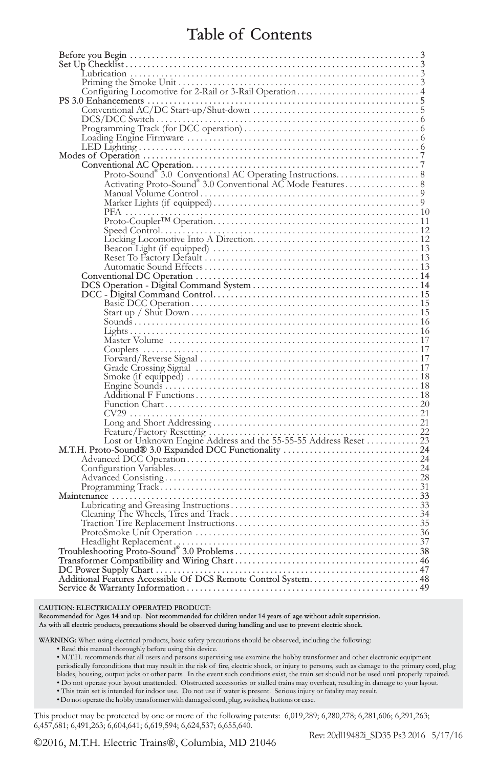# Table of Contents

- Before you Begin ... 3
- Set Up Checklist ... 3
  - Lubrication ... 3
  - Priming the Smoke Unit ... 3
  - Configuring Locomotive for 2-Rail or 3-Rail Operation ... 4
- PS 3.0 Enhancements ... 5
  - Conventional AC/DC Start-up/Shut-down ... 5
  - DCS/DCC Switch ... 6
  - Programming Track (for DCC operation) ... 6
  - Loading Engine Firmware ... 6
  - LED Lighting ... 6
- Modes of Operation ... 7
  - Conventional AC Operation ... 7
    - Proto-Sound® 3.0 Conventional AC Operating Instructions ... 8
    - Activating Proto-Sound® 3.0 Conventional AC Mode Features ... 8
    - Manual Volume Control ... 9
    - Marker Lights (if equipped) ... 9
    - PFA ... 10
    - Proto-Coupler™ Operation ... 11
    - Speed Control ... 12
    - Locking Locomotive Into A Direction ... 12
    - Beacon Light (if equipped) ... 13
    - Reset To Factory Default ... 13
    - Automatic Sound Effects ... 13
  - Conventional DC Operation ... 14
  - DCS Operation - Digital Command System ... 14
  - DCC - Digital Command Control ... 15
    - Basic DCC Operation ... 15
    - Start up / Shut Down ... 15
    - Sounds ... 16
    - Lights ... 16
    - Master Volume ... 17
    - Couplers ... 17
    - Forward/Reverse Signal ... 17
    - Grade Crossing Signal ... 17
    - Smoke (if equipped) ... 18
    - Engine Sounds ... 18
    - Additional F Functions ... 18
    - Function Chart ... 20
    - CV29 ... 21
    - Long and Short Addressing ... 21
    - Feature/Factory Resetting ... 22
    - Lost or Unknown Engine Address and the 55-55-55 Address Reset ... 23
- M.T.H. Proto-Sound® 3.0 Expanded DCC Functionality ... 24
  - Advanced DCC Operation ... 24
  - Configuration Variables ... 24
  - Advanced Consisting ... 28
  - Programming Track ... 31
- Maintenance ... 33
  - Lubricating and Greasing Instructions ... 33
  - Cleaning The Wheels, Tires and Track ... 34
  - Traction Tire Replacement Instructions ... 35
  - ProtoSmoke Unit Operation ... 36
  - Headlight Replacement ... 37
- Troubleshooting Proto-Sound® 3.0 Problems ... 38
- Transformer Compatibility and Wiring Chart ... 46
- DC Power Supply Chart ... 47
- Additional Features Accessible Of DCS Remote Control System ... 48
- Service & Warranty Information ... 49

CAUTION: ELECTRICALLY OPERATED PRODUCT:
Recommended for Ages 14 and up. Not recommended for children under 14 years of age without adult supervision.
As with all electric products, precautions should be observed during handling and use to prevent electric shock.

WARNING: When using electrical products, basic safety precautions should be observed, including the following:

- Read this manual thoroughly before using this device.
- M.T.H. recommends that all users and persons supervising use examine the hobby transformer and other electronic equipment periodically forconditions that may result in the risk of fire, electric shock, or injury to persons, such as damage to the primary cord, plug blades, housing, output jacks or other parts. In the event such conditions exist, the train set should not be used until properly repaired.
- Do not operate your layout unattended. Obstructed accessories or stalled trains may overheat, resulting in damage to your layout.
- This train set is intended for indoor use. Do not use if water is present. Serious injury or fatality may result.
- Do not operate the hobby transformer with damaged cord, plug, switches, buttons or case.

This product may be protected by one or more of the following patents: 6,019,289; 6,280,278; 6,281,606; 6,291,263; 6,457,681; 6,491,263; 6,604,641; 6,619,594; 6,624,537; 6,655,640.

Rev: 20dl19482i_SD35 Ps3 2016 5/17/16

©2016, M.T.H. Electric Trains®, Columbia, MD 21046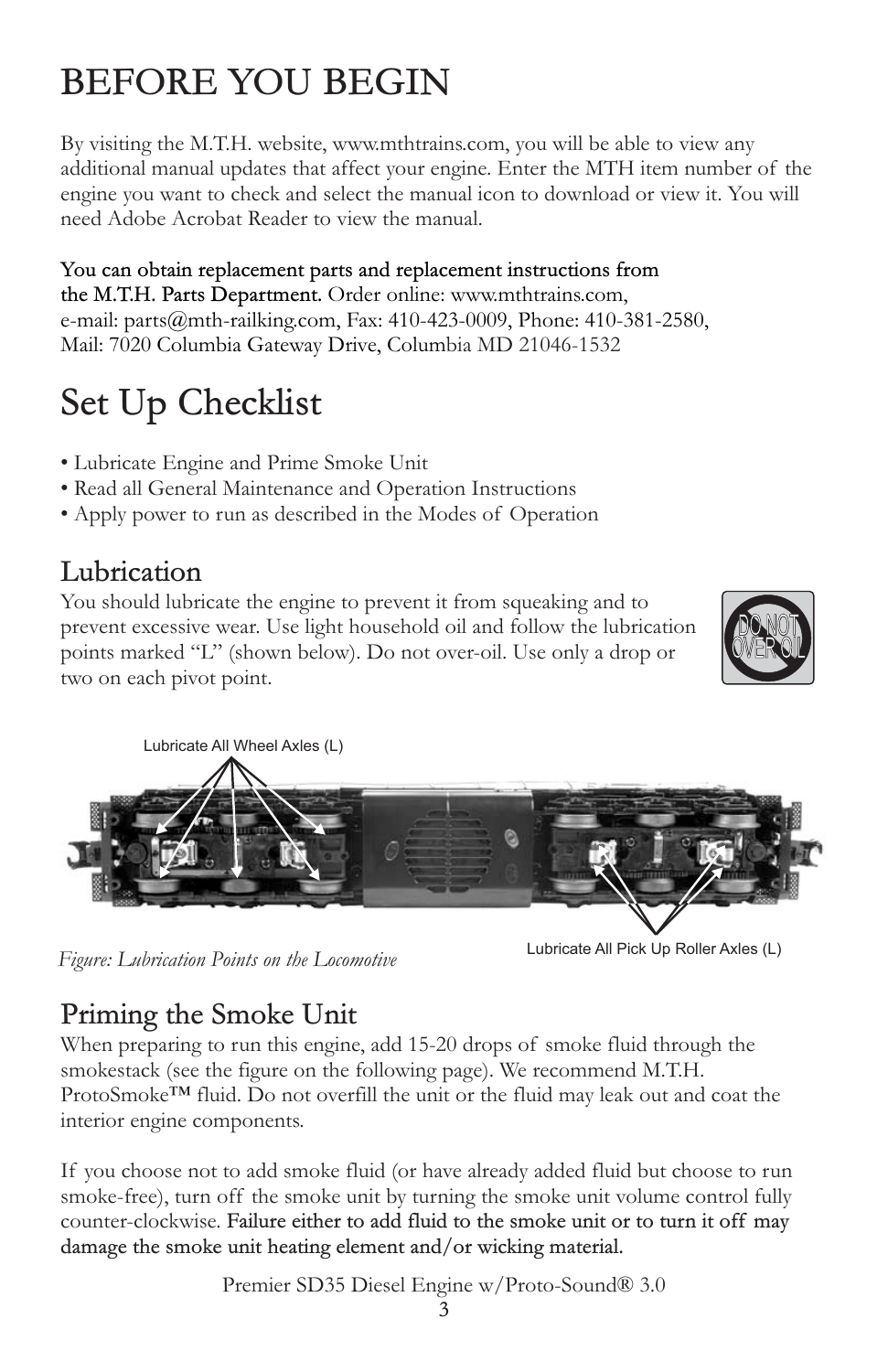# BEFORE YOU BEGIN

By visiting the M.T.H. website, www.mthtrains.com, you will be able to view any additional manual updates that affect your engine. Enter the MTH item number of the engine you want to check and select the manual icon to download or view it. You will need Adobe Acrobat Reader to view the manual.

You can obtain replacement parts and replacement instructions from the M.T.H. Parts Department. Order online: www.mthtrains.com, e-mail: parts@mth-railking.com, Fax: 410-423-0009, Phone: 410-381-2580, Mail: 7020 Columbia Gateway Drive, Columbia MD 21046-1532

# Set Up Checklist

- Lubricate Engine and Prime Smoke Unit
- Read all General Maintenance and Operation Instructions
- Apply power to run as described in the Modes of Operation

## Lubrication

You should lubricate the engine to prevent it from squeaking and to prevent excessive wear. Use light household oil and follow the lubrication points marked "L" (shown below). Do not over-oil. Use only a drop or two on each pivot point.

DO NOT OVER OIL

Lubricate All Wheel Axles (L)

Lubricate All Pick Up Roller Axles (L)

*Figure: Lubrication Points on the Locomotive*

## Priming the Smoke Unit

When preparing to run this engine, add 15-20 drops of smoke fluid through the smokestack (see the figure on the following page). We recommend M.T.H. ProtoSmoke™ fluid. Do not overfill the unit or the fluid may leak out and coat the interior engine components.

If you choose not to add smoke fluid (or have already added fluid but choose to run smoke-free), turn off the smoke unit by turning the smoke unit volume control fully counter-clockwise. Failure either to add fluid to the smoke unit or to turn it off may damage the smoke unit heating element and/or wicking material.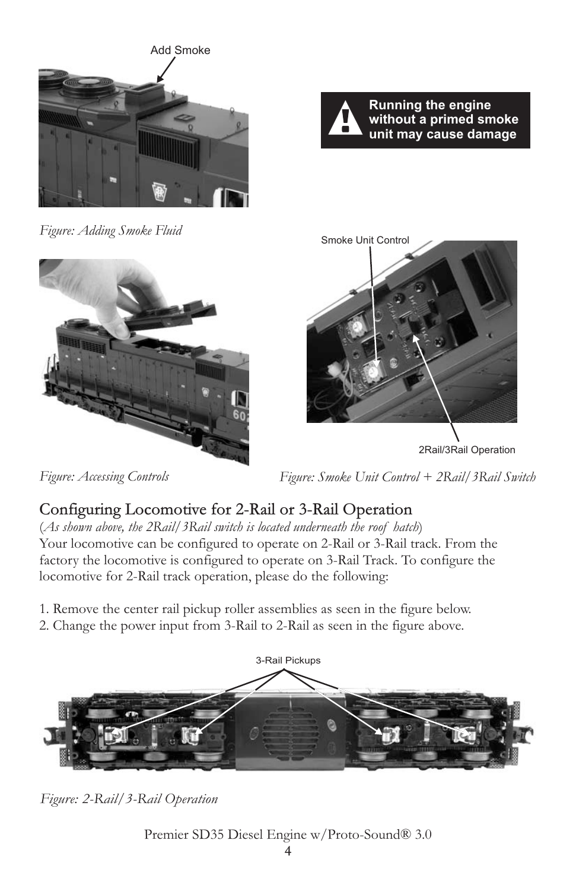Add Smoke

*Figure: Adding Smoke Fluid*

**Running the engine without a primed smoke unit may cause damage**

Smoke Unit Control

2Rail/3Rail Operation

*Figure: Accessing Controls*

*Figure: Smoke Unit Control + 2Rail/3Rail Switch*

## Configuring Locomotive for 2-Rail or 3-Rail Operation

(*As shown above, the 2Rail/3Rail switch is located underneath the roof hatch*)

Your locomotive can be configured to operate on 2-Rail or 3-Rail track. From the factory the locomotive is configured to operate on 3-Rail Track. To configure the locomotive for 2-Rail track operation, please do the following:

1. Remove the center rail pickup roller assemblies as seen in the figure below.
2. Change the power input from 3-Rail to 2-Rail as seen in the figure above.

3-Rail Pickups

*Figure: 2-Rail/3-Rail Operation*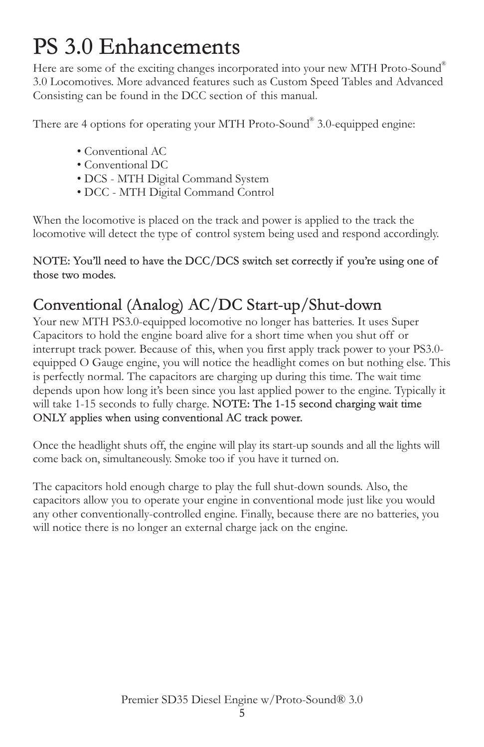# PS 3.0 Enhancements

Here are some of the exciting changes incorporated into your new MTH Proto-Sound® 3.0 Locomotives. More advanced features such as Custom Speed Tables and Advanced Consisting can be found in the DCC section of this manual.

There are 4 options for operating your MTH Proto-Sound® 3.0-equipped engine:

- Conventional AC
- Conventional DC
- DCS - MTH Digital Command System
- DCC - MTH Digital Command Control

When the locomotive is placed on the track and power is applied to the track the locomotive will detect the type of control system being used and respond accordingly.

**NOTE: You'll need to have the DCC/DCS switch set correctly if you're using one of those two modes.**

## Conventional (Analog) AC/DC Start-up/Shut-down

Your new MTH PS3.0-equipped locomotive no longer has batteries. It uses Super Capacitors to hold the engine board alive for a short time when you shut off or interrupt track power. Because of this, when you first apply track power to your PS3.0-equipped O Gauge engine, you will notice the headlight comes on but nothing else. This is perfectly normal. The capacitors are charging up during this time. The wait time depends upon how long it's been since you last applied power to the engine. Typically it will take 1-15 seconds to fully charge. **NOTE: The 1-15 second charging wait time ONLY applies when using conventional AC track power.**

Once the headlight shuts off, the engine will play its start-up sounds and all the lights will come back on, simultaneously. Smoke too if you have it turned on.

The capacitors hold enough charge to play the full shut-down sounds. Also, the capacitors allow you to operate your engine in conventional mode just like you would any other conventionally-controlled engine. Finally, because there are no batteries, you will notice there is no longer an external charge jack on the engine.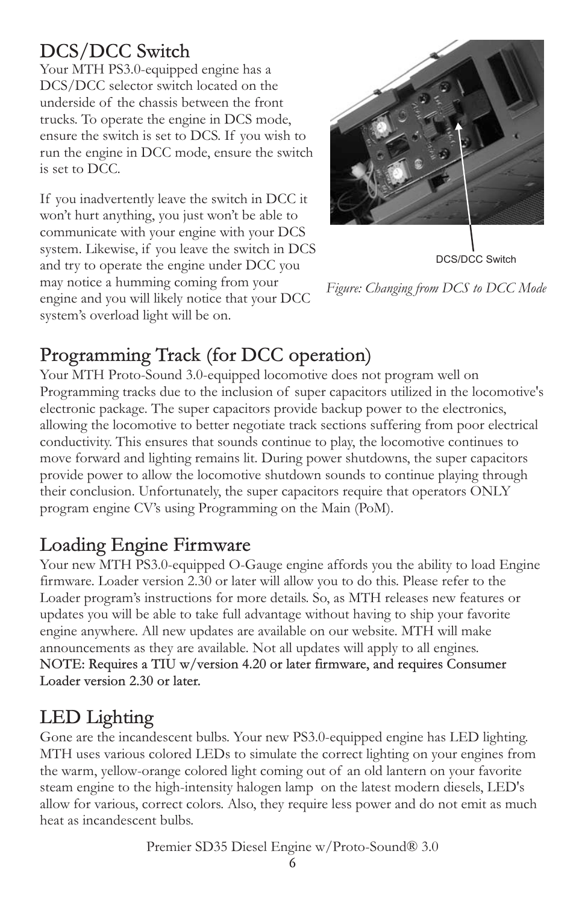## DCS/DCC Switch

Your MTH PS3.0-equipped engine has a DCS/DCC selector switch located on the underside of the chassis between the front trucks. To operate the engine in DCS mode, ensure the switch is set to DCS. If you wish to run the engine in DCC mode, ensure the switch is set to DCC.

If you inadvertently leave the switch in DCC it won't hurt anything, you just won't be able to communicate with your engine with your DCS system. Likewise, if you leave the switch in DCS and try to operate the engine under DCC you may notice a humming coming from your engine and you will likely notice that your DCC system's overload light will be on.

DCS/DCC Switch

*Figure: Changing from DCS to DCC Mode*

## Programming Track (for DCC operation)

Your MTH Proto-Sound 3.0-equipped locomotive does not program well on Programming tracks due to the inclusion of super capacitors utilized in the locomotive's electronic package. The super capacitors provide backup power to the electronics, allowing the locomotive to better negotiate track sections suffering from poor electrical conductivity. This ensures that sounds continue to play, the locomotive continues to move forward and lighting remains lit. During power shutdowns, the super capacitors provide power to allow the locomotive shutdown sounds to continue playing through their conclusion. Unfortunately, the super capacitors require that operators ONLY program engine CV's using Programming on the Main (PoM).

## Loading Engine Firmware

Your new MTH PS3.0-equipped O-Gauge engine affords you the ability to load Engine firmware. Loader version 2.30 or later will allow you to do this. Please refer to the Loader program's instructions for more details. So, as MTH releases new features or updates you will be able to take full advantage without having to ship your favorite engine anywhere. All new updates are available on our website. MTH will make announcements as they are available. Not all updates will apply to all engines.
**NOTE: Requires a TIU w/version 4.20 or later firmware, and requires Consumer Loader version 2.30 or later.**

## LED Lighting

Gone are the incandescent bulbs. Your new PS3.0-equipped engine has LED lighting. MTH uses various colored LEDs to simulate the correct lighting on your engines from the warm, yellow-orange colored light coming out of an old lantern on your favorite steam engine to the high-intensity halogen lamp on the latest modern diesels, LED's allow for various, correct colors. Also, they require less power and do not emit as much heat as incandescent bulbs.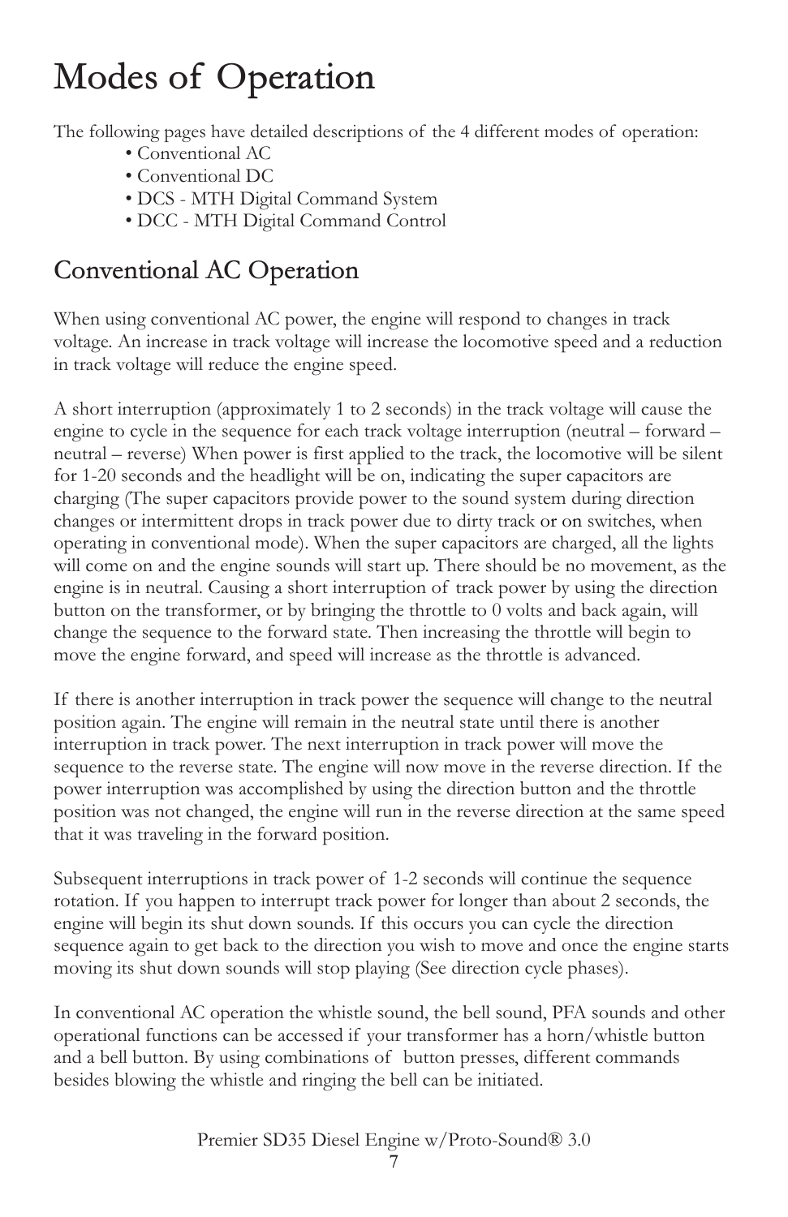# Modes of Operation

The following pages have detailed descriptions of the 4 different modes of operation:

- Conventional AC
- Conventional DC
- DCS - MTH Digital Command System
- DCC - MTH Digital Command Control

## Conventional AC Operation

When using conventional AC power, the engine will respond to changes in track voltage. An increase in track voltage will increase the locomotive speed and a reduction in track voltage will reduce the engine speed.

A short interruption (approximately 1 to 2 seconds) in the track voltage will cause the engine to cycle in the sequence for each track voltage interruption (neutral – forward – neutral – reverse) When power is first applied to the track, the locomotive will be silent for 1-20 seconds and the headlight will be on, indicating the super capacitors are charging (The super capacitors provide power to the sound system during direction changes or intermittent drops in track power due to dirty track or on switches, when operating in conventional mode). When the super capacitors are charged, all the lights will come on and the engine sounds will start up. There should be no movement, as the engine is in neutral. Causing a short interruption of track power by using the direction button on the transformer, or by bringing the throttle to 0 volts and back again, will change the sequence to the forward state. Then increasing the throttle will begin to move the engine forward, and speed will increase as the throttle is advanced.

If there is another interruption in track power the sequence will change to the neutral position again. The engine will remain in the neutral state until there is another interruption in track power. The next interruption in track power will move the sequence to the reverse state. The engine will now move in the reverse direction. If the power interruption was accomplished by using the direction button and the throttle position was not changed, the engine will run in the reverse direction at the same speed that it was traveling in the forward position.

Subsequent interruptions in track power of 1-2 seconds will continue the sequence rotation. If you happen to interrupt track power for longer than about 2 seconds, the engine will begin its shut down sounds. If this occurs you can cycle the direction sequence again to get back to the direction you wish to move and once the engine starts moving its shut down sounds will stop playing (See direction cycle phases).

In conventional AC operation the whistle sound, the bell sound, PFA sounds and other operational functions can be accessed if your transformer has a horn/whistle button and a bell button. By using combinations of button presses, different commands besides blowing the whistle and ringing the bell can be initiated.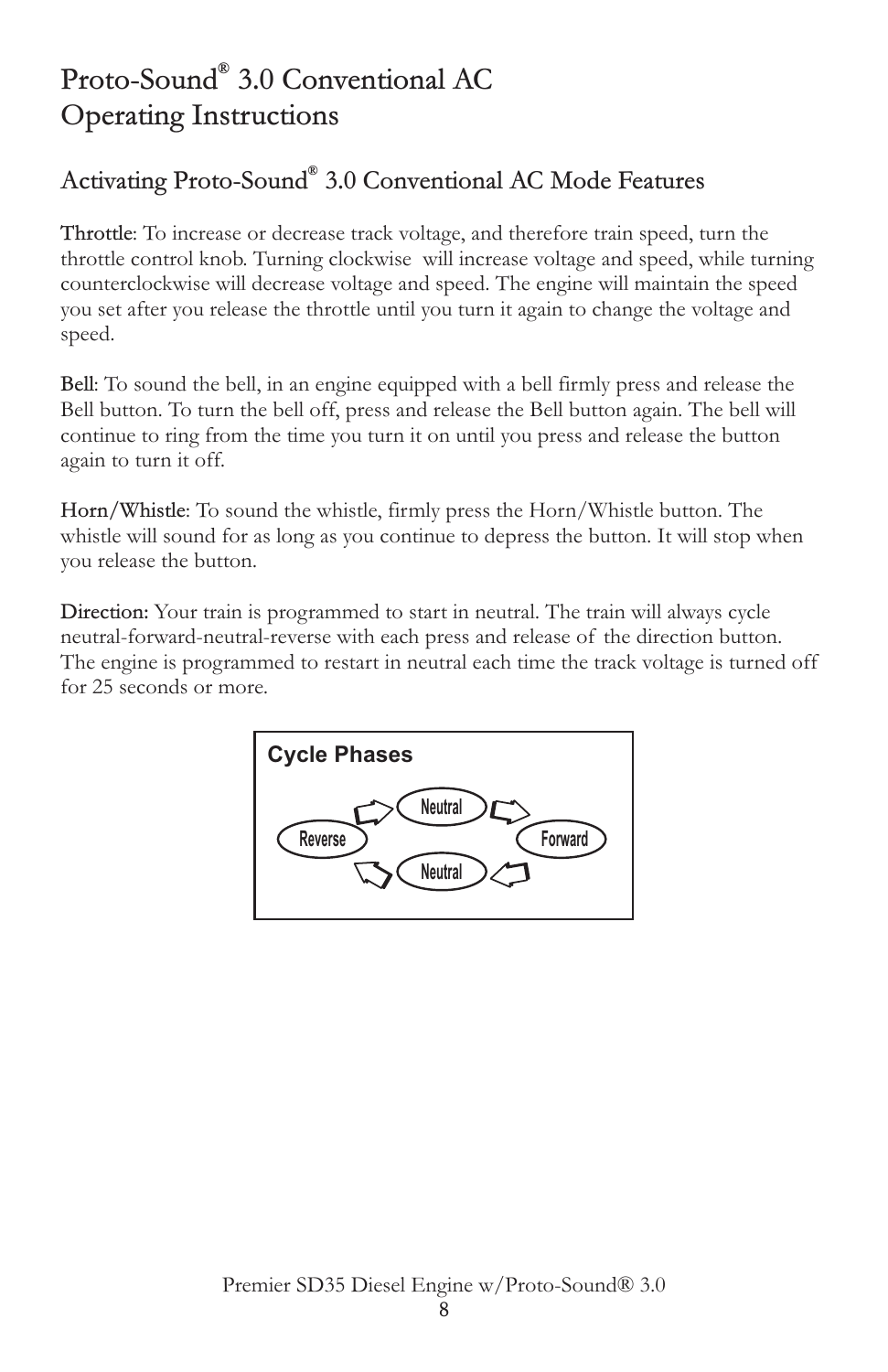# Proto-Sound® 3.0 Conventional AC Operating Instructions

## Activating Proto-Sound® 3.0 Conventional AC Mode Features

Throttle: To increase or decrease track voltage, and therefore train speed, turn the throttle control knob. Turning clockwise will increase voltage and speed, while turning counterclockwise will decrease voltage and speed. The engine will maintain the speed you set after you release the throttle until you turn it again to change the voltage and speed.

Bell: To sound the bell, in an engine equipped with a bell firmly press and release the Bell button. To turn the bell off, press and release the Bell button again. The bell will continue to ring from the time you turn it on until you press and release the button again to turn it off.

Horn/Whistle: To sound the whistle, firmly press the Horn/Whistle button. The whistle will sound for as long as you continue to depress the button. It will stop when you release the button.

Direction: Your train is programmed to start in neutral. The train will always cycle neutral-forward-neutral-reverse with each press and release of the direction button. The engine is programmed to restart in neutral each time the track voltage is turned off for 25 seconds or more.

**Cycle Phases**

Neutral → Forward → Neutral → Reverse → Neutral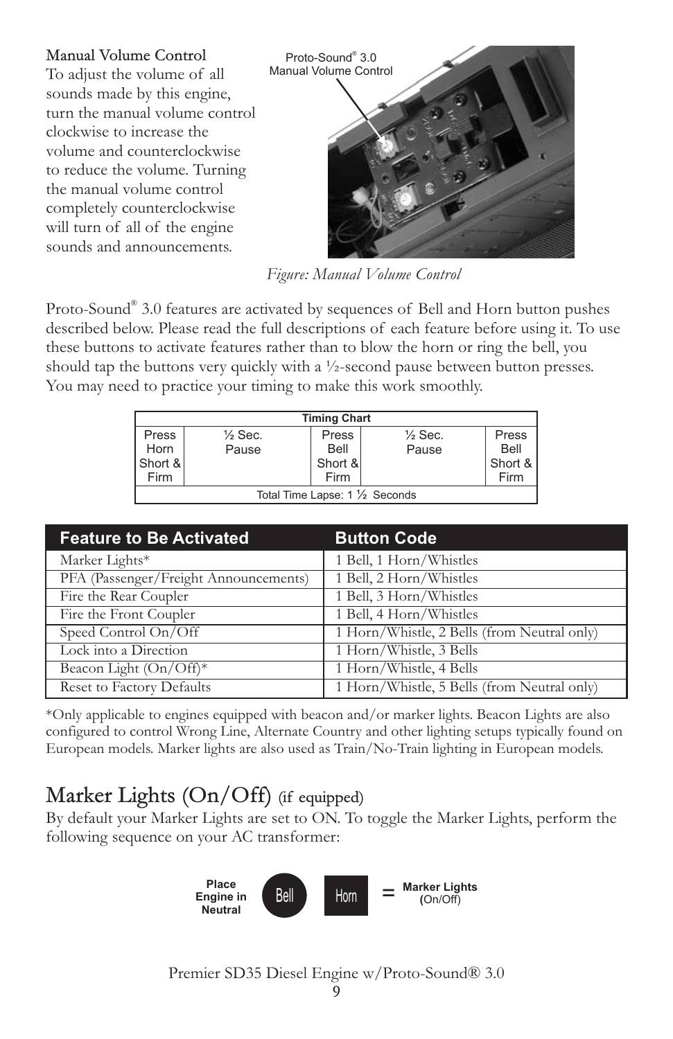### Manual Volume Control

To adjust the volume of all sounds made by this engine, turn the manual volume control clockwise to increase the volume and counterclockwise to reduce the volume. Turning the manual volume control completely counterclockwise will turn of all of the engine sounds and announcements.

Proto-Sound® 3.0 Manual Volume Control

*Figure: Manual Volume Control*

Proto-Sound® 3.0 features are activated by sequences of Bell and Horn button pushes described below. Please read the full descriptions of each feature before using it. To use these buttons to activate features rather than to blow the horn or ring the bell, you should tap the buttons very quickly with a ½-second pause between button presses. You may need to practice your timing to make this work smoothly.

| Timing Chart | | | | |
|---|---|---|---|---|
| Press Horn Short & Firm | ½ Sec. Pause | Press Bell Short & Firm | ½ Sec. Pause | Press Bell Short & Firm |
| Total Time Lapse: 1 ½ Seconds | | | | |

| Feature to Be Activated | Button Code |
|---|---|
| Marker Lights* | 1 Bell, 1 Horn/Whistles |
| PFA (Passenger/Freight Announcements) | 1 Bell, 2 Horn/Whistles |
| Fire the Rear Coupler | 1 Bell, 3 Horn/Whistles |
| Fire the Front Coupler | 1 Bell, 4 Horn/Whistles |
| Speed Control On/Off | 1 Horn/Whistle, 2 Bells (from Neutral only) |
| Lock into a Direction | 1 Horn/Whistle, 3 Bells |
| Beacon Light (On/Off)* | 1 Horn/Whistle, 4 Bells |
| Reset to Factory Defaults | 1 Horn/Whistle, 5 Bells (from Neutral only) |

*Only applicable to engines equipped with beacon and/or marker lights. Beacon Lights are also configured to control Wrong Line, Alternate Country and other lighting setups typically found on European models. Marker lights are also used as Train/No-Train lighting in European models.

# Marker Lights (On/Off) (if equipped)

By default your Marker Lights are set to ON. To toggle the Marker Lights, perform the following sequence on your AC transformer:

Place Engine in Neutral → Bell → Horn = Marker Lights (On/Off)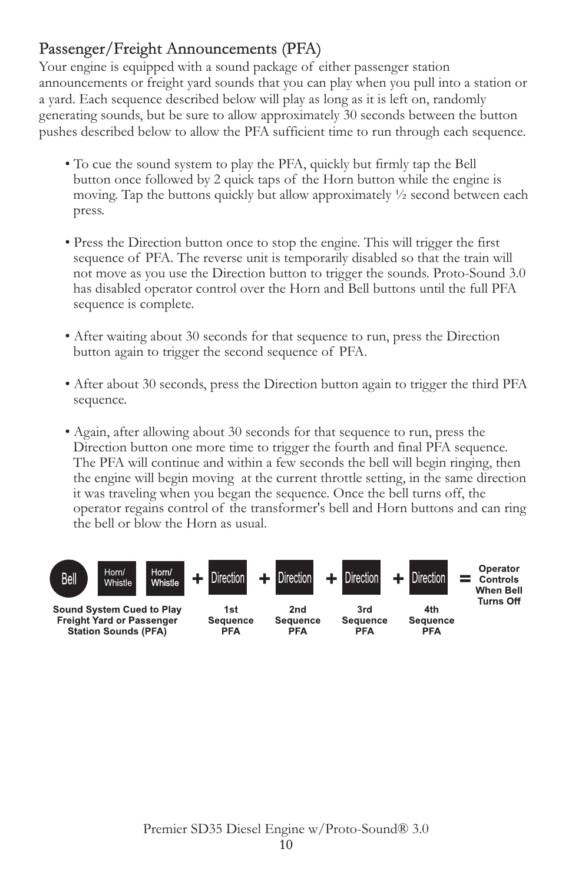## Passenger/Freight Announcements (PFA)

Your engine is equipped with a sound package of either passenger station announcements or freight yard sounds that you can play when you pull into a station or a yard. Each sequence described below will play as long as it is left on, randomly generating sounds, but be sure to allow approximately 30 seconds between the button pushes described below to allow the PFA sufficient time to run through each sequence.

- To cue the sound system to play the PFA, quickly but firmly tap the Bell button once followed by 2 quick taps of the Horn button while the engine is moving. Tap the buttons quickly but allow approximately ½ second between each press.

- Press the Direction button once to stop the engine. This will trigger the first sequence of PFA. The reverse unit is temporarily disabled so that the train will not move as you use the Direction button to trigger the sounds. Proto-Sound 3.0 has disabled operator control over the Horn and Bell buttons until the full PFA sequence is complete.

- After waiting about 30 seconds for that sequence to run, press the Direction button again to trigger the second sequence of PFA.

- After about 30 seconds, press the Direction button again to trigger the third PFA sequence.

- Again, after allowing about 30 seconds for that sequence to run, press the Direction button one more time to trigger the fourth and final PFA sequence. The PFA will continue and within a few seconds the bell will begin ringing, then the engine will begin moving at the current throttle setting, in the same direction it was traveling when you began the sequence. Once the bell turns off, the operator regains control of the transformer's bell and Horn buttons and can ring the bell or blow the Horn as usual.

| Bell · Horn/Whistle · Horn/Whistle | + Direction | + Direction | + Direction | + Direction | = Operator Controls When Bell Turns Off |
|---|---|---|---|---|---|
| **Sound System Cued to Play Freight Yard or Passenger Station Sounds (PFA)** | **1st Sequence PFA** | **2nd Sequence PFA** | **3rd Sequence PFA** | **4th Sequence PFA** | |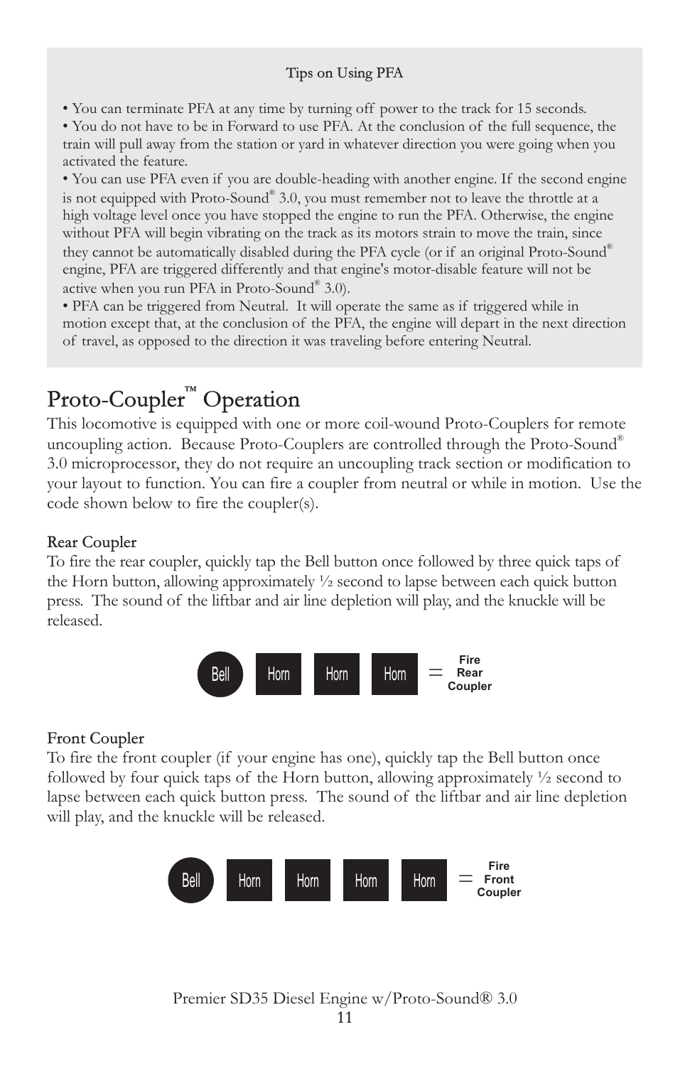Tips on Using PFA

- You can terminate PFA at any time by turning off power to the track for 15 seconds.
- You do not have to be in Forward to use PFA. At the conclusion of the full sequence, the train will pull away from the station or yard in whatever direction you were going when you activated the feature.
- You can use PFA even if you are double-heading with another engine. If the second engine is not equipped with Proto-Sound® 3.0, you must remember not to leave the throttle at a high voltage level once you have stopped the engine to run the PFA. Otherwise, the engine without PFA will begin vibrating on the track as its motors strain to move the train, since they cannot be automatically disabled during the PFA cycle (or if an original Proto-Sound® engine, PFA are triggered differently and that engine's motor-disable feature will not be active when you run PFA in Proto-Sound® 3.0).
- PFA can be triggered from Neutral. It will operate the same as if triggered while in motion except that, at the conclusion of the PFA, the engine will depart in the next direction of travel, as opposed to the direction it was traveling before entering Neutral.

# Proto-Coupler™ Operation

This locomotive is equipped with one or more coil-wound Proto-Couplers for remote uncoupling action. Because Proto-Couplers are controlled through the Proto-Sound® 3.0 microprocessor, they do not require an uncoupling track section or modification to your layout to function. You can fire a coupler from neutral or while in motion. Use the code shown below to fire the coupler(s).

### Rear Coupler

To fire the rear coupler, quickly tap the Bell button once followed by three quick taps of the Horn button, allowing approximately ½ second to lapse between each quick button press. The sound of the liftbar and air line depletion will play, and the knuckle will be released.

Bell Horn Horn Horn = Fire Rear Coupler

### Front Coupler

To fire the front coupler (if your engine has one), quickly tap the Bell button once followed by four quick taps of the Horn button, allowing approximately ½ second to lapse between each quick button press. The sound of the liftbar and air line depletion will play, and the knuckle will be released.

Bell Horn Horn Horn Horn = Fire Front Coupler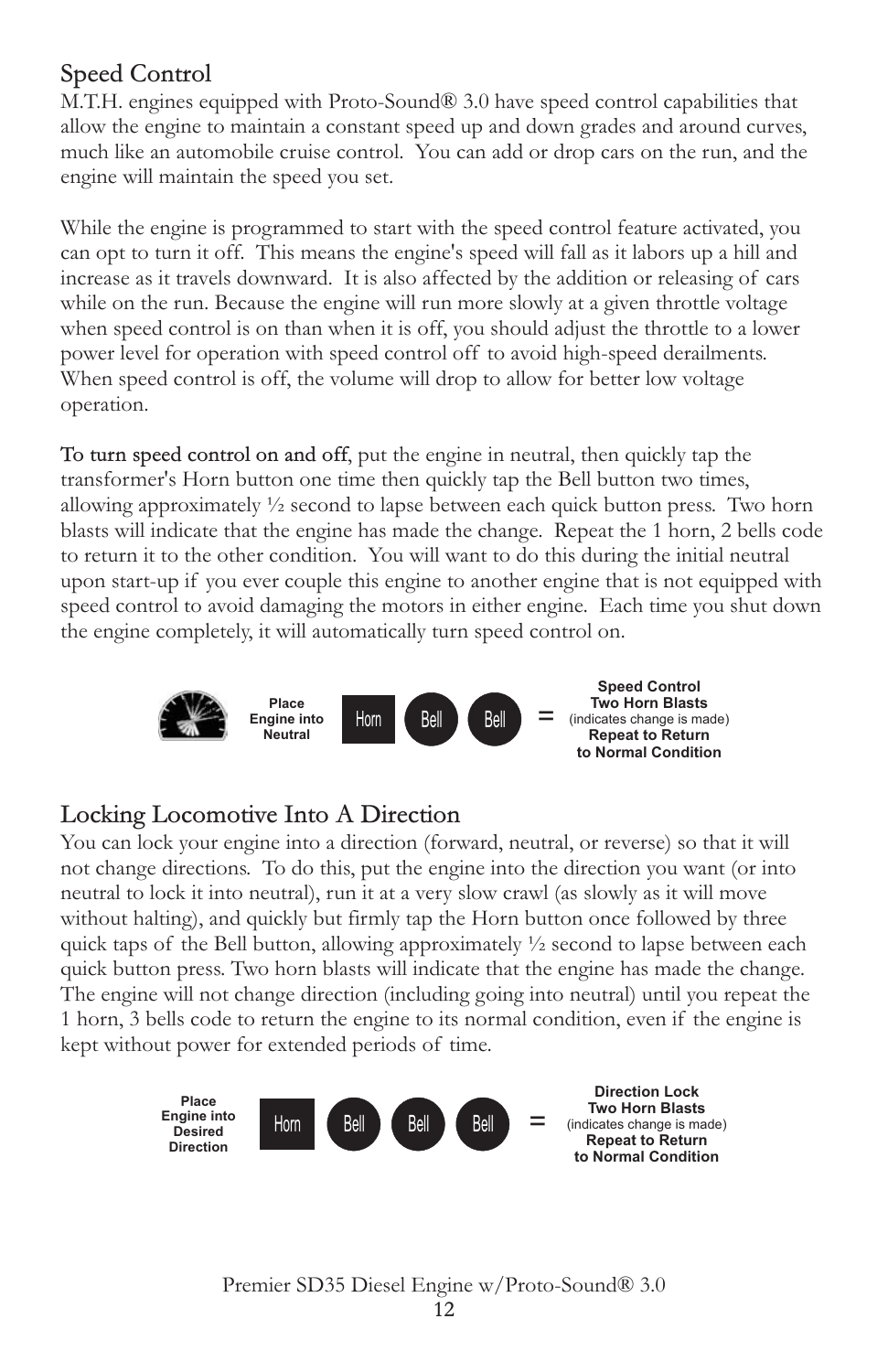## Speed Control

M.T.H. engines equipped with Proto-Sound® 3.0 have speed control capabilities that allow the engine to maintain a constant speed up and down grades and around curves, much like an automobile cruise control. You can add or drop cars on the run, and the engine will maintain the speed you set.

While the engine is programmed to start with the speed control feature activated, you can opt to turn it off. This means the engine's speed will fall as it labors up a hill and increase as it travels downward. It is also affected by the addition or releasing of cars while on the run. Because the engine will run more slowly at a given throttle voltage when speed control is on than when it is off, you should adjust the throttle to a lower power level for operation with speed control off to avoid high-speed derailments. When speed control is off, the volume will drop to allow for better low voltage operation.

To turn speed control on and off, put the engine in neutral, then quickly tap the transformer's Horn button one time then quickly tap the Bell button two times, allowing approximately ½ second to lapse between each quick button press. Two horn blasts will indicate that the engine has made the change. Repeat the 1 horn, 2 bells code to return it to the other condition. You will want to do this during the initial neutral upon start-up if you ever couple this engine to another engine that is not equipped with speed control to avoid damaging the motors in either engine. Each time you shut down the engine completely, it will automatically turn speed control on.

**Place Engine into Neutral** — Horn, Bell, Bell = **Speed Control Two Horn Blasts** (indicates change is made) **Repeat to Return to Normal Condition**

## Locking Locomotive Into A Direction

You can lock your engine into a direction (forward, neutral, or reverse) so that it will not change directions. To do this, put the engine into the direction you want (or into neutral to lock it into neutral), run it at a very slow crawl (as slowly as it will move without halting), and quickly but firmly tap the Horn button once followed by three quick taps of the Bell button, allowing approximately ½ second to lapse between each quick button press. Two horn blasts will indicate that the engine has made the change. The engine will not change direction (including going into neutral) until you repeat the 1 horn, 3 bells code to return the engine to its normal condition, even if the engine is kept without power for extended periods of time.

**Place Engine into Desired Direction** — Horn, Bell, Bell, Bell = **Direction Lock Two Horn Blasts** (indicates change is made) **Repeat to Return to Normal Condition**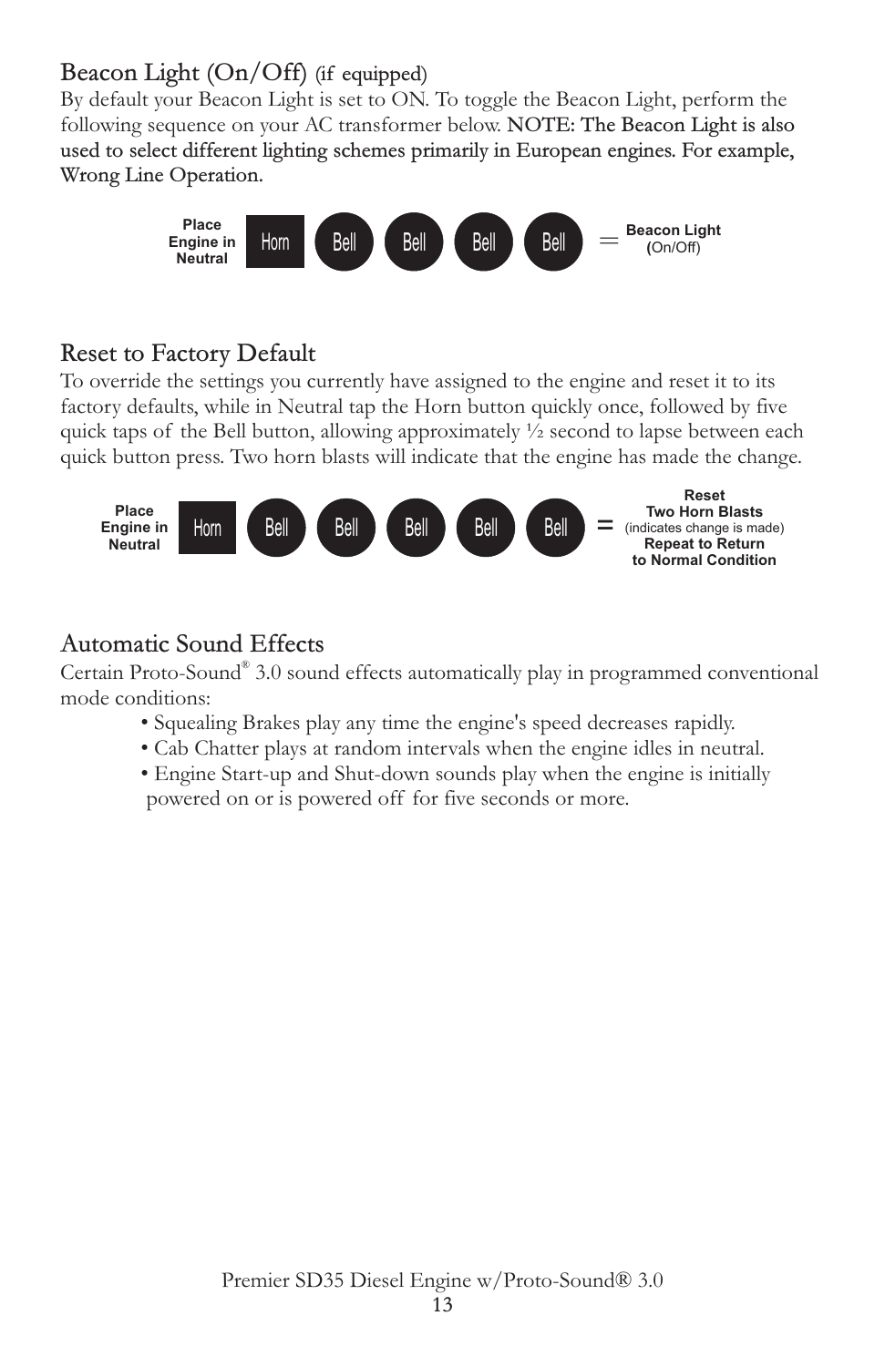## Beacon Light (On/Off) (if equipped)

By default your Beacon Light is set to ON. To toggle the Beacon Light, perform the following sequence on your AC transformer below. NOTE: The Beacon Light is also used to select different lighting schemes primarily in European engines. For example, Wrong Line Operation.

**Place Engine in Neutral** Horn Bell Bell Bell Bell = **Beacon Light (**On/Off)

## Reset to Factory Default

To override the settings you currently have assigned to the engine and reset it to its factory defaults, while in Neutral tap the Horn button quickly once, followed by five quick taps of the Bell button, allowing approximately ½ second to lapse between each quick button press. Two horn blasts will indicate that the engine has made the change.

**Place Engine in Neutral** Horn Bell Bell Bell Bell Bell = **Reset Two Horn Blasts** (indicates change is made) **Repeat to Return to Normal Condition**

## Automatic Sound Effects

Certain Proto-Sound® 3.0 sound effects automatically play in programmed conventional mode conditions:

- Squealing Brakes play any time the engine's speed decreases rapidly.
- Cab Chatter plays at random intervals when the engine idles in neutral.
- Engine Start-up and Shut-down sounds play when the engine is initially powered on or is powered off for five seconds or more.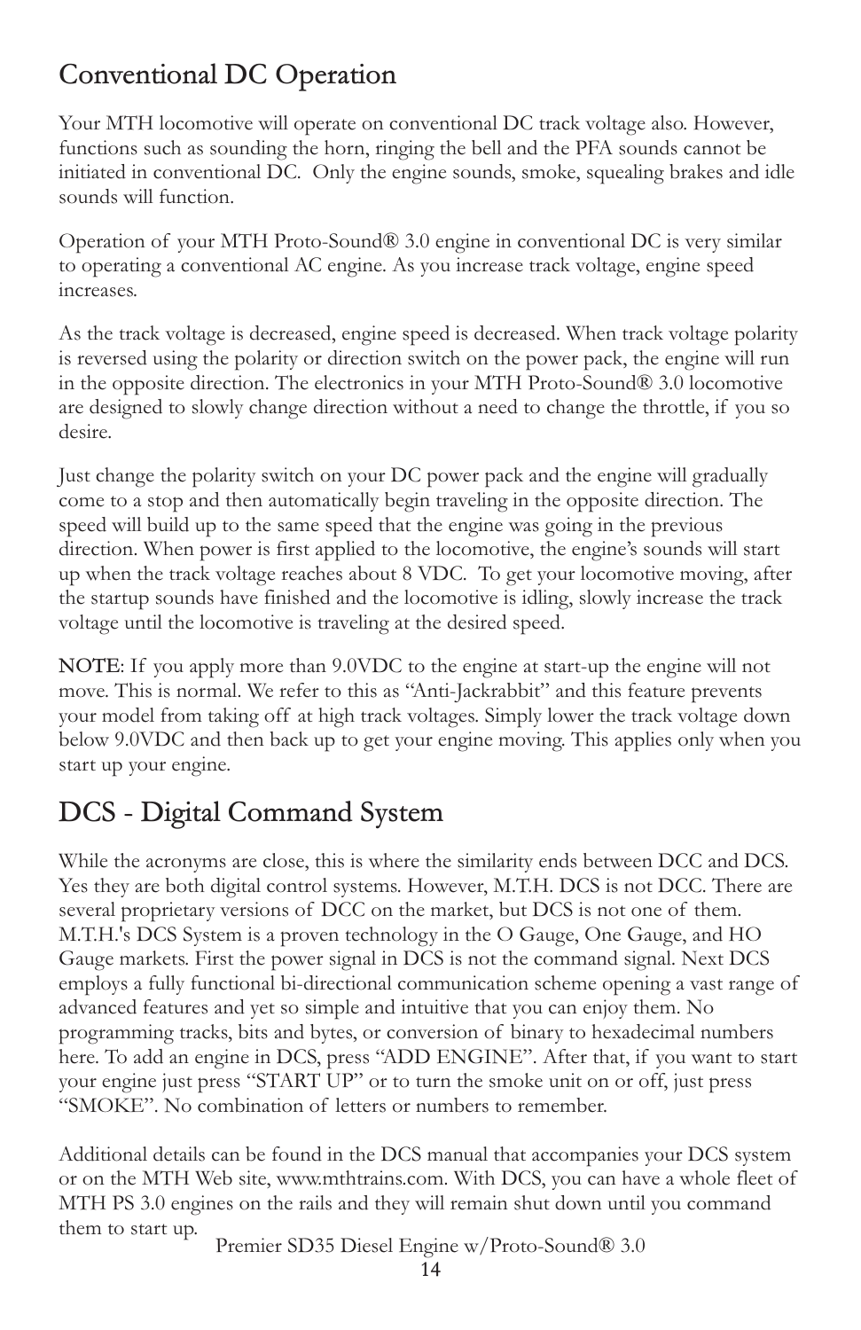## Conventional DC Operation

Your MTH locomotive will operate on conventional DC track voltage also. However, functions such as sounding the horn, ringing the bell and the PFA sounds cannot be initiated in conventional DC. Only the engine sounds, smoke, squealing brakes and idle sounds will function.

Operation of your MTH Proto-Sound® 3.0 engine in conventional DC is very similar to operating a conventional AC engine. As you increase track voltage, engine speed increases.

As the track voltage is decreased, engine speed is decreased. When track voltage polarity is reversed using the polarity or direction switch on the power pack, the engine will run in the opposite direction. The electronics in your MTH Proto-Sound® 3.0 locomotive are designed to slowly change direction without a need to change the throttle, if you so desire.

Just change the polarity switch on your DC power pack and the engine will gradually come to a stop and then automatically begin traveling in the opposite direction. The speed will build up to the same speed that the engine was going in the previous direction. When power is first applied to the locomotive, the engine's sounds will start up when the track voltage reaches about 8 VDC. To get your locomotive moving, after the startup sounds have finished and the locomotive is idling, slowly increase the track voltage until the locomotive is traveling at the desired speed.

NOTE: If you apply more than 9.0VDC to the engine at start-up the engine will not move. This is normal. We refer to this as "Anti-Jackrabbit" and this feature prevents your model from taking off at high track voltages. Simply lower the track voltage down below 9.0VDC and then back up to get your engine moving. This applies only when you start up your engine.

## DCS - Digital Command System

While the acronyms are close, this is where the similarity ends between DCC and DCS. Yes they are both digital control systems. However, M.T.H. DCS is not DCC. There are several proprietary versions of DCC on the market, but DCS is not one of them. M.T.H.'s DCS System is a proven technology in the O Gauge, One Gauge, and HO Gauge markets. First the power signal in DCS is not the command signal. Next DCS employs a fully functional bi-directional communication scheme opening a vast range of advanced features and yet so simple and intuitive that you can enjoy them. No programming tracks, bits and bytes, or conversion of binary to hexadecimal numbers here. To add an engine in DCS, press "ADD ENGINE". After that, if you want to start your engine just press "START UP" or to turn the smoke unit on or off, just press "SMOKE". No combination of letters or numbers to remember.

Additional details can be found in the DCS manual that accompanies your DCS system or on the MTH Web site, www.mthtrains.com. With DCS, you can have a whole fleet of MTH PS 3.0 engines on the rails and they will remain shut down until you command them to start up.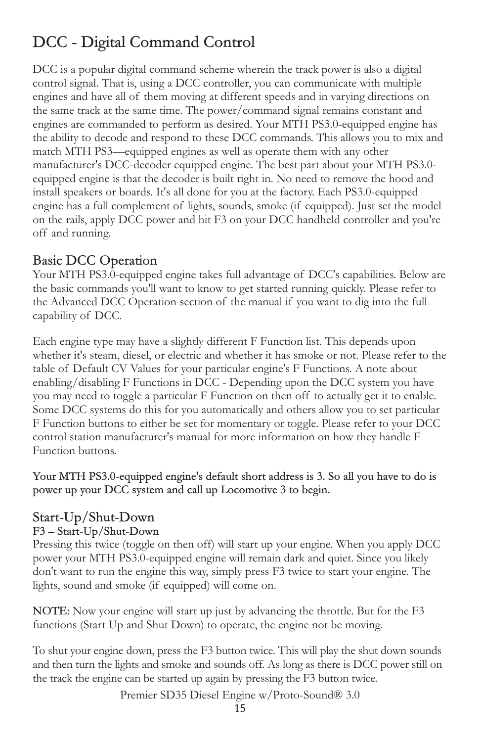# DCC - Digital Command Control

DCC is a popular digital command scheme wherein the track power is also a digital control signal. That is, using a DCC controller, you can communicate with multiple engines and have all of them moving at different speeds and in varying directions on the same track at the same time. The power/command signal remains constant and engines are commanded to perform as desired. Your MTH PS3.0-equipped engine has the ability to decode and respond to these DCC commands. This allows you to mix and match MTH PS3—equipped engines as well as operate them with any other manufacturer's DCC-decoder equipped engine. The best part about your MTH PS3.0-equipped engine is that the decoder is built right in. No need to remove the hood and install speakers or boards. It's all done for you at the factory. Each PS3.0-equipped engine has a full complement of lights, sounds, smoke (if equipped). Just set the model on the rails, apply DCC power and hit F3 on your DCC handheld controller and you're off and running.

## Basic DCC Operation

Your MTH PS3.0-equipped engine takes full advantage of DCC's capabilities. Below are the basic commands you'll want to know to get started running quickly. Please refer to the Advanced DCC Operation section of the manual if you want to dig into the full capability of DCC.

Each engine type may have a slightly different F Function list. This depends upon whether it's steam, diesel, or electric and whether it has smoke or not. Please refer to the table of Default CV Values for your particular engine's F Functions. A note about enabling/disabling F Functions in DCC - Depending upon the DCC system you have you may need to toggle a particular F Function on then off to actually get it to enable. Some DCC systems do this for you automatically and others allow you to set particular F Function buttons to either be set for momentary or toggle. Please refer to your DCC control station manufacturer's manual for more information on how they handle F Function buttons.

**Your MTH PS3.0-equipped engine's default short address is 3. So all you have to do is power up your DCC system and call up Locomotive 3 to begin.**

## Start-Up/Shut-Down

**F3 – Start-Up/Shut-Down**

Pressing this twice (toggle on then off) will start up your engine. When you apply DCC power your MTH PS3.0-equipped engine will remain dark and quiet. Since you likely don't want to run the engine this way, simply press F3 twice to start your engine. The lights, sound and smoke (if equipped) will come on.

**NOTE:** Now your engine will start up just by advancing the throttle. But for the F3 functions (Start Up and Shut Down) to operate, the engine not be moving.

To shut your engine down, press the F3 button twice. This will play the shut down sounds and then turn the lights and smoke and sounds off. As long as there is DCC power still on the track the engine can be started up again by pressing the F3 button twice.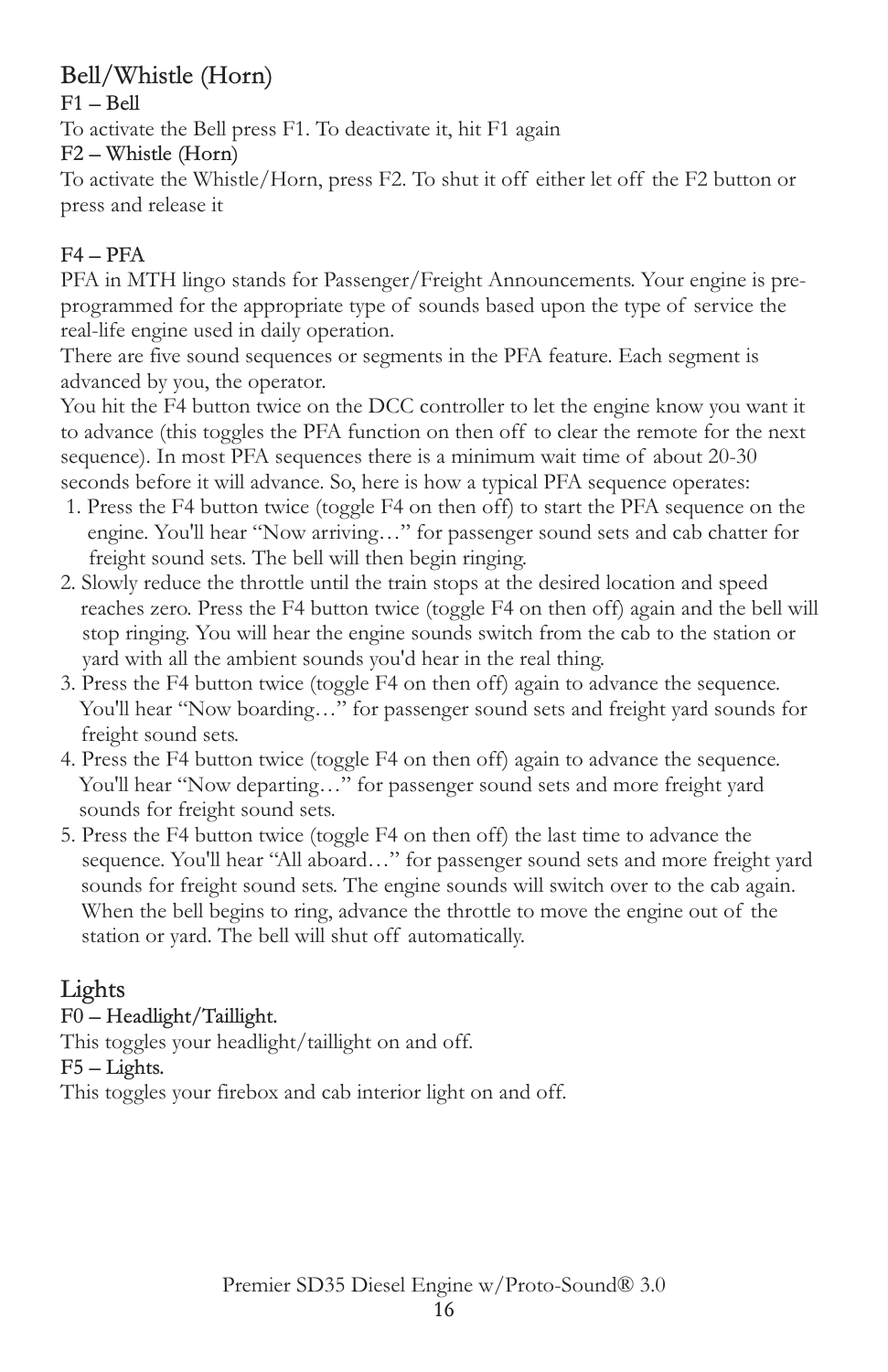## Bell/Whistle (Horn)

### F1 – Bell

To activate the Bell press F1. To deactivate it, hit F1 again

### F2 – Whistle (Horn)

To activate the Whistle/Horn, press F2. To shut it off either let off the F2 button or press and release it

### F4 – PFA

PFA in MTH lingo stands for Passenger/Freight Announcements. Your engine is pre-programmed for the appropriate type of sounds based upon the type of service the real-life engine used in daily operation.

There are five sound sequences or segments in the PFA feature. Each segment is advanced by you, the operator.

You hit the F4 button twice on the DCC controller to let the engine know you want it to advance (this toggles the PFA function on then off to clear the remote for the next sequence). In most PFA sequences there is a minimum wait time of about 20-30 seconds before it will advance. So, here is how a typical PFA sequence operates:

1. Press the F4 button twice (toggle F4 on then off) to start the PFA sequence on the engine. You'll hear "Now arriving…" for passenger sound sets and cab chatter for freight sound sets. The bell will then begin ringing.
2. Slowly reduce the throttle until the train stops at the desired location and speed reaches zero. Press the F4 button twice (toggle F4 on then off) again and the bell will stop ringing. You will hear the engine sounds switch from the cab to the station or yard with all the ambient sounds you'd hear in the real thing.
3. Press the F4 button twice (toggle F4 on then off) again to advance the sequence. You'll hear "Now boarding…" for passenger sound sets and freight yard sounds for freight sound sets.
4. Press the F4 button twice (toggle F4 on then off) again to advance the sequence. You'll hear "Now departing…" for passenger sound sets and more freight yard sounds for freight sound sets.
5. Press the F4 button twice (toggle F4 on then off) the last time to advance the sequence. You'll hear "All aboard…" for passenger sound sets and more freight yard sounds for freight sound sets. The engine sounds will switch over to the cab again. When the bell begins to ring, advance the throttle to move the engine out of the station or yard. The bell will shut off automatically.

## Lights

### F0 – Headlight/Taillight.

This toggles your headlight/taillight on and off.

### F5 – Lights.

This toggles your firebox and cab interior light on and off.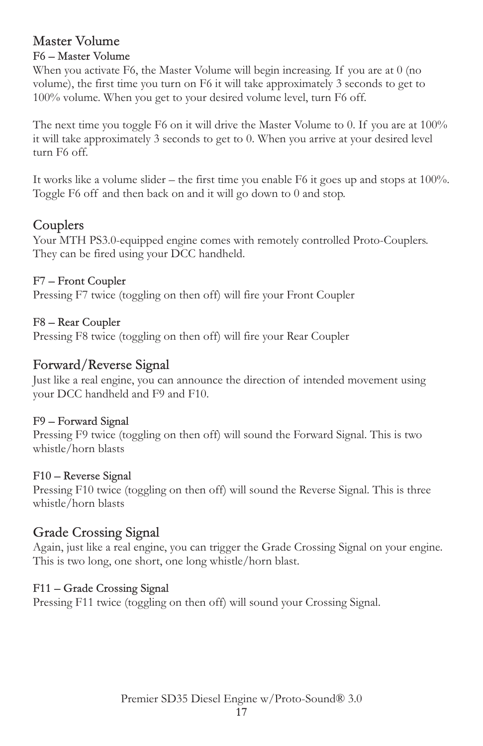## Master Volume

### F6 – Master Volume

When you activate F6, the Master Volume will begin increasing. If you are at 0 (no volume), the first time you turn on F6 it will take approximately 3 seconds to get to 100% volume. When you get to your desired volume level, turn F6 off.

The next time you toggle F6 on it will drive the Master Volume to 0. If you are at 100% it will take approximately 3 seconds to get to 0. When you arrive at your desired level turn F6 off.

It works like a volume slider – the first time you enable F6 it goes up and stops at 100%. Toggle F6 off and then back on and it will go down to 0 and stop.

## Couplers

Your MTH PS3.0-equipped engine comes with remotely controlled Proto-Couplers. They can be fired using your DCC handheld.

### F7 – Front Coupler

Pressing F7 twice (toggling on then off) will fire your Front Coupler

### F8 – Rear Coupler

Pressing F8 twice (toggling on then off) will fire your Rear Coupler

## Forward/Reverse Signal

Just like a real engine, you can announce the direction of intended movement using your DCC handheld and F9 and F10.

### F9 – Forward Signal

Pressing F9 twice (toggling on then off) will sound the Forward Signal. This is two whistle/horn blasts

### F10 – Reverse Signal

Pressing F10 twice (toggling on then off) will sound the Reverse Signal. This is three whistle/horn blasts

## Grade Crossing Signal

Again, just like a real engine, you can trigger the Grade Crossing Signal on your engine. This is two long, one short, one long whistle/horn blast.

### F11 – Grade Crossing Signal

Pressing F11 twice (toggling on then off) will sound your Crossing Signal.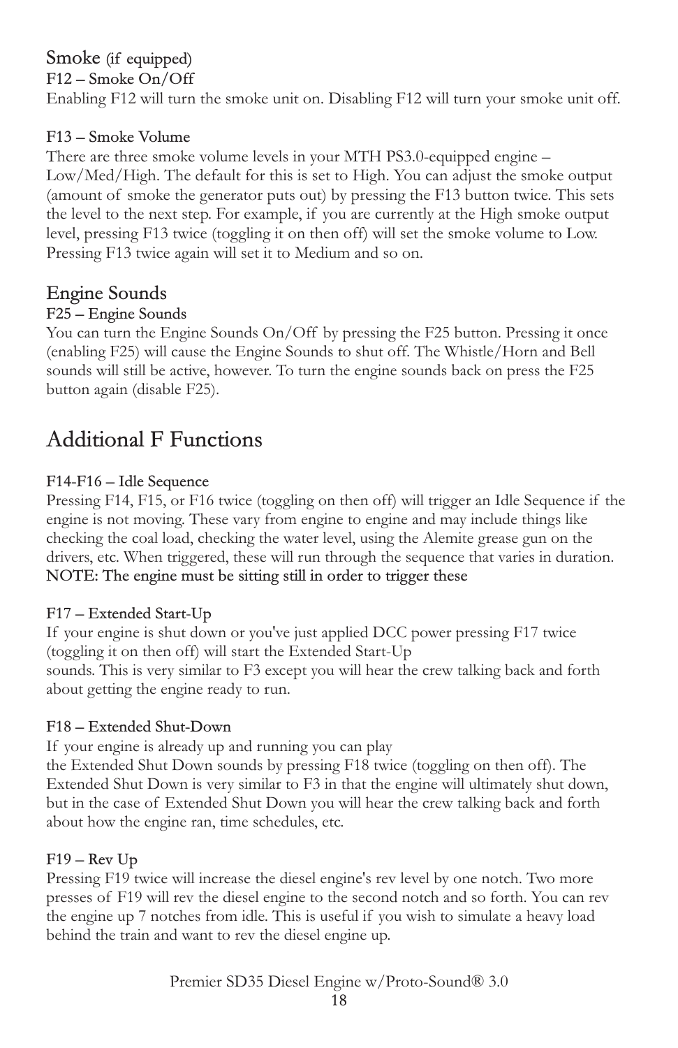## Smoke (if equipped)

### F12 – Smoke On/Off

Enabling F12 will turn the smoke unit on. Disabling F12 will turn your smoke unit off.

### F13 – Smoke Volume

There are three smoke volume levels in your MTH PS3.0-equipped engine – Low/Med/High. The default for this is set to High. You can adjust the smoke output (amount of smoke the generator puts out) by pressing the F13 button twice. This sets the level to the next step. For example, if you are currently at the High smoke output level, pressing F13 twice (toggling it on then off) will set the smoke volume to Low. Pressing F13 twice again will set it to Medium and so on.

## Engine Sounds

### F25 – Engine Sounds

You can turn the Engine Sounds On/Off by pressing the F25 button. Pressing it once (enabling F25) will cause the Engine Sounds to shut off. The Whistle/Horn and Bell sounds will still be active, however. To turn the engine sounds back on press the F25 button again (disable F25).

# Additional F Functions

### F14-F16 – Idle Sequence

Pressing F14, F15, or F16 twice (toggling on then off) will trigger an Idle Sequence if the engine is not moving. These vary from engine to engine and may include things like checking the coal load, checking the water level, using the Alemite grease gun on the drivers, etc. When triggered, these will run through the sequence that varies in duration.
NOTE: The engine must be sitting still in order to trigger these

### F17 – Extended Start-Up

If your engine is shut down or you've just applied DCC power pressing F17 twice (toggling it on then off) will start the Extended Start-Up sounds. This is very similar to F3 except you will hear the crew talking back and forth about getting the engine ready to run.

### F18 – Extended Shut-Down

If your engine is already up and running you can play the Extended Shut Down sounds by pressing F18 twice (toggling on then off). The Extended Shut Down is very similar to F3 in that the engine will ultimately shut down, but in the case of Extended Shut Down you will hear the crew talking back and forth about how the engine ran, time schedules, etc.

### F19 – Rev Up

Pressing F19 twice will increase the diesel engine's rev level by one notch. Two more presses of F19 will rev the diesel engine to the second notch and so forth. You can rev the engine up 7 notches from idle. This is useful if you wish to simulate a heavy load behind the train and want to rev the diesel engine up.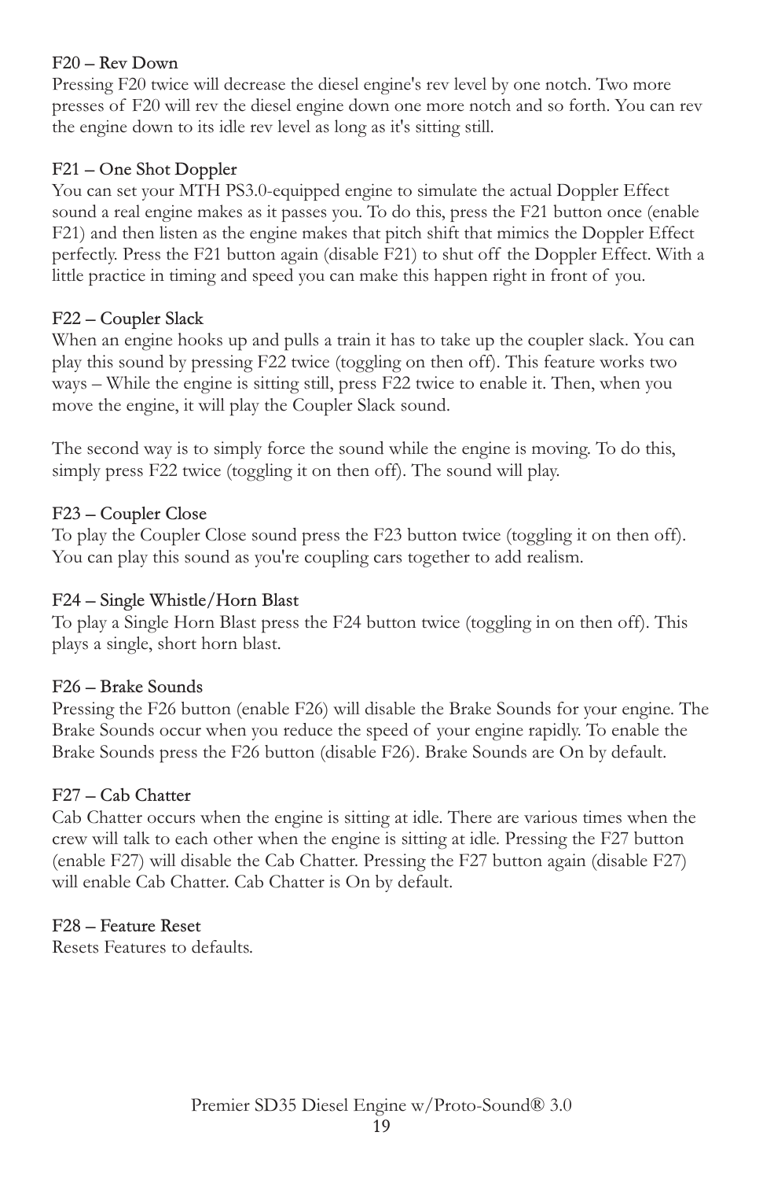### F20 – Rev Down

Pressing F20 twice will decrease the diesel engine's rev level by one notch. Two more presses of F20 will rev the diesel engine down one more notch and so forth. You can rev the engine down to its idle rev level as long as it's sitting still.

### F21 – One Shot Doppler

You can set your MTH PS3.0-equipped engine to simulate the actual Doppler Effect sound a real engine makes as it passes you. To do this, press the F21 button once (enable F21) and then listen as the engine makes that pitch shift that mimics the Doppler Effect perfectly. Press the F21 button again (disable F21) to shut off the Doppler Effect. With a little practice in timing and speed you can make this happen right in front of you.

### F22 – Coupler Slack

When an engine hooks up and pulls a train it has to take up the coupler slack. You can play this sound by pressing F22 twice (toggling on then off). This feature works two ways – While the engine is sitting still, press F22 twice to enable it. Then, when you move the engine, it will play the Coupler Slack sound.

The second way is to simply force the sound while the engine is moving. To do this, simply press F22 twice (toggling it on then off). The sound will play.

### F23 – Coupler Close

To play the Coupler Close sound press the F23 button twice (toggling it on then off). You can play this sound as you're coupling cars together to add realism.

### F24 – Single Whistle/Horn Blast

To play a Single Horn Blast press the F24 button twice (toggling in on then off). This plays a single, short horn blast.

### F26 – Brake Sounds

Pressing the F26 button (enable F26) will disable the Brake Sounds for your engine. The Brake Sounds occur when you reduce the speed of your engine rapidly. To enable the Brake Sounds press the F26 button (disable F26). Brake Sounds are On by default.

### F27 – Cab Chatter

Cab Chatter occurs when the engine is sitting at idle. There are various times when the crew will talk to each other when the engine is sitting at idle. Pressing the F27 button (enable F27) will disable the Cab Chatter. Pressing the F27 button again (disable F27) will enable Cab Chatter. Cab Chatter is On by default.

### F28 – Feature Reset

Resets Features to defaults.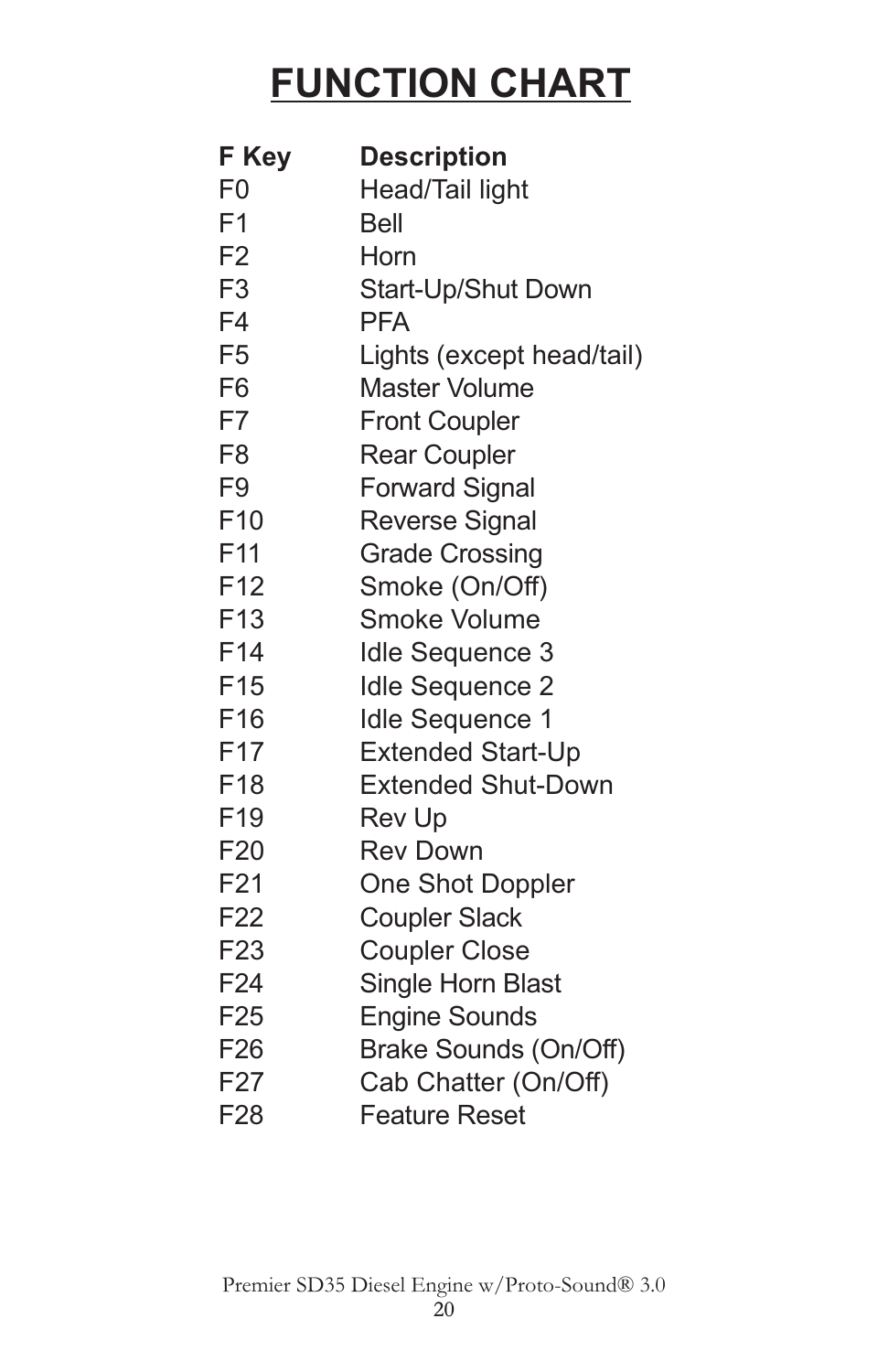# FUNCTION CHART

| F Key | Description |
|---|---|
| F0 | Head/Tail light |
| F1 | Bell |
| F2 | Horn |
| F3 | Start-Up/Shut Down |
| F4 | PFA |
| F5 | Lights (except head/tail) |
| F6 | Master Volume |
| F7 | Front Coupler |
| F8 | Rear Coupler |
| F9 | Forward Signal |
| F10 | Reverse Signal |
| F11 | Grade Crossing |
| F12 | Smoke (On/Off) |
| F13 | Smoke Volume |
| F14 | Idle Sequence 3 |
| F15 | Idle Sequence 2 |
| F16 | Idle Sequence 1 |
| F17 | Extended Start-Up |
| F18 | Extended Shut-Down |
| F19 | Rev Up |
| F20 | Rev Down |
| F21 | One Shot Doppler |
| F22 | Coupler Slack |
| F23 | Coupler Close |
| F24 | Single Horn Blast |
| F25 | Engine Sounds |
| F26 | Brake Sounds (On/Off) |
| F27 | Cab Chatter (On/Off) |
| F28 | Feature Reset |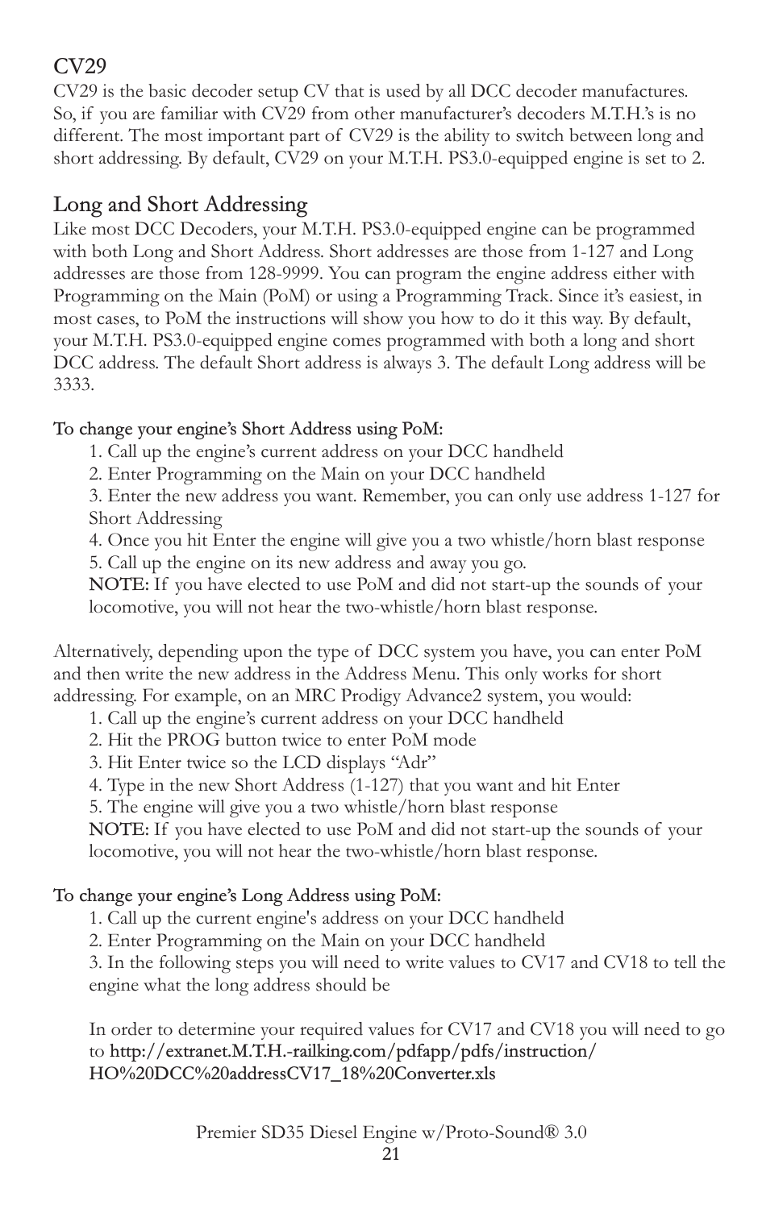## CV29

CV29 is the basic decoder setup CV that is used by all DCC decoder manufactures. So, if you are familiar with CV29 from other manufacturer's decoders M.T.H.'s is no different. The most important part of CV29 is the ability to switch between long and short addressing. By default, CV29 on your M.T.H. PS3.0-equipped engine is set to 2.

## Long and Short Addressing

Like most DCC Decoders, your M.T.H. PS3.0-equipped engine can be programmed with both Long and Short Address. Short addresses are those from 1-127 and Long addresses are those from 128-9999. You can program the engine address either with Programming on the Main (PoM) or using a Programming Track. Since it's easiest, in most cases, to PoM the instructions will show you how to do it this way. By default, your M.T.H. PS3.0-equipped engine comes programmed with both a long and short DCC address. The default Short address is always 3. The default Long address will be 3333.

To change your engine's Short Address using PoM:

1. Call up the engine's current address on your DCC handheld
2. Enter Programming on the Main on your DCC handheld
3. Enter the new address you want. Remember, you can only use address 1-127 for Short Addressing
4. Once you hit Enter the engine will give you a two whistle/horn blast response
5. Call up the engine on its new address and away you go.

NOTE: If you have elected to use PoM and did not start-up the sounds of your locomotive, you will not hear the two-whistle/horn blast response.

Alternatively, depending upon the type of DCC system you have, you can enter PoM and then write the new address in the Address Menu. This only works for short addressing. For example, on an MRC Prodigy Advance2 system, you would:

1. Call up the engine's current address on your DCC handheld
2. Hit the PROG button twice to enter PoM mode
3. Hit Enter twice so the LCD displays "Adr"
4. Type in the new Short Address (1-127) that you want and hit Enter
5. The engine will give you a two whistle/horn blast response

NOTE: If you have elected to use PoM and did not start-up the sounds of your locomotive, you will not hear the two-whistle/horn blast response.

To change your engine's Long Address using PoM:

1. Call up the current engine's address on your DCC handheld
2. Enter Programming on the Main on your DCC handheld
3. In the following steps you will need to write values to CV17 and CV18 to tell the engine what the long address should be

In order to determine your required values for CV17 and CV18 you will need to go to http://extranet.M.T.H.-railking.com/pdfapp/pdfs/instruction/HO%20DCC%20addressCV17_18%20Converter.xls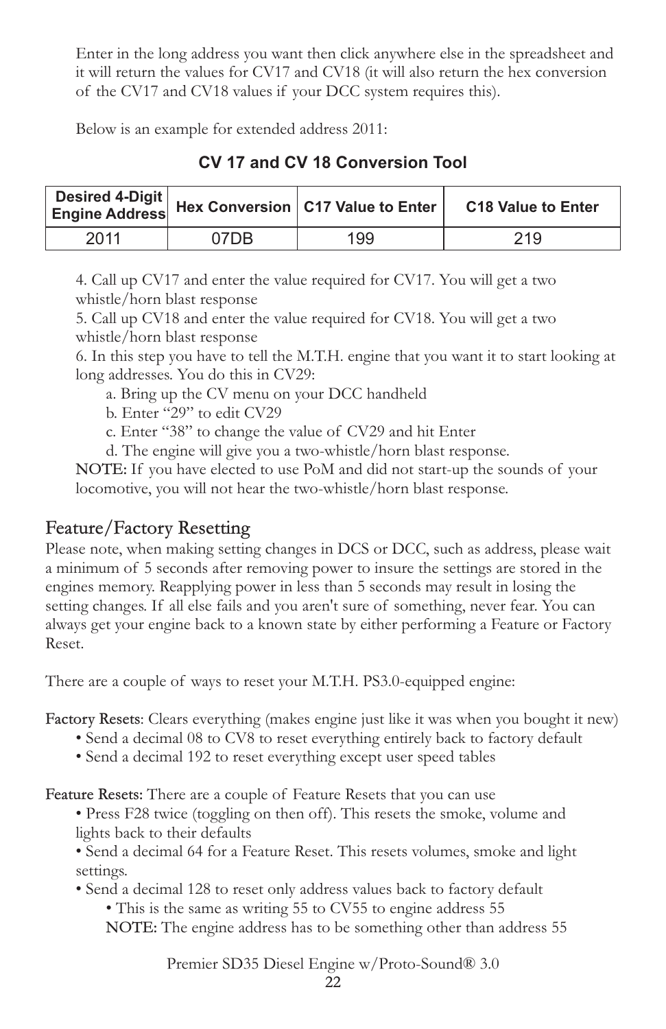Enter in the long address you want then click anywhere else in the spreadsheet and it will return the values for CV17 and CV18 (it will also return the hex conversion of the CV17 and CV18 values if your DCC system requires this).

Below is an example for extended address 2011:

**CV 17 and CV 18 Conversion Tool**

| Desired 4-Digit Engine Address | Hex Conversion | C17 Value to Enter | C18 Value to Enter |
|---|---|---|---|
| 2011 | 07DB | 199 | 219 |

4. Call up CV17 and enter the value required for CV17. You will get a two whistle/horn blast response
5. Call up CV18 and enter the value required for CV18. You will get a two whistle/horn blast response
6. In this step you have to tell the M.T.H. engine that you want it to start looking at long addresses. You do this in CV29:
   a. Bring up the CV menu on your DCC handheld
   b. Enter "29" to edit CV29
   c. Enter "38" to change the value of CV29 and hit Enter
   d. The engine will give you a two-whistle/horn blast response.

NOTE: If you have elected to use PoM and did not start-up the sounds of your locomotive, you will not hear the two-whistle/horn blast response.

## Feature/Factory Resetting

Please note, when making setting changes in DCS or DCC, such as address, please wait a minimum of 5 seconds after removing power to insure the settings are stored in the engines memory. Reapplying power in less than 5 seconds may result in losing the setting changes. If all else fails and you aren't sure of something, never fear. You can always get your engine back to a known state by either performing a Feature or Factory Reset.

There are a couple of ways to reset your M.T.H. PS3.0-equipped engine:

Factory Resets: Clears everything (makes engine just like it was when you bought it new)

- Send a decimal 08 to CV8 to reset everything entirely back to factory default
- Send a decimal 192 to reset everything except user speed tables

Feature Resets: There are a couple of Feature Resets that you can use

- Press F28 twice (toggling on then off). This resets the smoke, volume and lights back to their defaults
- Send a decimal 64 for a Feature Reset. This resets volumes, smoke and light settings.
- Send a decimal 128 to reset only address values back to factory default
  - This is the same as writing 55 to CV55 to engine address 55

  NOTE: The engine address has to be something other than address 55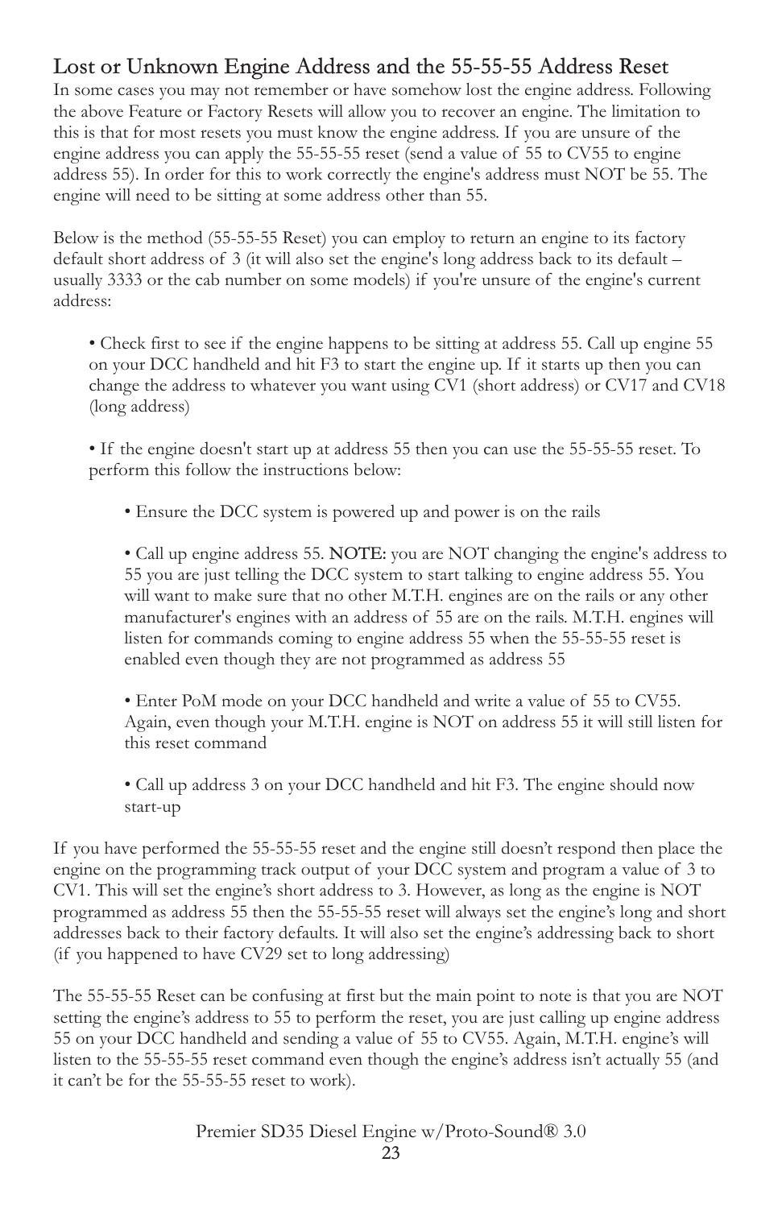## Lost or Unknown Engine Address and the 55-55-55 Address Reset

In some cases you may not remember or have somehow lost the engine address. Following the above Feature or Factory Resets will allow you to recover an engine. The limitation to this is that for most resets you must know the engine address. If you are unsure of the engine address you can apply the 55-55-55 reset (send a value of 55 to CV55 to engine address 55). In order for this to work correctly the engine's address must NOT be 55. The engine will need to be sitting at some address other than 55.

Below is the method (55-55-55 Reset) you can employ to return an engine to its factory default short address of 3 (it will also set the engine's long address back to its default – usually 3333 or the cab number on some models) if you're unsure of the engine's current address:

- Check first to see if the engine happens to be sitting at address 55. Call up engine 55 on your DCC handheld and hit F3 to start the engine up. If it starts up then you can change the address to whatever you want using CV1 (short address) or CV17 and CV18 (long address)

- If the engine doesn't start up at address 55 then you can use the 55-55-55 reset. To perform this follow the instructions below:

    - Ensure the DCC system is powered up and power is on the rails

    - Call up engine address 55. **NOTE:** you are NOT changing the engine's address to 55 you are just telling the DCC system to start talking to engine address 55. You will want to make sure that no other M.T.H. engines are on the rails or any other manufacturer's engines with an address of 55 are on the rails. M.T.H. engines will listen for commands coming to engine address 55 when the 55-55-55 reset is enabled even though they are not programmed as address 55

    - Enter PoM mode on your DCC handheld and write a value of 55 to CV55. Again, even though your M.T.H. engine is NOT on address 55 it will still listen for this reset command

    - Call up address 3 on your DCC handheld and hit F3. The engine should now start-up

If you have performed the 55-55-55 reset and the engine still doesn't respond then place the engine on the programming track output of your DCC system and program a value of 3 to CV1. This will set the engine's short address to 3. However, as long as the engine is NOT programmed as address 55 then the 55-55-55 reset will always set the engine's long and short addresses back to their factory defaults. It will also set the engine's addressing back to short (if you happened to have CV29 set to long addressing)

The 55-55-55 Reset can be confusing at first but the main point to note is that you are NOT setting the engine's address to 55 to perform the reset, you are just calling up engine address 55 on your DCC handheld and sending a value of 55 to CV55. Again, M.T.H. engine's will listen to the 55-55-55 reset command even though the engine's address isn't actually 55 (and it can't be for the 55-55-55 reset to work).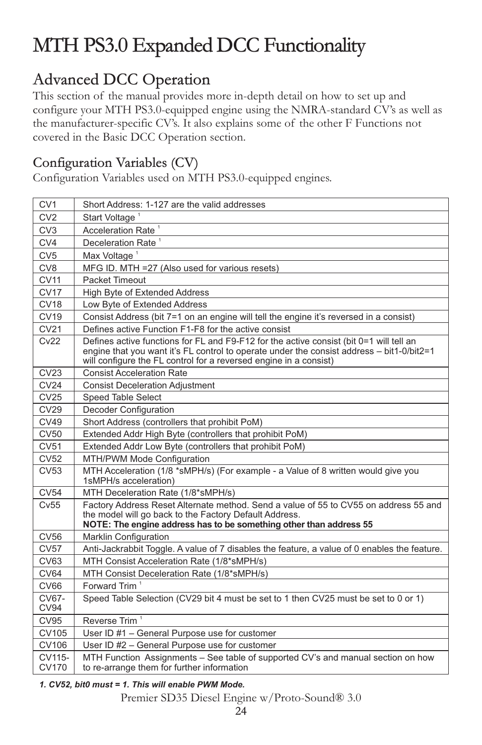# MTH PS3.0 Expanded DCC Functionality

## Advanced DCC Operation

This section of the manual provides more in-depth detail on how to set up and configure your MTH PS3.0-equipped engine using the NMRA-standard CV's as well as the manufacturer-specific CV's. It also explains some of the other F Functions not covered in the Basic DCC Operation section.

### Configuration Variables (CV)

Configuration Variables used on MTH PS3.0-equipped engines.

| CV | Description |
|---|---|
| CV1 | Short Address: 1-127 are the valid addresses |
| CV2 | Start Voltage [1] |
| CV3 | Acceleration Rate [1] |
| CV4 | Deceleration Rate [1] |
| CV5 | Max Voltage [1] |
| CV8 | MFG ID. MTH =27 (Also used for various resets) |
| CV11 | Packet Timeout |
| CV17 | High Byte of Extended Address |
| CV18 | Low Byte of Extended Address |
| CV19 | Consist Address (bit 7=1 on an engine will tell the engine it's reversed in a consist) |
| CV21 | Defines active Function F1-F8 for the active consist |
| Cv22 | Defines active functions for FL and F9-F12 for the active consist (bit 0=1 will tell an engine that you want it's FL control to operate under the consist address – bit1-0/bit2=1 will configure the FL control for a reversed engine in a consist) |
| CV23 | Consist Acceleration Rate |
| CV24 | Consist Deceleration Adjustment |
| CV25 | Speed Table Select |
| CV29 | Decoder Configuration |
| CV49 | Short Address (controllers that prohibit PoM) |
| CV50 | Extended Addr High Byte (controllers that prohibit PoM) |
| CV51 | Extended Addr Low Byte (controllers that prohibit PoM) |
| CV52 | MTH/PWM Mode Configuration |
| CV53 | MTH Acceleration (1/8 *sMPH/s) (For example - a Value of 8 written would give you 1sMPH/s acceleration) |
| CV54 | MTH Deceleration Rate (1/8*sMPH/s) |
| Cv55 | Factory Address Reset Alternate method. Send a value of 55 to CV55 on address 55 and the model will go back to the Factory Default Address. **NOTE: The engine address has to be something other than address 55** |
| CV56 | Marklin Configuration |
| CV57 | Anti-Jackrabbit Toggle. A value of 7 disables the feature, a value of 0 enables the feature. |
| CV63 | MTH Consist Acceleration Rate (1/8*sMPH/s) |
| CV64 | MTH Consist Deceleration Rate (1/8*sMPH/s) |
| CV66 | Forward Trim [1] |
| CV67-CV94 | Speed Table Selection (CV29 bit 4 must be set to 1 then CV25 must be set to 0 or 1) |
| CV95 | Reverse Trim [1] |
| CV105 | User ID #1 – General Purpose use for customer |
| CV106 | User ID #2 – General Purpose use for customer |
| CV115-CV170 | MTH Function Assignments – See table of supported CV's and manual section on how to re-arrange them for further information |

***1. CV52, bit0 must = 1. This will enable PWM Mode.***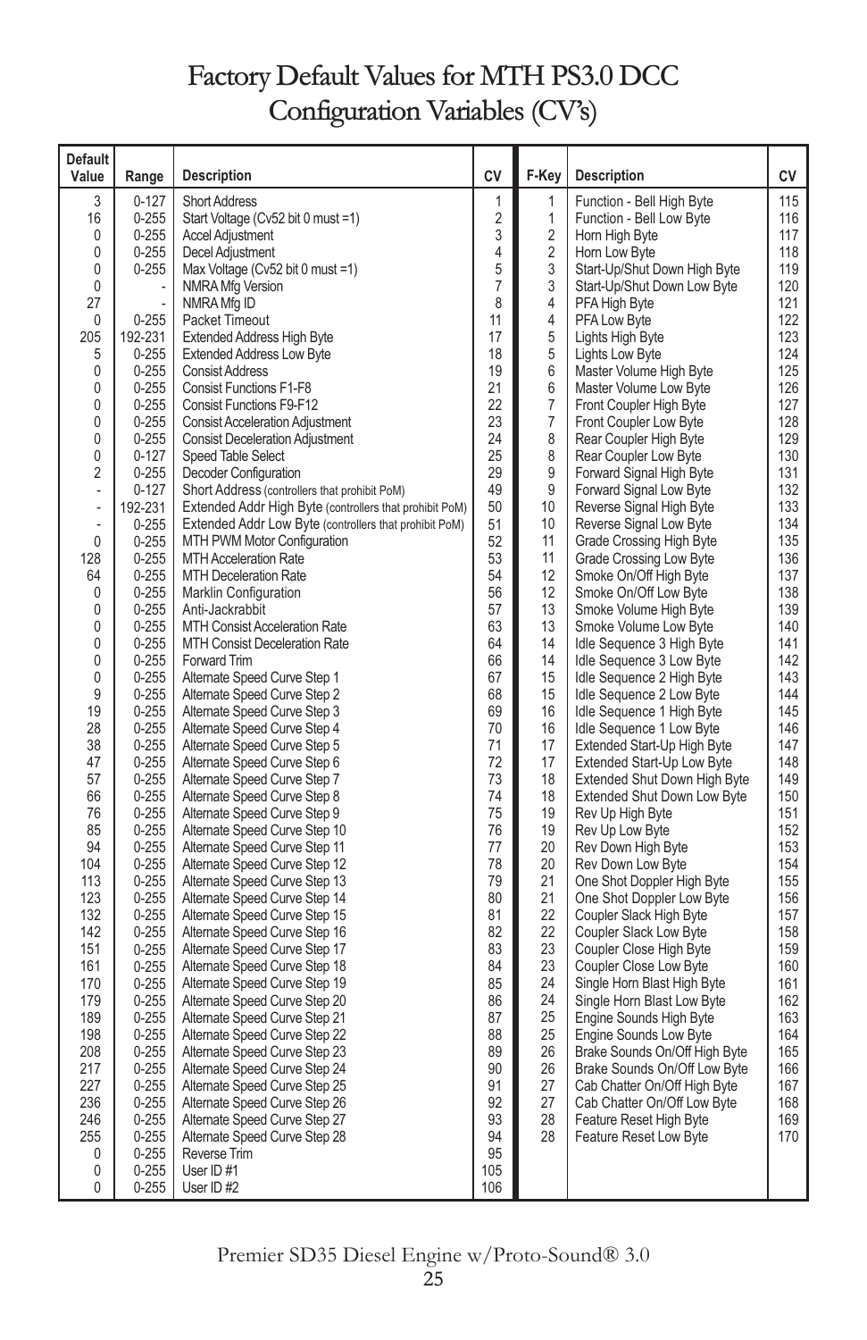# Factory Default Values for MTH PS3.0 DCC Configuration Variables (CV's)

| Default Value | Range | Description | CV |
|---|---|---|---|
| 3 | 0-127 | Short Address | 1 |
| 16 | 0-255 | Start Voltage (Cv52 bit 0 must =1) | 2 |
| 0 | 0-255 | Accel Adjustment | 3 |
| 0 | 0-255 | Decel Adjustment | 4 |
| 0 | 0-255 | Max Voltage (Cv52 bit 0 must =1) | 5 |
| 0 | - | NMRA Mfg Version | 7 |
| 27 | - | NMRA Mfg ID | 8 |
| 0 | 0-255 | Packet Timeout | 11 |
| 205 | 192-231 | Extended Address High Byte | 17 |
| 5 | 0-255 | Extended Address Low Byte | 18 |
| 0 | 0-255 | Consist Address | 19 |
| 0 | 0-255 | Consist Functions F1-F8 | 21 |
| 0 | 0-255 | Consist Functions F9-F12 | 22 |
| 0 | 0-255 | Consist Acceleration Adjustment | 23 |
| 0 | 0-255 | Consist Deceleration Adjustment | 24 |
| 0 | 0-127 | Speed Table Select | 25 |
| 2 | 0-255 | Decoder Configuration | 29 |
| - | 0-127 | Short Address (controllers that prohibit PoM) | 49 |
| - | 192-231 | Extended Addr High Byte (controllers that prohibit PoM) | 50 |
| - | 0-255 | Extended Addr Low Byte (controllers that prohibit PoM) | 51 |
| 0 | 0-255 | MTH PWM Motor Configuration | 52 |
| 128 | 0-255 | MTH Acceleration Rate | 53 |
| 64 | 0-255 | MTH Deceleration Rate | 54 |
| 0 | 0-255 | Marklin Configuration | 56 |
| 0 | 0-255 | Anti-Jackrabbit | 57 |
| 0 | 0-255 | MTH Consist Acceleration Rate | 63 |
| 0 | 0-255 | MTH Consist Deceleration Rate | 64 |
| 0 | 0-255 | Forward Trim | 66 |
| 0 | 0-255 | Alternate Speed Curve Step 1 | 67 |
| 9 | 0-255 | Alternate Speed Curve Step 2 | 68 |
| 19 | 0-255 | Alternate Speed Curve Step 3 | 69 |
| 28 | 0-255 | Alternate Speed Curve Step 4 | 70 |
| 38 | 0-255 | Alternate Speed Curve Step 5 | 71 |
| 47 | 0-255 | Alternate Speed Curve Step 6 | 72 |
| 57 | 0-255 | Alternate Speed Curve Step 7 | 73 |
| 66 | 0-255 | Alternate Speed Curve Step 8 | 74 |
| 76 | 0-255 | Alternate Speed Curve Step 9 | 75 |
| 85 | 0-255 | Alternate Speed Curve Step 10 | 76 |
| 94 | 0-255 | Alternate Speed Curve Step 11 | 77 |
| 104 | 0-255 | Alternate Speed Curve Step 12 | 78 |
| 113 | 0-255 | Alternate Speed Curve Step 13 | 79 |
| 123 | 0-255 | Alternate Speed Curve Step 14 | 80 |
| 132 | 0-255 | Alternate Speed Curve Step 15 | 81 |
| 142 | 0-255 | Alternate Speed Curve Step 16 | 82 |
| 151 | 0-255 | Alternate Speed Curve Step 17 | 83 |
| 161 | 0-255 | Alternate Speed Curve Step 18 | 84 |
| 170 | 0-255 | Alternate Speed Curve Step 19 | 85 |
| 179 | 0-255 | Alternate Speed Curve Step 20 | 86 |
| 189 | 0-255 | Alternate Speed Curve Step 21 | 87 |
| 198 | 0-255 | Alternate Speed Curve Step 22 | 88 |
| 208 | 0-255 | Alternate Speed Curve Step 23 | 89 |
| 217 | 0-255 | Alternate Speed Curve Step 24 | 90 |
| 227 | 0-255 | Alternate Speed Curve Step 25 | 91 |
| 236 | 0-255 | Alternate Speed Curve Step 26 | 92 |
| 246 | 0-255 | Alternate Speed Curve Step 27 | 93 |
| 255 | 0-255 | Alternate Speed Curve Step 28 | 94 |
| 0 | 0-255 | Reverse Trim | 95 |
| 0 | 0-255 | User ID #1 | 105 |
| 0 | 0-255 | User ID #2 | 106 |

| F-Key | Description | CV |
|---|---|---|
| 1 | Function - Bell High Byte | 115 |
| 1 | Function - Bell Low Byte | 116 |
| 2 | Horn High Byte | 117 |
| 2 | Horn Low Byte | 118 |
| 3 | Start-Up/Shut Down High Byte | 119 |
| 3 | Start-Up/Shut Down Low Byte | 120 |
| 4 | PFA High Byte | 121 |
| 4 | PFA Low Byte | 122 |
| 5 | Lights High Byte | 123 |
| 5 | Lights Low Byte | 124 |
| 6 | Master Volume High Byte | 125 |
| 6 | Master Volume Low Byte | 126 |
| 7 | Front Coupler High Byte | 127 |
| 7 | Front Coupler Low Byte | 128 |
| 8 | Rear Coupler High Byte | 129 |
| 8 | Rear Coupler Low Byte | 130 |
| 9 | Forward Signal High Byte | 131 |
| 9 | Forward Signal Low Byte | 132 |
| 10 | Reverse Signal High Byte | 133 |
| 10 | Reverse Signal Low Byte | 134 |
| 11 | Grade Crossing High Byte | 135 |
| 11 | Grade Crossing Low Byte | 136 |
| 12 | Smoke On/Off High Byte | 137 |
| 12 | Smoke On/Off Low Byte | 138 |
| 13 | Smoke Volume High Byte | 139 |
| 13 | Smoke Volume Low Byte | 140 |
| 14 | Idle Sequence 3 High Byte | 141 |
| 14 | Idle Sequence 3 Low Byte | 142 |
| 15 | Idle Sequence 2 High Byte | 143 |
| 15 | Idle Sequence 2 Low Byte | 144 |
| 16 | Idle Sequence 1 High Byte | 145 |
| 16 | Idle Sequence 1 Low Byte | 146 |
| 17 | Extended Start-Up High Byte | 147 |
| 17 | Extended Start-Up Low Byte | 148 |
| 18 | Extended Shut Down High Byte | 149 |
| 18 | Extended Shut Down Low Byte | 150 |
| 19 | Rev Up High Byte | 151 |
| 19 | Rev Up Low Byte | 152 |
| 20 | Rev Down High Byte | 153 |
| 20 | Rev Down Low Byte | 154 |
| 21 | One Shot Doppler High Byte | 155 |
| 21 | One Shot Doppler Low Byte | 156 |
| 22 | Coupler Slack High Byte | 157 |
| 22 | Coupler Slack Low Byte | 158 |
| 23 | Coupler Close High Byte | 159 |
| 23 | Coupler Close Low Byte | 160 |
| 24 | Single Horn Blast High Byte | 161 |
| 24 | Single Horn Blast Low Byte | 162 |
| 25 | Engine Sounds High Byte | 163 |
| 25 | Engine Sounds Low Byte | 164 |
| 26 | Brake Sounds On/Off High Byte | 165 |
| 26 | Brake Sounds On/Off Low Byte | 166 |
| 27 | Cab Chatter On/Off High Byte | 167 |
| 27 | Cab Chatter On/Off Low Byte | 168 |
| 28 | Feature Reset High Byte | 169 |
| 28 | Feature Reset Low Byte | 170 |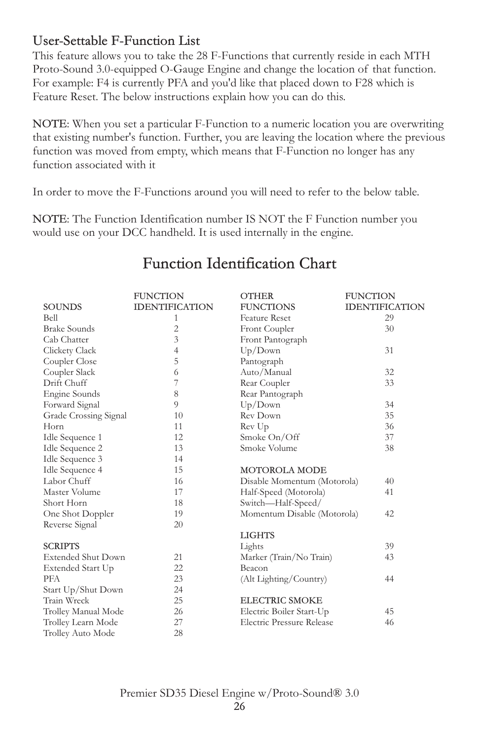## User-Settable F-Function List

This feature allows you to take the 28 F-Functions that currently reside in each MTH Proto-Sound 3.0-equipped O-Gauge Engine and change the location of that function. For example: F4 is currently PFA and you'd like that placed down to F28 which is Feature Reset. The below instructions explain how you can do this.

**NOTE**: When you set a particular F-Function to a numeric location you are overwriting that existing number's function. Further, you are leaving the location where the previous function was moved from empty, which means that F-Function no longer has any function associated with it

In order to move the F-Functions around you will need to refer to the below table.

**NOTE**: The Function Identification number IS NOT the F Function number you would use on your DCC handheld. It is used internally in the engine.

# Function Identification Chart

| SOUNDS | FUNCTION IDENTIFICATION |
|---|---|
| Bell | 1 |
| Brake Sounds | 2 |
| Cab Chatter | 3 |
| Clickety Clack | 4 |
| Coupler Close | 5 |
| Coupler Slack | 6 |
| Drift Chuff | 7 |
| Engine Sounds | 8 |
| Forward Signal | 9 |
| Grade Crossing Signal | 10 |
| Horn | 11 |
| Idle Sequence 1 | 12 |
| Idle Sequence 2 | 13 |
| Idle Sequence 3 | 14 |
| Idle Sequence 4 | 15 |
| Labor Chuff | 16 |
| Master Volume | 17 |
| Short Horn | 18 |
| One Shot Doppler | 19 |
| Reverse Signal | 20 |
| **SCRIPTS** | |
| Extended Shut Down | 21 |
| Extended Start Up | 22 |
| PFA | 23 |
| Start Up/Shut Down | 24 |
| Train Wreck | 25 |
| Trolley Manual Mode | 26 |
| Trolley Learn Mode | 27 |
| Trolley Auto Mode | 28 |

| OTHER FUNCTIONS | FUNCTION IDENTIFICATION |
|---|---|
| Feature Reset | 29 |
| Front Coupler | 30 |
| Front Pantograph Up/Down | 31 |
| Pantograph Auto/Manual | 32 |
| Rear Coupler | 33 |
| Rear Pantograph Up/Down | 34 |
| Rev Down | 35 |
| Rev Up | 36 |
| Smoke On/Off | 37 |
| Smoke Volume | 38 |
| **MOTOROLA MODE** | |
| Disable Momentum (Motorola) | 40 |
| Half-Speed (Motorola) | 41 |
| Switch—Half-Speed/ Momentum Disable (Motorola) | 42 |
| **LIGHTS** | |
| Lights | 39 |
| Marker (Train/No Train) | 43 |
| Beacon (Alt Lighting/Country) | 44 |
| **ELECTRIC SMOKE** | |
| Electric Boiler Start-Up | 45 |
| Electric Pressure Release | 46 |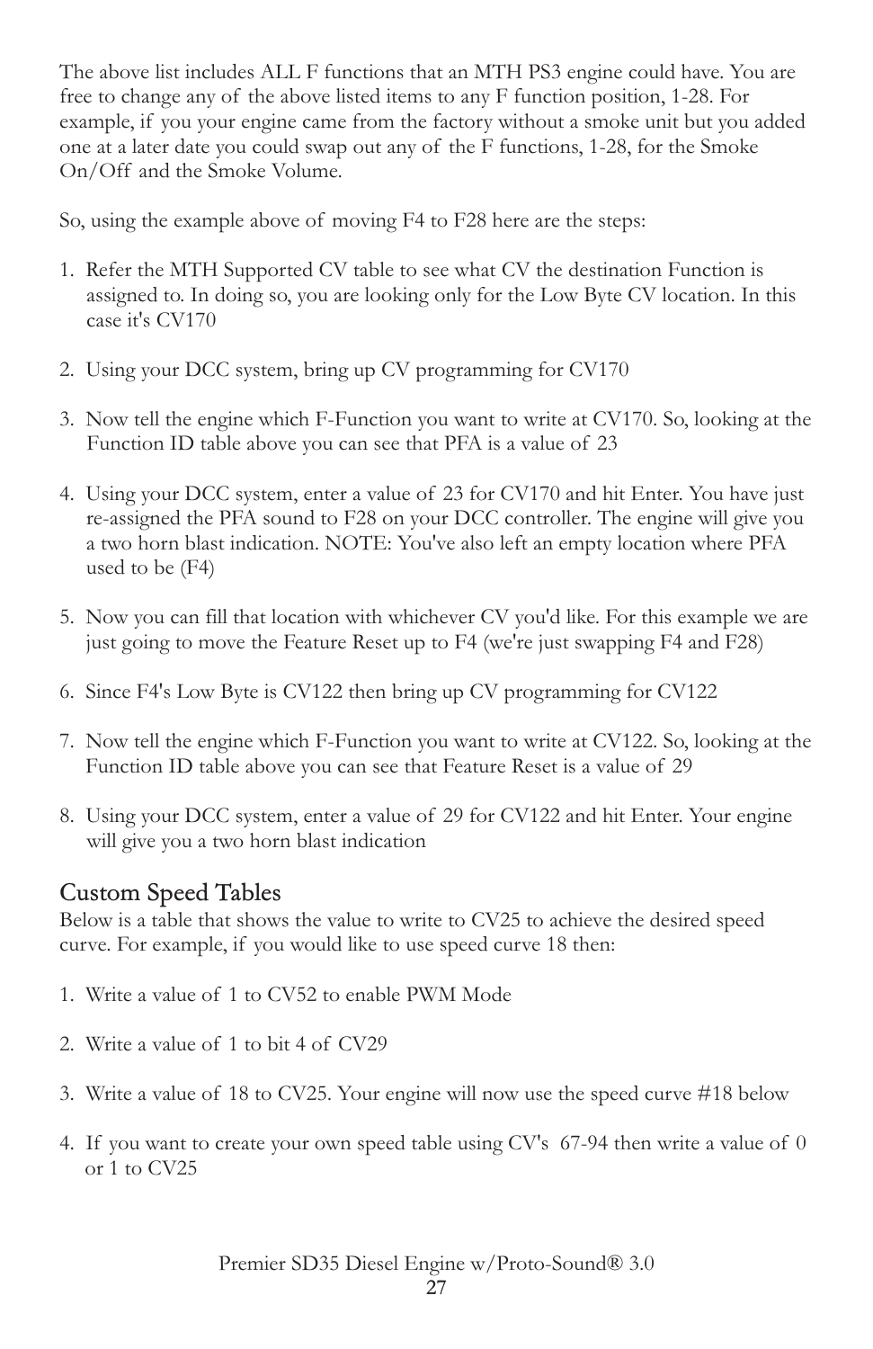The above list includes ALL F functions that an MTH PS3 engine could have. You are free to change any of the above listed items to any F function position, 1-28. For example, if you your engine came from the factory without a smoke unit but you added one at a later date you could swap out any of the F functions, 1-28, for the Smoke On/Off and the Smoke Volume.

So, using the example above of moving F4 to F28 here are the steps:

1. Refer the MTH Supported CV table to see what CV the destination Function is assigned to. In doing so, you are looking only for the Low Byte CV location. In this case it's CV170
2. Using your DCC system, bring up CV programming for CV170
3. Now tell the engine which F-Function you want to write at CV170. So, looking at the Function ID table above you can see that PFA is a value of 23
4. Using your DCC system, enter a value of 23 for CV170 and hit Enter. You have just re-assigned the PFA sound to F28 on your DCC controller. The engine will give you a two horn blast indication. NOTE: You've also left an empty location where PFA used to be (F4)
5. Now you can fill that location with whichever CV you'd like. For this example we are just going to move the Feature Reset up to F4 (we're just swapping F4 and F28)
6. Since F4's Low Byte is CV122 then bring up CV programming for CV122
7. Now tell the engine which F-Function you want to write at CV122. So, looking at the Function ID table above you can see that Feature Reset is a value of 29
8. Using your DCC system, enter a value of 29 for CV122 and hit Enter. Your engine will give you a two horn blast indication

## Custom Speed Tables

Below is a table that shows the value to write to CV25 to achieve the desired speed curve. For example, if you would like to use speed curve 18 then:

1. Write a value of 1 to CV52 to enable PWM Mode
2. Write a value of 1 to bit 4 of CV29
3. Write a value of 18 to CV25. Your engine will now use the speed curve #18 below
4. If you want to create your own speed table using CV's 67-94 then write a value of 0 or 1 to CV25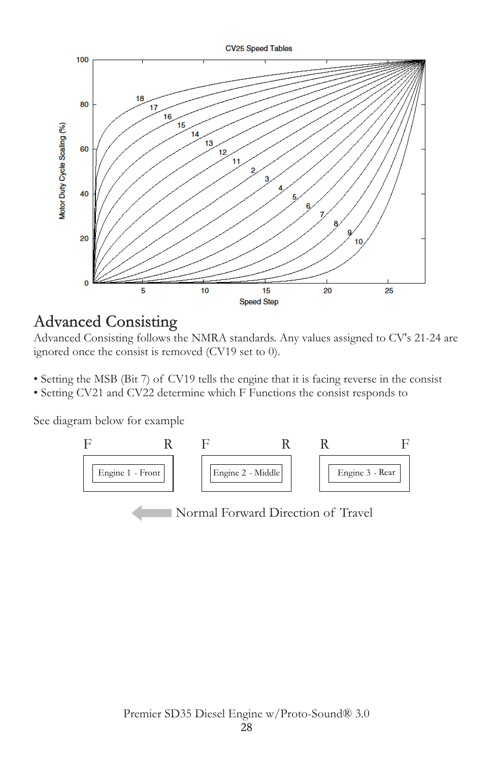CV25 Speed Tables

## Advanced Consisting

Advanced Consisting follows the NMRA standards. Any values assigned to CV's 21-24 are ignored once the consist is removed (CV19 set to 0).

- Setting the MSB (Bit 7) of CV19 tells the engine that it is facing reverse in the consist
- Setting CV21 and CV22 determine which F Functions the consist responds to

See diagram below for example

| F R | F R | R F |
|---|---|---|
| Engine 1 - Front | Engine 2 - Middle | Engine 3 - Rear |

Normal Forward Direction of Travel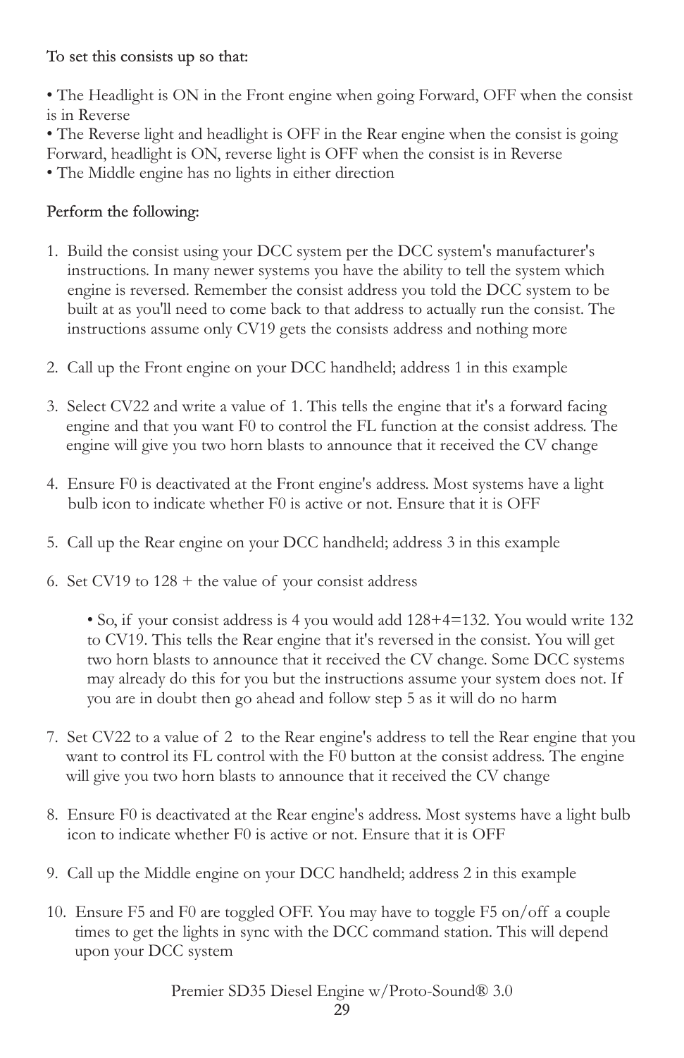To set this consists up so that:

- The Headlight is ON in the Front engine when going Forward, OFF when the consist is in Reverse
- The Reverse light and headlight is OFF in the Rear engine when the consist is going Forward, headlight is ON, reverse light is OFF when the consist is in Reverse
- The Middle engine has no lights in either direction

Perform the following:

1. Build the consist using your DCC system per the DCC system's manufacturer's instructions. In many newer systems you have the ability to tell the system which engine is reversed. Remember the consist address you told the DCC system to be built at as you'll need to come back to that address to actually run the consist. The instructions assume only CV19 gets the consists address and nothing more

2. Call up the Front engine on your DCC handheld; address 1 in this example

3. Select CV22 and write a value of 1. This tells the engine that it's a forward facing engine and that you want F0 to control the FL function at the consist address. The engine will give you two horn blasts to announce that it received the CV change

4. Ensure F0 is deactivated at the Front engine's address. Most systems have a light bulb icon to indicate whether F0 is active or not. Ensure that it is OFF

5. Call up the Rear engine on your DCC handheld; address 3 in this example

6. Set CV19 to 128 + the value of your consist address

   - So, if your consist address is 4 you would add 128+4=132. You would write 132 to CV19. This tells the Rear engine that it's reversed in the consist. You will get two horn blasts to announce that it received the CV change. Some DCC systems may already do this for you but the instructions assume your system does not. If you are in doubt then go ahead and follow step 5 as it will do no harm

7. Set CV22 to a value of 2 to the Rear engine's address to tell the Rear engine that you want to control its FL control with the F0 button at the consist address. The engine will give you two horn blasts to announce that it received the CV change

8. Ensure F0 is deactivated at the Rear engine's address. Most systems have a light bulb icon to indicate whether F0 is active or not. Ensure that it is OFF

9. Call up the Middle engine on your DCC handheld; address 2 in this example

10. Ensure F5 and F0 are toggled OFF. You may have to toggle F5 on/off a couple times to get the lights in sync with the DCC command station. This will depend upon your DCC system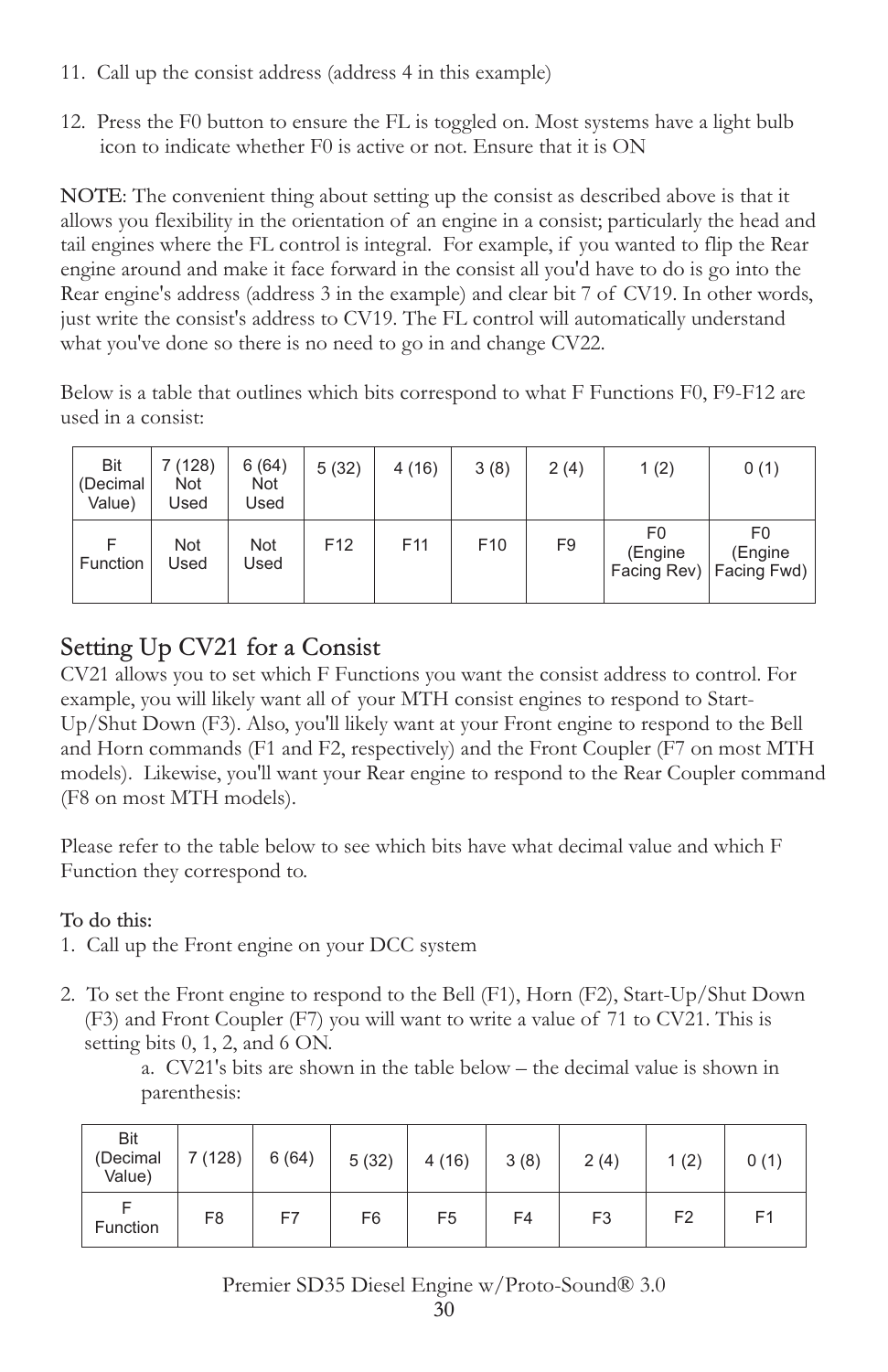11. Call up the consist address (address 4 in this example)

12. Press the F0 button to ensure the FL is toggled on. Most systems have a light bulb icon to indicate whether F0 is active or not. Ensure that it is ON

NOTE: The convenient thing about setting up the consist as described above is that it allows you flexibility in the orientation of an engine in a consist; particularly the head and tail engines where the FL control is integral. For example, if you wanted to flip the Rear engine around and make it face forward in the consist all you'd have to do is go into the Rear engine's address (address 3 in the example) and clear bit 7 of CV19. In other words, just write the consist's address to CV19. The FL control will automatically understand what you've done so there is no need to go in and change CV22.

Below is a table that outlines which bits correspond to what F Functions F0, F9-F12 are used in a consist:

| Bit (Decimal Value) | 7 (128) Not Used | 6 (64) Not Used | 5 (32) | 4 (16) | 3 (8) | 2 (4) | 1 (2) | 0 (1) |
|---|---|---|---|---|---|---|---|---|
| F Function | Not Used | Not Used | F12 | F11 | F10 | F9 | F0 (Engine Facing Rev) | F0 (Engine Facing Fwd) |

## Setting Up CV21 for a Consist

CV21 allows you to set which F Functions you want the consist address to control. For example, you will likely want all of your MTH consist engines to respond to Start-Up/Shut Down (F3). Also, you'll likely want at your Front engine to respond to the Bell and Horn commands (F1 and F2, respectively) and the Front Coupler (F7 on most MTH models). Likewise, you'll want your Rear engine to respond to the Rear Coupler command (F8 on most MTH models).

Please refer to the table below to see which bits have what decimal value and which F Function they correspond to.

To do this:

1. Call up the Front engine on your DCC system

2. To set the Front engine to respond to the Bell (F1), Horn (F2), Start-Up/Shut Down (F3) and Front Coupler (F7) you will want to write a value of 71 to CV21. This is setting bits 0, 1, 2, and 6 ON.

    a. CV21's bits are shown in the table below – the decimal value is shown in parenthesis:

| Bit (Decimal Value) | 7 (128) | 6 (64) | 5 (32) | 4 (16) | 3 (8) | 2 (4) | 1 (2) | 0 (1) |
|---|---|---|---|---|---|---|---|---|
| F Function | F8 | F7 | F6 | F5 | F4 | F3 | F2 | F1 |

Premier SD35 Diesel Engine w/Proto-Sound® 3.0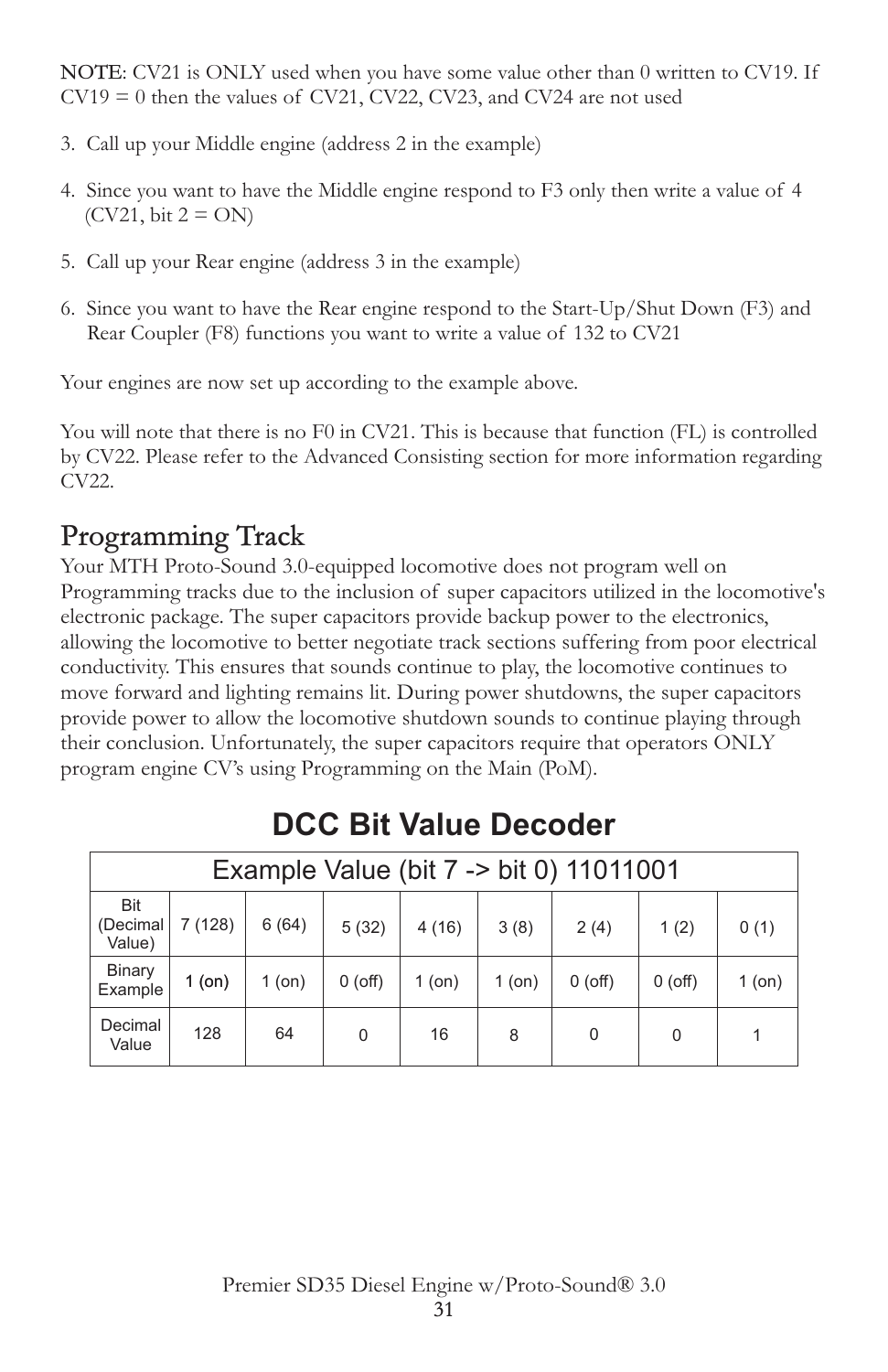**NOTE**: CV21 is ONLY used when you have some value other than 0 written to CV19. If CV19 = 0 then the values of CV21, CV22, CV23, and CV24 are not used

3. Call up your Middle engine (address 2 in the example)

4. Since you want to have the Middle engine respond to F3 only then write a value of 4 (CV21, bit 2 = ON)

5. Call up your Rear engine (address 3 in the example)

6. Since you want to have the Rear engine respond to the Start-Up/Shut Down (F3) and Rear Coupler (F8) functions you want to write a value of 132 to CV21

Your engines are now set up according to the example above.

You will note that there is no F0 in CV21. This is because that function (FL) is controlled by CV22. Please refer to the Advanced Consisting section for more information regarding CV22.

## Programming Track

Your MTH Proto-Sound 3.0-equipped locomotive does not program well on Programming tracks due to the inclusion of super capacitors utilized in the locomotive's electronic package. The super capacitors provide backup power to the electronics, allowing the locomotive to better negotiate track sections suffering from poor electrical conductivity. This ensures that sounds continue to play, the locomotive continues to move forward and lighting remains lit. During power shutdowns, the super capacitors provide power to allow the locomotive shutdown sounds to continue playing through their conclusion. Unfortunately, the super capacitors require that operators ONLY program engine CV's using Programming on the Main (PoM).

## DCC Bit Value Decoder

| Example Value (bit 7 -> bit 0) 11011001 | | | | | | | | |
|---|---|---|---|---|---|---|---|---|
| Bit (Decimal Value) | 7 (128) | 6 (64) | 5 (32) | 4 (16) | 3 (8) | 2 (4) | 1 (2) | 0 (1) |
| Binary Example | 1 (on) | 1 (on) | 0 (off) | 1 (on) | 1 (on) | 0 (off) | 0 (off) | 1 (on) |
| Decimal Value | 128 | 64 | 0 | 16 | 8 | 0 | 0 | 1 |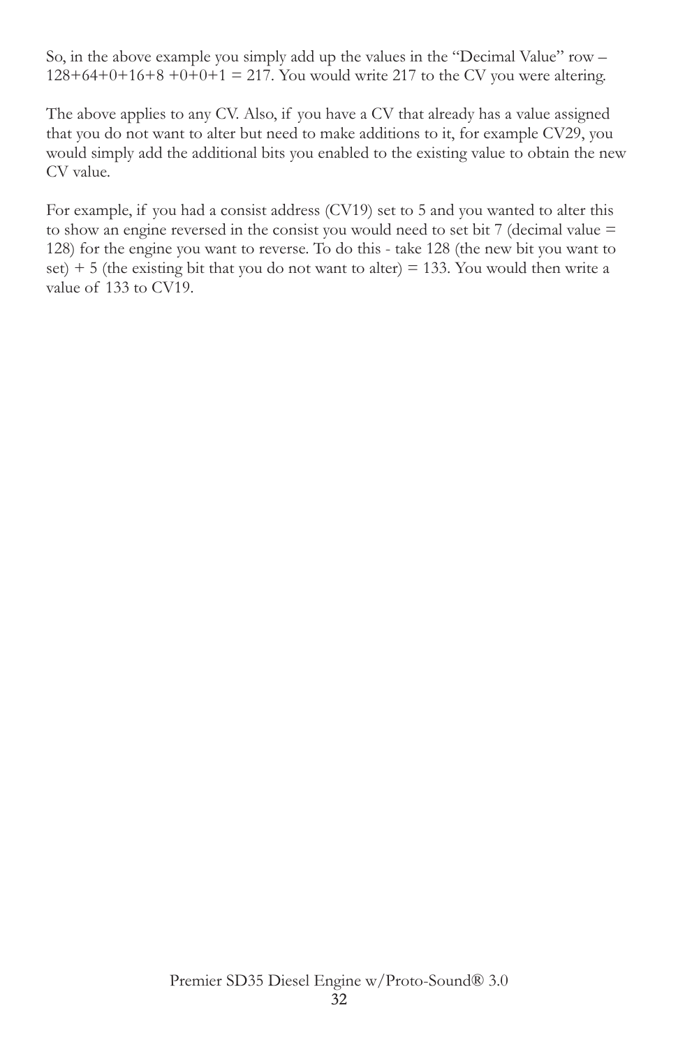So, in the above example you simply add up the values in the "Decimal Value" row – 128+64+0+16+8 +0+0+1 = 217. You would write 217 to the CV you were altering.

The above applies to any CV. Also, if you have a CV that already has a value assigned that you do not want to alter but need to make additions to it, for example CV29, you would simply add the additional bits you enabled to the existing value to obtain the new CV value.

For example, if you had a consist address (CV19) set to 5 and you wanted to alter this to show an engine reversed in the consist you would need to set bit 7 (decimal value = 128) for the engine you want to reverse. To do this - take 128 (the new bit you want to set) + 5 (the existing bit that you do not want to alter) = 133. You would then write a value of 133 to CV19.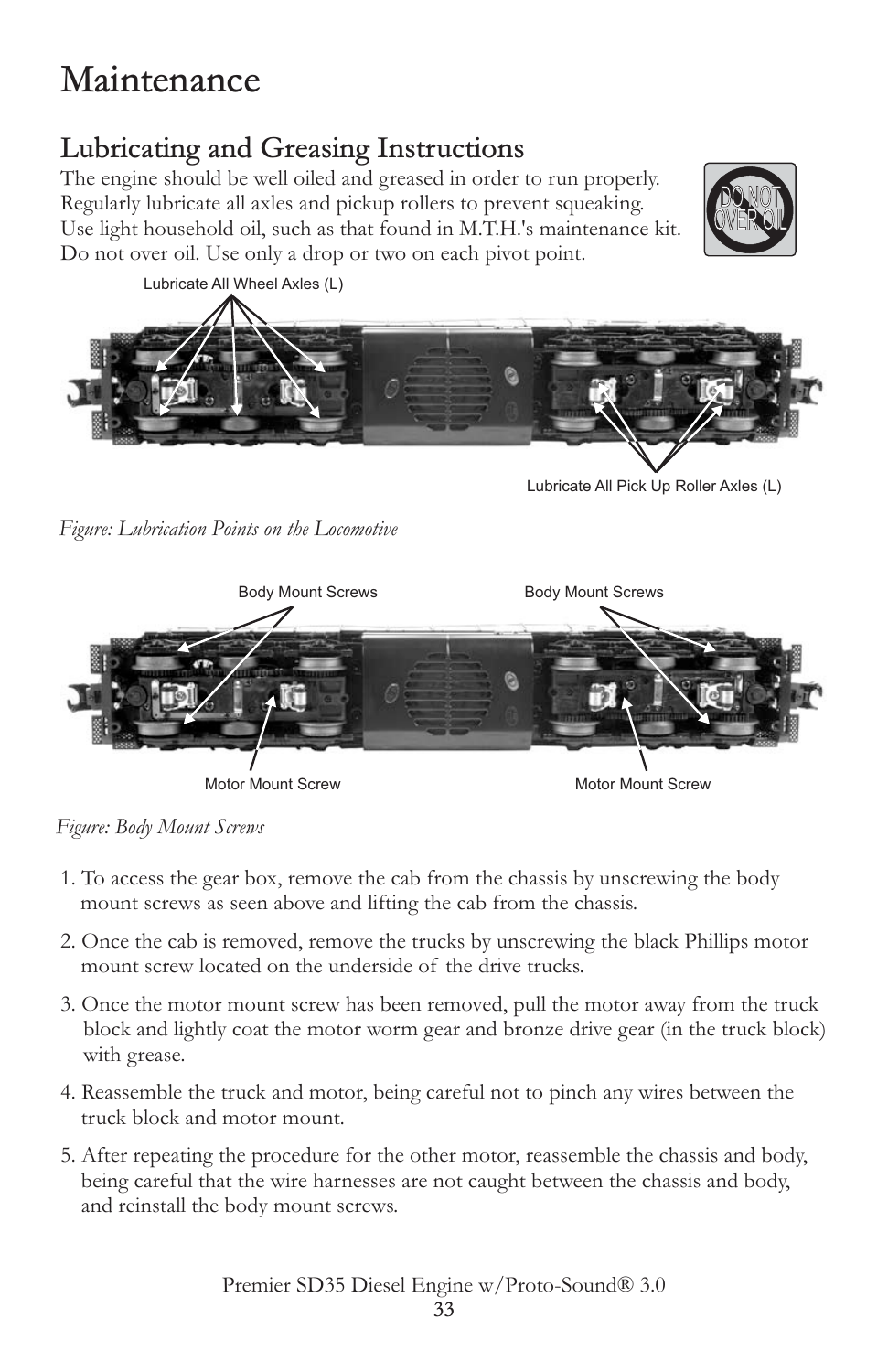# Maintenance

## Lubricating and Greasing Instructions

The engine should be well oiled and greased in order to run properly. Regularly lubricate all axles and pickup rollers to prevent squeaking. Use light household oil, such as that found in M.T.H.'s maintenance kit. Do not over oil. Use only a drop or two on each pivot point.

DO NOT OVER OIL

Lubricate All Wheel Axles (L)

Lubricate All Pick Up Roller Axles (L)

*Figure: Lubrication Points on the Locomotive*

Body Mount Screws

Body Mount Screws

Motor Mount Screw

Motor Mount Screw

*Figure: Body Mount Screws*

1. To access the gear box, remove the cab from the chassis by unscrewing the body mount screws as seen above and lifting the cab from the chassis.
2. Once the cab is removed, remove the trucks by unscrewing the black Phillips motor mount screw located on the underside of the drive trucks.
3. Once the motor mount screw has been removed, pull the motor away from the truck block and lightly coat the motor worm gear and bronze drive gear (in the truck block) with grease.
4. Reassemble the truck and motor, being careful not to pinch any wires between the truck block and motor mount.
5. After repeating the procedure for the other motor, reassemble the chassis and body, being careful that the wire harnesses are not caught between the chassis and body, and reinstall the body mount screws.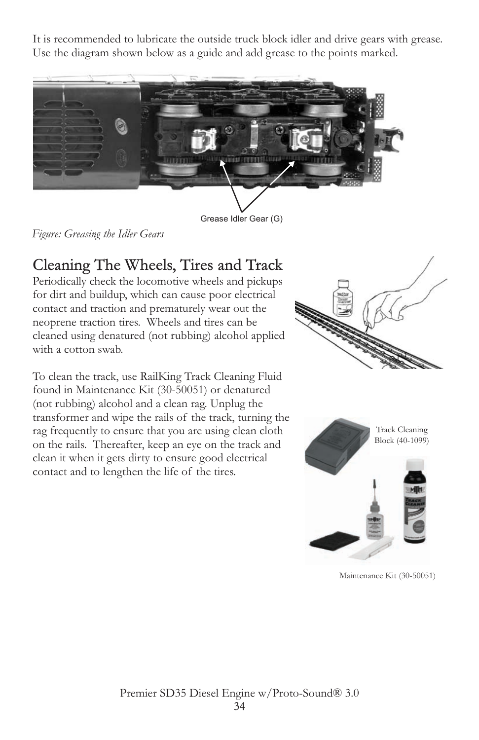It is recommended to lubricate the outside truck block idler and drive gears with grease. Use the diagram shown below as a guide and add grease to the points marked.

Grease Idler Gear (G)

*Figure: Greasing the Idler Gears*

## Cleaning The Wheels, Tires and Track

Periodically check the locomotive wheels and pickups for dirt and buildup, which can cause poor electrical contact and traction and prematurely wear out the neoprene traction tires. Wheels and tires can be cleaned using denatured (not rubbing) alcohol applied with a cotton swab.

To clean the track, use RailKing Track Cleaning Fluid found in Maintenance Kit (30-50051) or denatured (not rubbing) alcohol and a clean rag. Unplug the transformer and wipe the rails of the track, turning the rag frequently to ensure that you are using clean cloth on the rails. Thereafter, keep an eye on the track and clean it when it gets dirty to ensure good electrical contact and to lengthen the life of the tires.

Track Cleaning Block (40-1099)

Maintenance Kit (30-50051)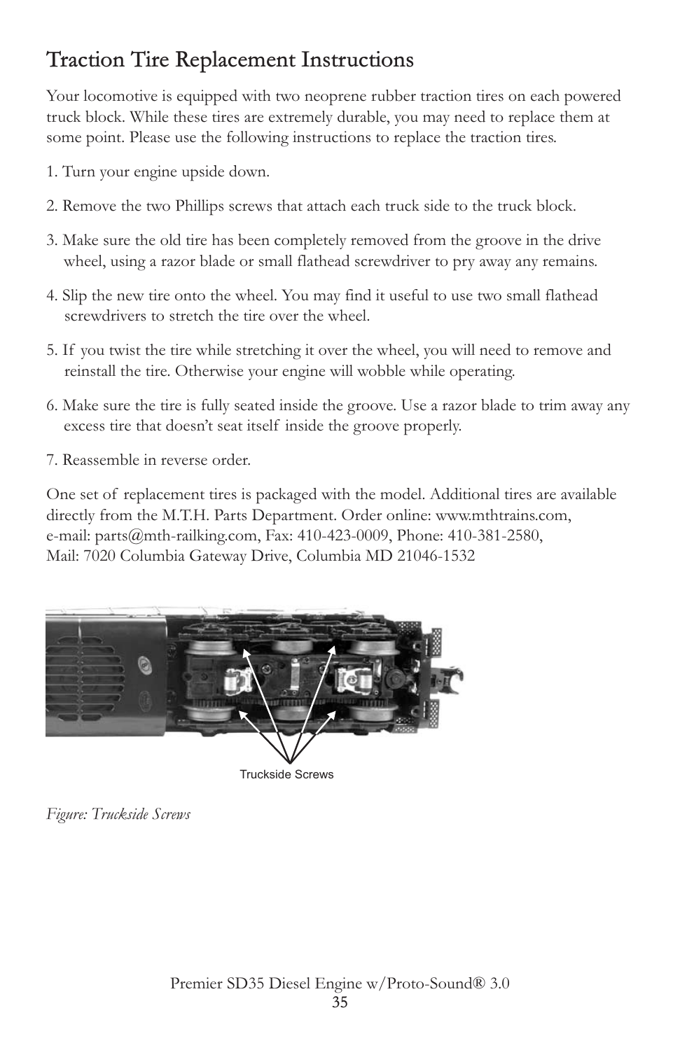# Traction Tire Replacement Instructions

Your locomotive is equipped with two neoprene rubber traction tires on each powered truck block. While these tires are extremely durable, you may need to replace them at some point. Please use the following instructions to replace the traction tires.

1. Turn your engine upside down.

2. Remove the two Phillips screws that attach each truck side to the truck block.

3. Make sure the old tire has been completely removed from the groove in the drive wheel, using a razor blade or small flathead screwdriver to pry away any remains.

4. Slip the new tire onto the wheel. You may find it useful to use two small flathead screwdrivers to stretch the tire over the wheel.

5. If you twist the tire while stretching it over the wheel, you will need to remove and reinstall the tire. Otherwise your engine will wobble while operating.

6. Make sure the tire is fully seated inside the groove. Use a razor blade to trim away any excess tire that doesn't seat itself inside the groove properly.

7. Reassemble in reverse order.

One set of replacement tires is packaged with the model. Additional tires are available directly from the M.T.H. Parts Department. Order online: www.mthtrains.com, e-mail: parts@mth-railking.com, Fax: 410-423-0009, Phone: 410-381-2580, Mail: 7020 Columbia Gateway Drive, Columbia MD 21046-1532

Truckside Screws

*Figure: Truckside Screws*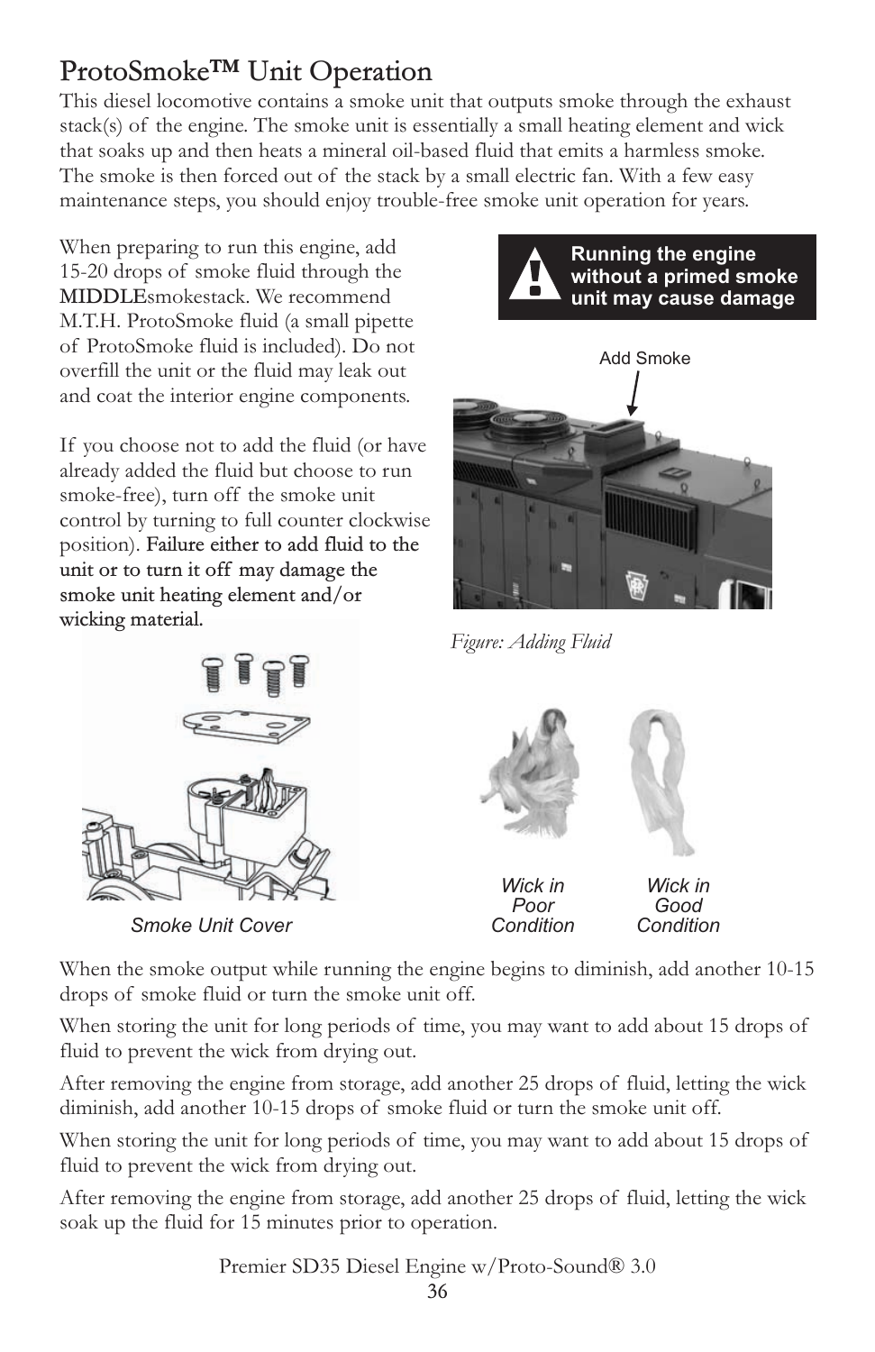# ProtoSmoke™ Unit Operation

This diesel locomotive contains a smoke unit that outputs smoke through the exhaust stack(s) of the engine. The smoke unit is essentially a small heating element and wick that soaks up and then heats a mineral oil-based fluid that emits a harmless smoke. The smoke is then forced out of the stack by a small electric fan. With a few easy maintenance steps, you should enjoy trouble-free smoke unit operation for years.

When preparing to run this engine, add 15-20 drops of smoke fluid through the MIDDLEsmokestack. We recommend M.T.H. ProtoSmoke fluid (a small pipette of ProtoSmoke fluid is included). Do not overfill the unit or the fluid may leak out and coat the interior engine components.

If you choose not to add the fluid (or have already added the fluid but choose to run smoke-free), turn off the smoke unit control by turning to full counter clockwise position). Failure either to add fluid to the unit or to turn it off may damage the smoke unit heating element and/or wicking material.

**Running the engine without a primed smoke unit may cause damage**

Add Smoke

*Figure: Adding Fluid*

Smoke Unit Cover

*Wick in Poor Condition*

*Wick in Good Condition*

When the smoke output while running the engine begins to diminish, add another 10-15 drops of smoke fluid or turn the smoke unit off.

When storing the unit for long periods of time, you may want to add about 15 drops of fluid to prevent the wick from drying out.

After removing the engine from storage, add another 25 drops of fluid, letting the wick diminish, add another 10-15 drops of smoke fluid or turn the smoke unit off.

When storing the unit for long periods of time, you may want to add about 15 drops of fluid to prevent the wick from drying out.

After removing the engine from storage, add another 25 drops of fluid, letting the wick soak up the fluid for 15 minutes prior to operation.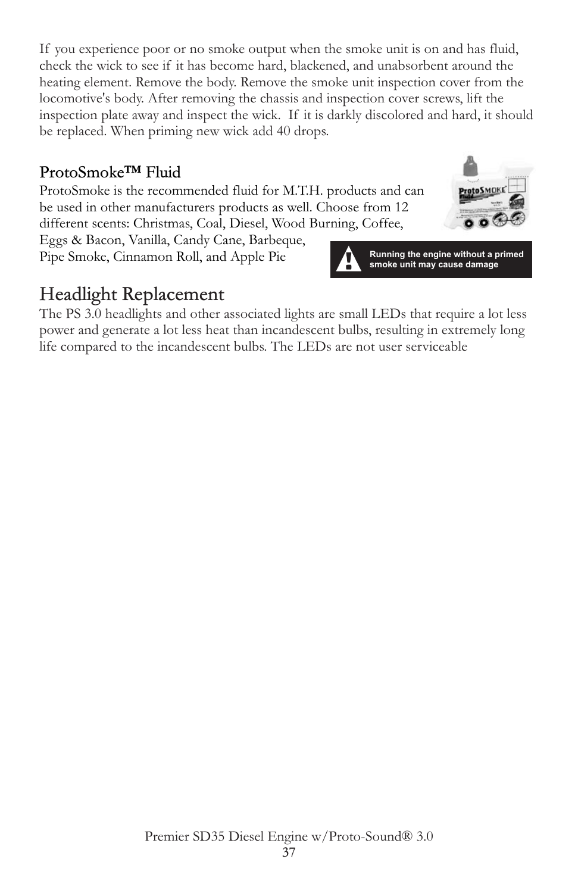If you experience poor or no smoke output when the smoke unit is on and has fluid, check the wick to see if it has become hard, blackened, and unabsorbent around the heating element. Remove the body. Remove the smoke unit inspection cover from the locomotive's body. After removing the chassis and inspection cover screws, lift the inspection plate away and inspect the wick. If it is darkly discolored and hard, it should be replaced. When priming new wick add 40 drops.

### ProtoSmoke™ Fluid

ProtoSmoke is the recommended fluid for M.T.H. products and can be used in other manufacturers products as well. Choose from 12 different scents: Christmas, Coal, Diesel, Wood Burning, Coffee, Eggs & Bacon, Vanilla, Candy Cane, Barbeque, Pipe Smoke, Cinnamon Roll, and Apple Pie

**Running the engine without a primed smoke unit may cause damage**

## Headlight Replacement

The PS 3.0 headlights and other associated lights are small LEDs that require a lot less power and generate a lot less heat than incandescent bulbs, resulting in extremely long life compared to the incandescent bulbs. The LEDs are not user serviceable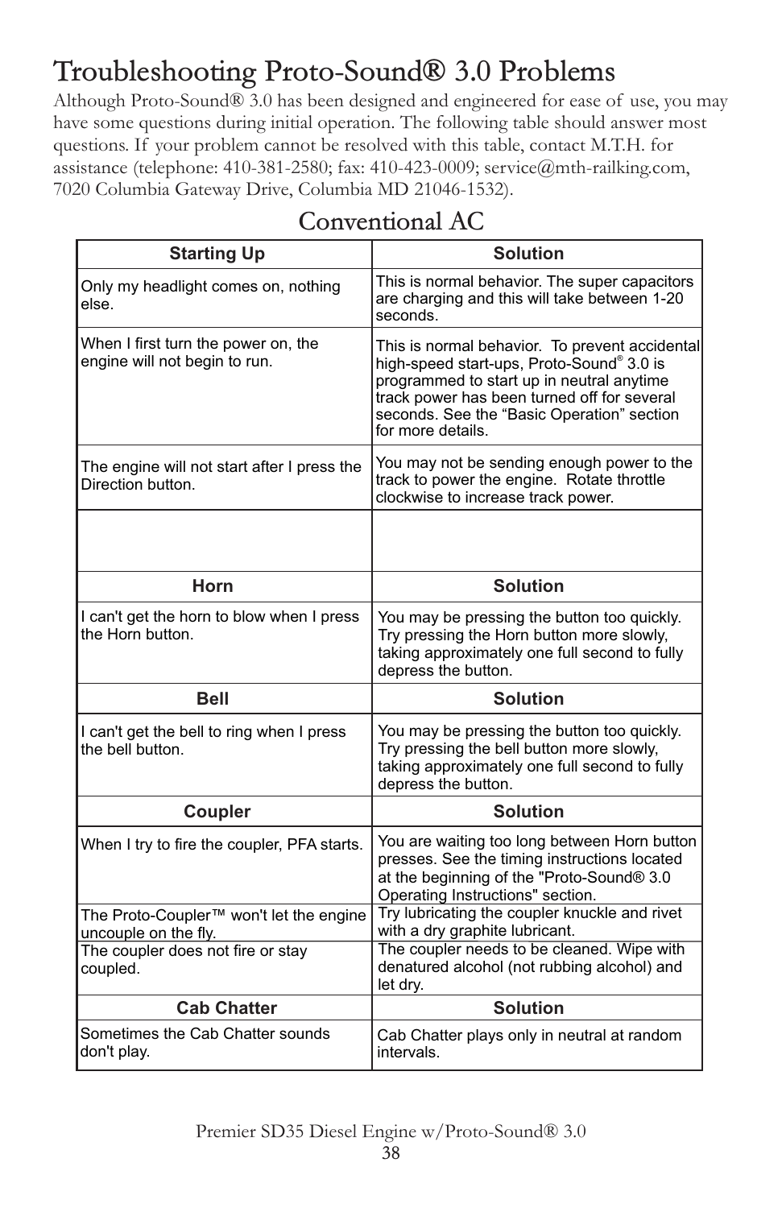# Troubleshooting Proto-Sound® 3.0 Problems

Although Proto-Sound® 3.0 has been designed and engineered for ease of use, you may have some questions during initial operation. The following table should answer most questions. If your problem cannot be resolved with this table, contact M.T.H. for assistance (telephone: 410-381-2580; fax: 410-423-0009; service@mth-railking.com, 7020 Columbia Gateway Drive, Columbia MD 21046-1532).

## Conventional AC

| Starting Up | Solution |
| --- | --- |
| Only my headlight comes on, nothing else. | This is normal behavior. The super capacitors are charging and this will take between 1-20 seconds. |
| When I first turn the power on, the engine will not begin to run. | This is normal behavior. To prevent accidental high-speed start-ups, Proto-Sound® 3.0 is programmed to start up in neutral anytime track power has been turned off for several seconds. See the "Basic Operation" section for more details. |
| The engine will not start after I press the Direction button. | You may not be sending enough power to the track to power the engine. Rotate throttle clockwise to increase track power. |
| | |
| **Horn** | **Solution** |
| I can't get the horn to blow when I press the Horn button. | You may be pressing the button too quickly. Try pressing the Horn button more slowly, taking approximately one full second to fully depress the button. |
| **Bell** | **Solution** |
| I can't get the bell to ring when I press the bell button. | You may be pressing the button too quickly. Try pressing the bell button more slowly, taking approximately one full second to fully depress the button. |
| **Coupler** | **Solution** |
| When I try to fire the coupler, PFA starts. | You are waiting too long between Horn button presses. See the timing instructions located at the beginning of the "Proto-Sound® 3.0 Operating Instructions" section. |
| The Proto-Coupler™ won't let the engine uncouple on the fly. | Try lubricating the coupler knuckle and rivet with a dry graphite lubricant. |
| The coupler does not fire or stay coupled. | The coupler needs to be cleaned. Wipe with denatured alcohol (not rubbing alcohol) and let dry. |
| **Cab Chatter** | **Solution** |
| Sometimes the Cab Chatter sounds don't play. | Cab Chatter plays only in neutral at random intervals. |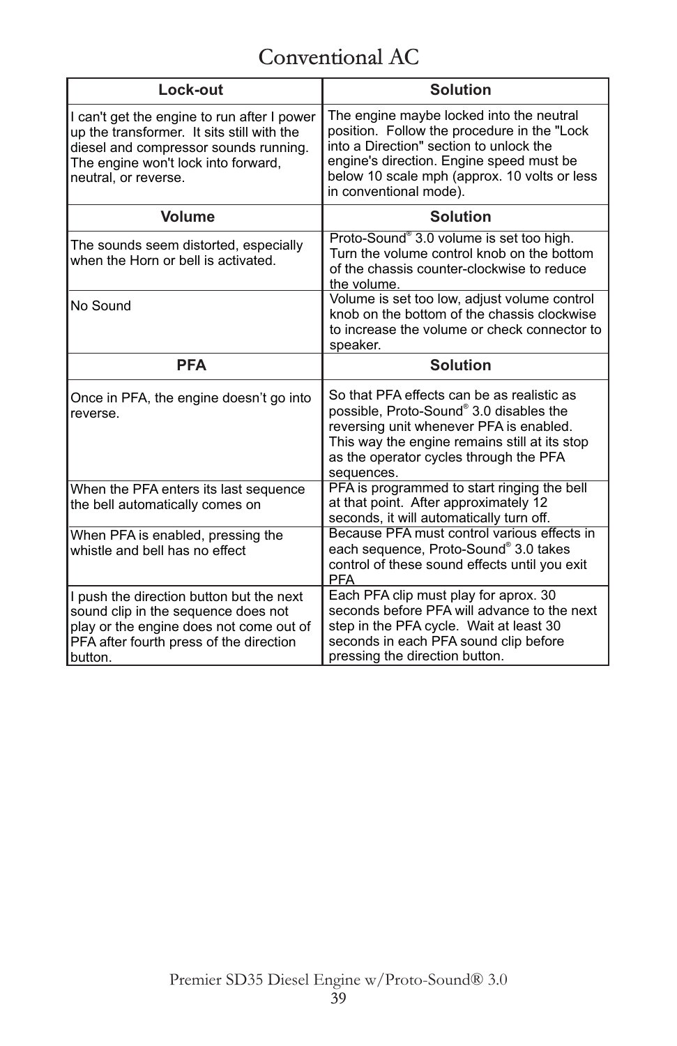# Conventional AC

| Lock-out | Solution |
|---|---|
| I can't get the engine to run after I power up the transformer. It sits still with the diesel and compressor sounds running. The engine won't lock into forward, neutral, or reverse. | The engine maybe locked into the neutral position. Follow the procedure in the "Lock into a Direction" section to unlock the engine's direction. Engine speed must be below 10 scale mph (approx. 10 volts or less in conventional mode). |
| **Volume** | **Solution** |
| The sounds seem distorted, especially when the Horn or bell is activated. | Proto-Sound® 3.0 volume is set too high. Turn the volume control knob on the bottom of the chassis counter-clockwise to reduce the volume. |
| No Sound | Volume is set too low, adjust volume control knob on the bottom of the chassis clockwise to increase the volume or check connector to speaker. |
| **PFA** | **Solution** |
| Once in PFA, the engine doesn't go into reverse. | So that PFA effects can be as realistic as possible, Proto-Sound® 3.0 disables the reversing unit whenever PFA is enabled. This way the engine remains still at its stop as the operator cycles through the PFA sequences. |
| When the PFA enters its last sequence the bell automatically comes on | PFA is programmed to start ringing the bell at that point. After approximately 12 seconds, it will automatically turn off. |
| When PFA is enabled, pressing the whistle and bell has no effect | Because PFA must control various effects in each sequence, Proto-Sound® 3.0 takes control of these sound effects until you exit PFA |
| I push the direction button but the next sound clip in the sequence does not play or the engine does not come out of PFA after fourth press of the direction button. | Each PFA clip must play for aprox. 30 seconds before PFA will advance to the next step in the PFA cycle. Wait at least 30 seconds in each PFA sound clip before pressing the direction button. |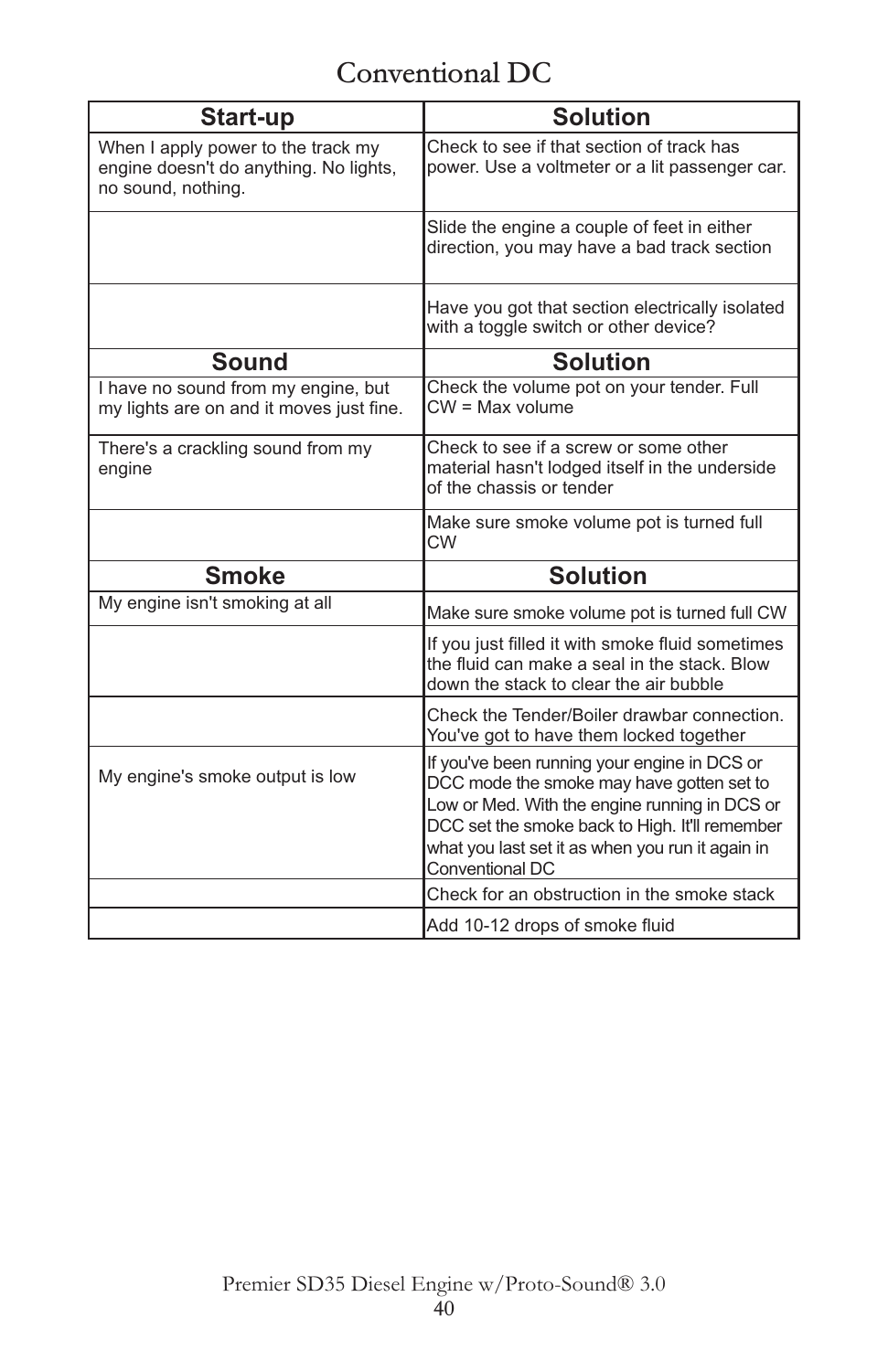# Conventional DC

| Start-up | Solution |
|---|---|
| When I apply power to the track my engine doesn't do anything. No lights, no sound, nothing. | Check to see if that section of track has power. Use a voltmeter or a lit passenger car. |
| | Slide the engine a couple of feet in either direction, you may have a bad track section |
| | Have you got that section electrically isolated with a toggle switch or other device? |
| **Sound** | **Solution** |
| I have no sound from my engine, but my lights are on and it moves just fine. | Check the volume pot on your tender. Full CW = Max volume |
| There's a crackling sound from my engine | Check to see if a screw or some other material hasn't lodged itself in the underside of the chassis or tender |
| | Make sure smoke volume pot is turned full CW |
| **Smoke** | **Solution** |
| My engine isn't smoking at all | Make sure smoke volume pot is turned full CW |
| | If you just filled it with smoke fluid sometimes the fluid can make a seal in the stack. Blow down the stack to clear the air bubble |
| | Check the Tender/Boiler drawbar connection. You've got to have them locked together |
| My engine's smoke output is low | If you've been running your engine in DCS or DCC mode the smoke may have gotten set to Low or Med. With the engine running in DCS or DCC set the smoke back to High. It'll remember what you last set it as when you run it again in Conventional DC |
| | Check for an obstruction in the smoke stack |
| | Add 10-12 drops of smoke fluid |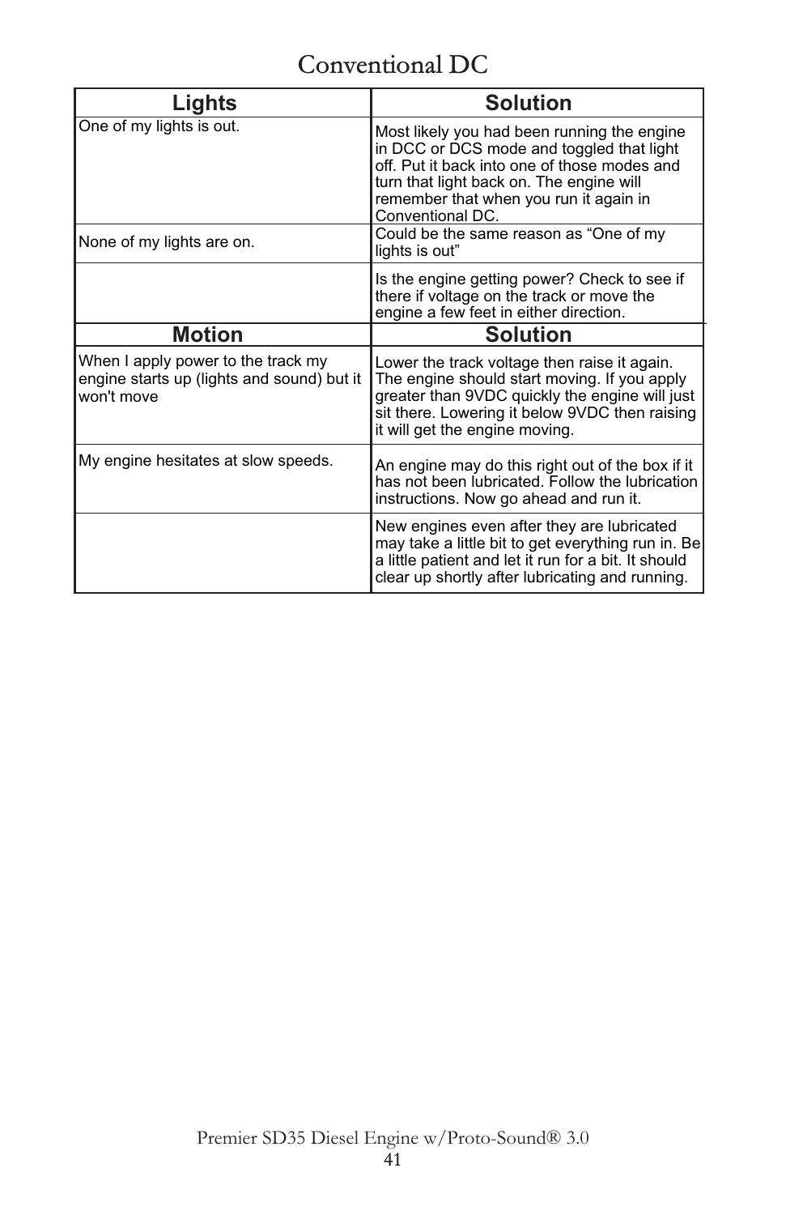# Conventional DC

| Lights | Solution |
| --- | --- |
| One of my lights is out. | Most likely you had been running the engine in DCC or DCS mode and toggled that light off. Put it back into one of those modes and turn that light back on. The engine will remember that when you run it again in Conventional DC. |
| None of my lights are on. | Could be the same reason as "One of my lights is out" |
| | Is the engine getting power? Check to see if there if voltage on the track or move the engine a few feet in either direction. |
| **Motion** | **Solution** |
| When I apply power to the track my engine starts up (lights and sound) but it won't move | Lower the track voltage then raise it again. The engine should start moving. If you apply greater than 9VDC quickly the engine will just sit there. Lowering it below 9VDC then raising it will get the engine moving. |
| My engine hesitates at slow speeds. | An engine may do this right out of the box if it has not been lubricated. Follow the lubrication instructions. Now go ahead and run it. |
| | New engines even after they are lubricated may take a little bit to get everything run in. Be a little patient and let it run for a bit. It should clear up shortly after lubricating and running. |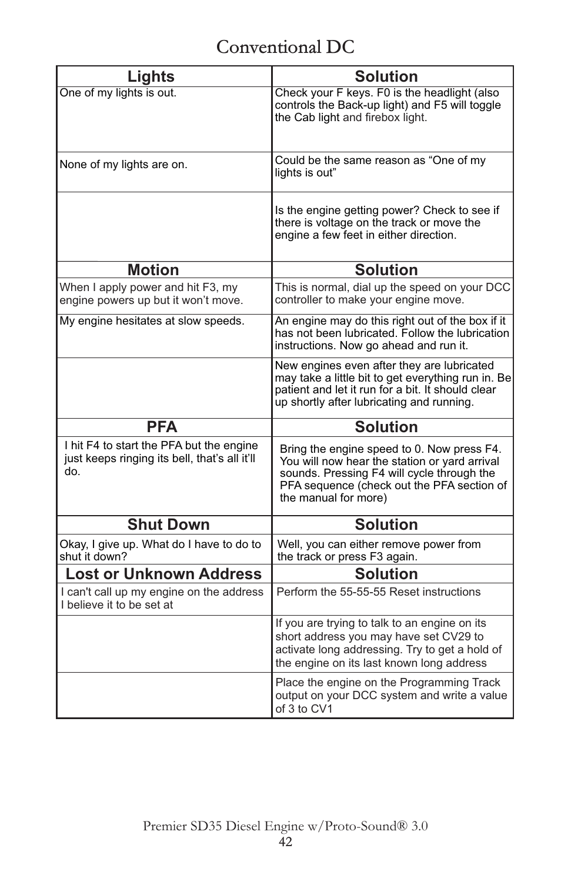# Conventional DC

| Lights | Solution |
| --- | --- |
| One of my lights is out. | Check your F keys. F0 is the headlight (also controls the Back-up light) and F5 will toggle the Cab light and firebox light. |
| None of my lights are on. | Could be the same reason as “One of my lights is out” |
| | Is the engine getting power? Check to see if there is voltage on the track or move the engine a few feet in either direction. |
| **Motion** | **Solution** |
| When I apply power and hit F3, my engine powers up but it won’t move. | This is normal, dial up the speed on your DCC controller to make your engine move. |
| My engine hesitates at slow speeds. | An engine may do this right out of the box if it has not been lubricated. Follow the lubrication instructions. Now go ahead and run it. |
| | New engines even after they are lubricated may take a little bit to get everything run in. Be patient and let it run for a bit. It should clear up shortly after lubricating and running. |
| **PFA** | **Solution** |
| I hit F4 to start the PFA but the engine just keeps ringing its bell, that’s all it’ll do. | Bring the engine speed to 0. Now press F4. You will now hear the station or yard arrival sounds. Pressing F4 will cycle through the PFA sequence (check out the PFA section of the manual for more) |
| **Shut Down** | **Solution** |
| Okay, I give up. What do I have to do to shut it down? | Well, you can either remove power from the track or press F3 again. |
| **Lost or Unknown Address** | **Solution** |
| I can't call up my engine on the address I believe it to be set at | Perform the 55-55-55 Reset instructions |
| | If you are trying to talk to an engine on its short address you may have set CV29 to activate long addressing. Try to get a hold of the engine on its last known long address |
| | Place the engine on the Programming Track output on your DCC system and write a value of 3 to CV1 |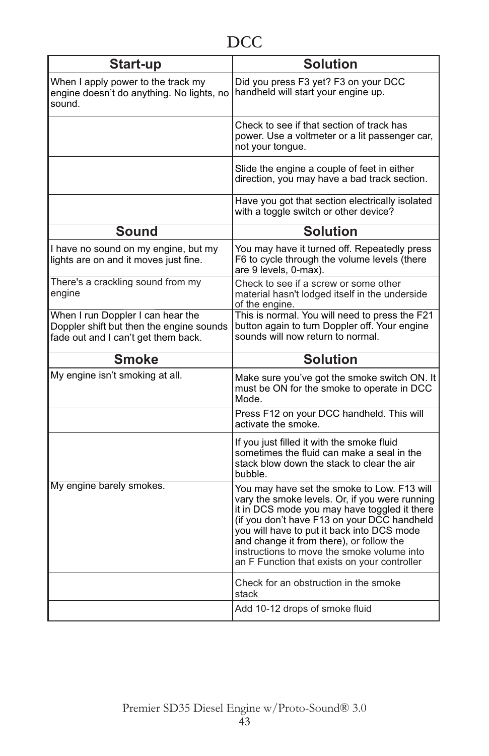# DCC

| Start-up | Solution |
| --- | --- |
| When I apply power to the track my engine doesn't do anything. No lights, no sound. | Did you press F3 yet? F3 on your DCC handheld will start your engine up. |
| | Check to see if that section of track has power. Use a voltmeter or a lit passenger car, not your tongue. |
| | Slide the engine a couple of feet in either direction, you may have a bad track section. |
| | Have you got that section electrically isolated with a toggle switch or other device? |
| **Sound** | **Solution** |
| I have no sound on my engine, but my lights are on and it moves just fine. | You may have it turned off. Repeatedly press F6 to cycle through the volume levels (there are 9 levels, 0-max). |
| There's a crackling sound from my engine | Check to see if a screw or some other material hasn't lodged itself in the underside of the engine. |
| When I run Doppler I can hear the Doppler shift but then the engine sounds fade out and I can't get them back. | This is normal. You will need to press the F21 button again to turn Doppler off. Your engine sounds will now return to normal. |
| **Smoke** | **Solution** |
| My engine isn't smoking at all. | Make sure you've got the smoke switch ON. It must be ON for the smoke to operate in DCC Mode. |
| | Press F12 on your DCC handheld. This will activate the smoke. |
| | If you just filled it with the smoke fluid sometimes the fluid can make a seal in the stack blow down the stack to clear the air bubble. |
| My engine barely smokes. | You may have set the smoke to Low. F13 will vary the smoke levels. Or, if you were running it in DCS mode you may have toggled it there (if you don't have F13 on your DCC handheld you will have to put it back into DCS mode and change it from there), or follow the instructions to move the smoke volume into an F Function that exists on your controller |
| | Check for an obstruction in the smoke stack |
| | Add 10-12 drops of smoke fluid |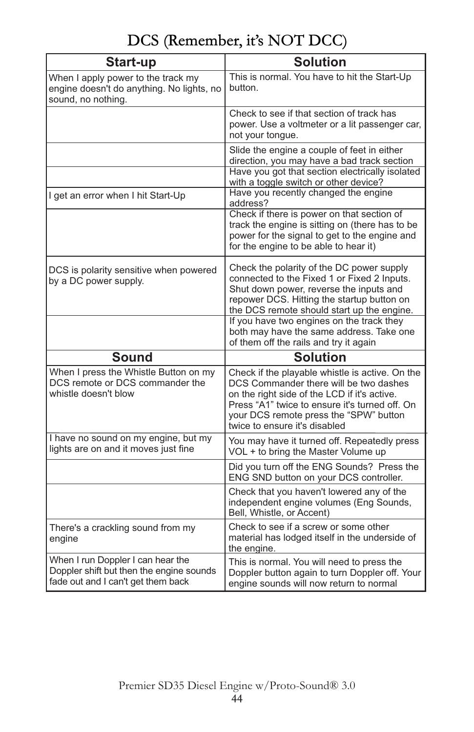# DCS (Remember, it's NOT DCC)

| Start-up | Solution |
|---|---|
| When I apply power to the track my engine doesn't do anything. No lights, no sound, no nothing. | This is normal. You have to hit the Start-Up button. |
| | Check to see if that section of track has power. Use a voltmeter or a lit passenger car, not your tongue. |
| | Slide the engine a couple of feet in either direction, you may have a bad track section |
| | Have you got that section electrically isolated with a toggle switch or other device? |
| I get an error when I hit Start-Up | Have you recently changed the engine address? |
| | Check if there is power on that section of track the engine is sitting on (there has to be power for the signal to get to the engine and for the engine to be able to hear it) |
| DCS is polarity sensitive when powered by a DC power supply. | Check the polarity of the DC power supply connected to the Fixed 1 or Fixed 2 Inputs. Shut down power, reverse the inputs and repower DCS. Hitting the startup button on the DCS remote should start up the engine. |
| | If you have two engines on the track they both may have the same address. Take one of them off the rails and try it again |
| **Sound** | **Solution** |
| When I press the Whistle Button on my DCS remote or DCS commander the whistle doesn't blow | Check if the playable whistle is active. On the DCS Commander there will be two dashes on the right side of the LCD if it's active. Press "A1" twice to ensure it's turned off. On your DCS remote press the "SPW" button twice to ensure it's disabled |
| I have no sound on my engine, but my lights are on and it moves just fine | You may have it turned off. Repeatedly press VOL + to bring the Master Volume up |
| | Did you turn off the ENG Sounds? Press the ENG SND button on your DCS controller. |
| | Check that you haven't lowered any of the independent engine volumes (Eng Sounds, Bell, Whistle, or Accent) |
| There's a crackling sound from my engine | Check to see if a screw or some other material has lodged itself in the underside of the engine. |
| When I run Doppler I can hear the Doppler shift but then the engine sounds fade out and I can't get them back | This is normal. You will need to press the Doppler button again to turn Doppler off. Your engine sounds will now return to normal |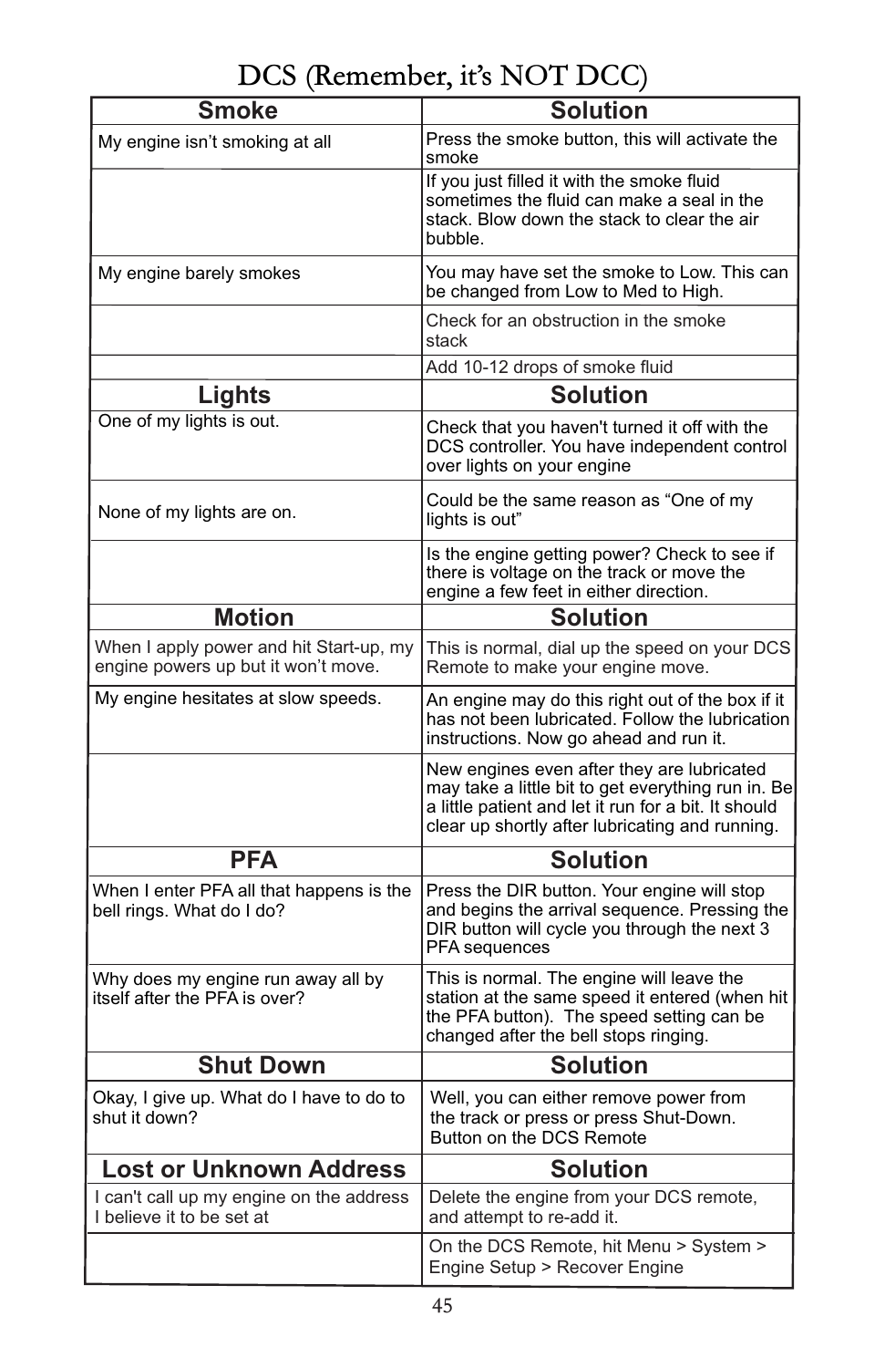# DCS (Remember, it's NOT DCC)

| Smoke | Solution |
|---|---|
| My engine isn't smoking at all | Press the smoke button, this will activate the smoke |
| | If you just filled it with the smoke fluid sometimes the fluid can make a seal in the stack. Blow down the stack to clear the air bubble. |
| My engine barely smokes | You may have set the smoke to Low. This can be changed from Low to Med to High. |
| | Check for an obstruction in the smoke stack |
| | Add 10-12 drops of smoke fluid |
| **Lights** | **Solution** |
| One of my lights is out. | Check that you haven't turned it off with the DCS controller. You have independent control over lights on your engine |
| None of my lights are on. | Could be the same reason as "One of my lights is out" |
| | Is the engine getting power? Check to see if there is voltage on the track or move the engine a few feet in either direction. |
| **Motion** | **Solution** |
| When I apply power and hit Start-up, my engine powers up but it won't move. | This is normal, dial up the speed on your DCS Remote to make your engine move. |
| My engine hesitates at slow speeds. | An engine may do this right out of the box if it has not been lubricated. Follow the lubrication instructions. Now go ahead and run it. |
| | New engines even after they are lubricated may take a little bit to get everything run in. Be a little patient and let it run for a bit. It should clear up shortly after lubricating and running. |
| **PFA** | **Solution** |
| When I enter PFA all that happens is the bell rings. What do I do? | Press the DIR button. Your engine will stop and begins the arrival sequence. Pressing the DIR button will cycle you through the next 3 PFA sequences |
| Why does my engine run away all by itself after the PFA is over? | This is normal. The engine will leave the station at the same speed it entered (when hit the PFA button). The speed setting can be changed after the bell stops ringing. |
| **Shut Down** | **Solution** |
| Okay, I give up. What do I have to do to shut it down? | Well, you can either remove power from the track or press or press Shut-Down. Button on the DCS Remote |
| **Lost or Unknown Address** | **Solution** |
| I can't call up my engine on the address I believe it to be set at | Delete the engine from your DCS remote, and attempt to re-add it. |
| | On the DCS Remote, hit Menu > System > Engine Setup > Recover Engine |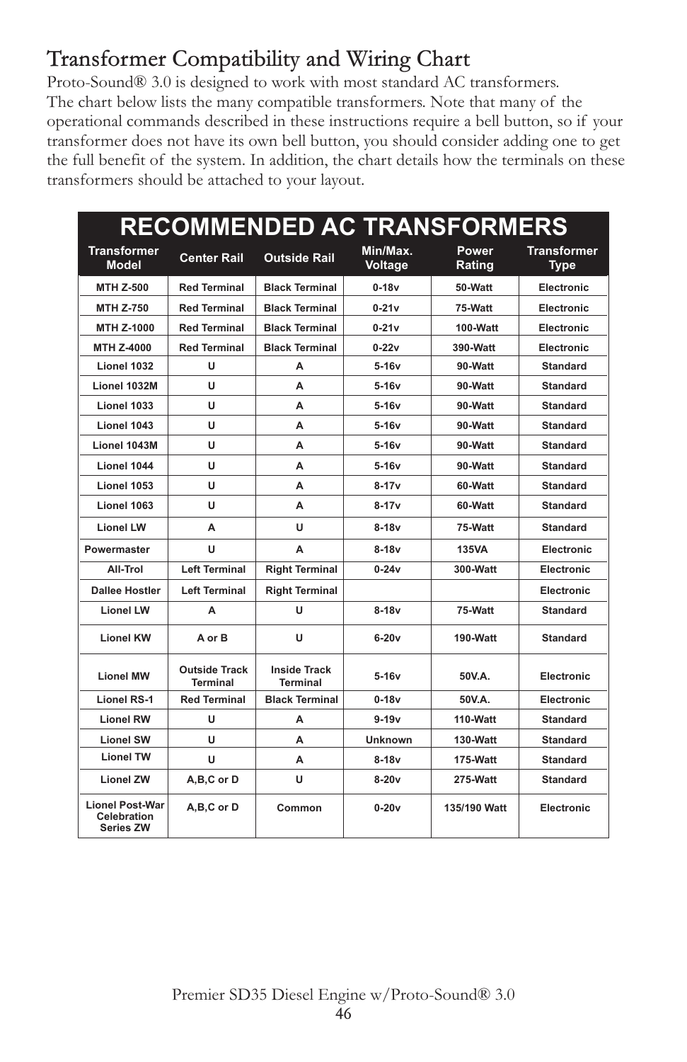# Transformer Compatibility and Wiring Chart

Proto-Sound® 3.0 is designed to work with most standard AC transformers. The chart below lists the many compatible transformers. Note that many of the operational commands described in these instructions require a bell button, so if your transformer does not have its own bell button, you should consider adding one to get the full benefit of the system. In addition, the chart details how the terminals on these transformers should be attached to your layout.

## RECOMMENDED AC TRANSFORMERS

| Transformer Model | Center Rail | Outside Rail | Min/Max. Voltage | Power Rating | Transformer Type |
|---|---|---|---|---|---|
| MTH Z-500 | Red Terminal | Black Terminal | 0-18v | 50-Watt | Electronic |
| MTH Z-750 | Red Terminal | Black Terminal | 0-21v | 75-Watt | Electronic |
| MTH Z-1000 | Red Terminal | Black Terminal | 0-21v | 100-Watt | Electronic |
| MTH Z-4000 | Red Terminal | Black Terminal | 0-22v | 390-Watt | Electronic |
| Lionel 1032 | U | A | 5-16v | 90-Watt | Standard |
| Lionel 1032M | U | A | 5-16v | 90-Watt | Standard |
| Lionel 1033 | U | A | 5-16v | 90-Watt | Standard |
| Lionel 1043 | U | A | 5-16v | 90-Watt | Standard |
| Lionel 1043M | U | A | 5-16v | 90-Watt | Standard |
| Lionel 1044 | U | A | 5-16v | 90-Watt | Standard |
| Lionel 1053 | U | A | 8-17v | 60-Watt | Standard |
| Lionel 1063 | U | A | 8-17v | 60-Watt | Standard |
| Lionel LW | A | U | 8-18v | 75-Watt | Standard |
| Powermaster | U | A | 8-18v | 135VA | Electronic |
| All-Trol | Left Terminal | Right Terminal | 0-24v | 300-Watt | Electronic |
| Dallee Hostler | Left Terminal | Right Terminal | | | Electronic |
| Lionel LW | A | U | 8-18v | 75-Watt | Standard |
| Lionel KW | A or B | U | 6-20v | 190-Watt | Standard |
| Lionel MW | Outside Track Terminal | Inside Track Terminal | 5-16v | 50V.A. | Electronic |
| Lionel RS-1 | Red Terminal | Black Terminal | 0-18v | 50V.A. | Electronic |
| Lionel RW | U | A | 9-19v | 110-Watt | Standard |
| Lionel SW | U | A | Unknown | 130-Watt | Standard |
| Lionel TW | U | A | 8-18v | 175-Watt | Standard |
| Lionel ZW | A,B,C or D | U | 8-20v | 275-Watt | Standard |
| Lionel Post-War Celebration Series ZW | A,B,C or D | Common | 0-20v | 135/190 Watt | Electronic |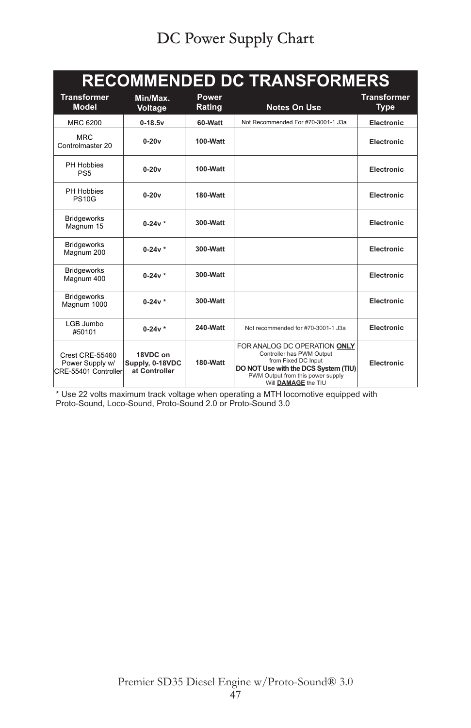# DC Power Supply Chart

## RECOMMENDED DC TRANSFORMERS

| Transformer Model | Min/Max. Voltage | Power Rating | Notes On Use | Transformer Type |
|---|---|---|---|---|
| MRC 6200 | **0-18.5v** | **60-Watt** | Not Recommended For #70-3001-1 J3a | **Electronic** |
| MRC Controlmaster 20 | **0-20v** | **100-Watt** | | **Electronic** |
| PH Hobbies PS5 | **0-20v** | **100-Watt** | | **Electronic** |
| PH Hobbies PS10G | **0-20v** | **180-Watt** | | **Electronic** |
| Bridgeworks Magnum 15 | **0-24v *** | **300-Watt** | | **Electronic** |
| Bridgeworks Magnum 200 | **0-24v *** | **300-Watt** | | **Electronic** |
| Bridgeworks Magnum 400 | **0-24v *** | **300-Watt** | | **Electronic** |
| Bridgeworks Magnum 1000 | **0-24v *** | **300-Watt** | | **Electronic** |
| LGB Jumbo #50101 | **0-24v *** | **240-Watt** | Not recommended for #70-3001-1 J3a | **Electronic** |
| Crest CRE-55460 Power Supply w/ CRE-55401 Controller | **18VDC on Supply, 0-18VDC at Controller** | **180-Watt** | FOR ANALOG DC OPERATION **ONLY** Controller has PWM Output from Fixed DC Input **DO NOT Use with the DCS System (TIU)** PWM Output from this power supply Will **DAMAGE** the TIU | **Electronic** |

* Use 22 volts maximum track voltage when operating a MTH locomotive equipped with Proto-Sound, Loco-Sound, Proto-Sound 2.0 or Proto-Sound 3.0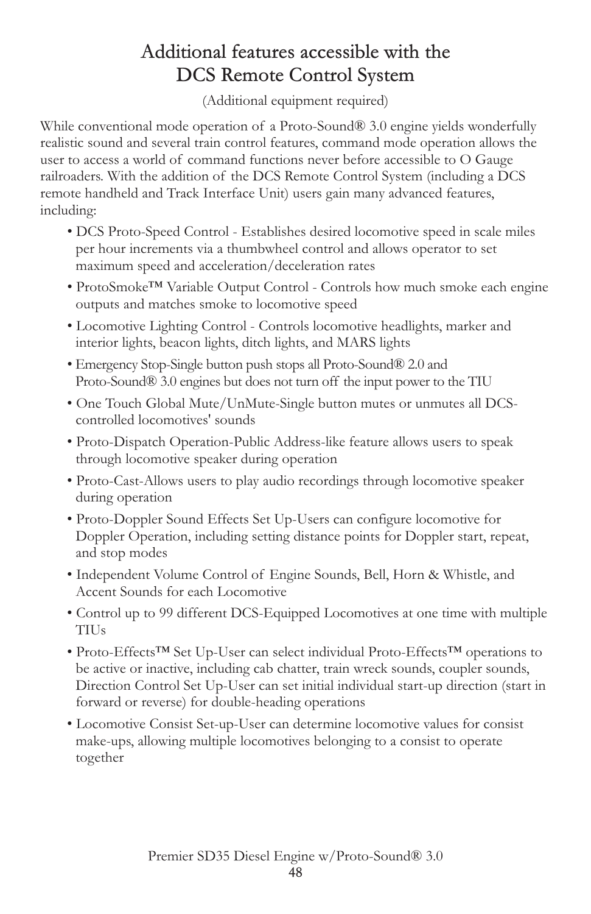# Additional features accessible with the DCS Remote Control System

(Additional equipment required)

While conventional mode operation of a Proto-Sound® 3.0 engine yields wonderfully realistic sound and several train control features, command mode operation allows the user to access a world of command functions never before accessible to O Gauge railroaders. With the addition of the DCS Remote Control System (including a DCS remote handheld and Track Interface Unit) users gain many advanced features, including:

- DCS Proto-Speed Control - Establishes desired locomotive speed in scale miles per hour increments via a thumbwheel control and allows operator to set maximum speed and acceleration/deceleration rates
- ProtoSmoke™ Variable Output Control - Controls how much smoke each engine outputs and matches smoke to locomotive speed
- Locomotive Lighting Control - Controls locomotive headlights, marker and interior lights, beacon lights, ditch lights, and MARS lights
- Emergency Stop-Single button push stops all Proto-Sound® 2.0 and Proto-Sound® 3.0 engines but does not turn off the input power to the TIU
- One Touch Global Mute/UnMute-Single button mutes or unmutes all DCS-controlled locomotives' sounds
- Proto-Dispatch Operation-Public Address-like feature allows users to speak through locomotive speaker during operation
- Proto-Cast-Allows users to play audio recordings through locomotive speaker during operation
- Proto-Doppler Sound Effects Set Up-Users can configure locomotive for Doppler Operation, including setting distance points for Doppler start, repeat, and stop modes
- Independent Volume Control of Engine Sounds, Bell, Horn & Whistle, and Accent Sounds for each Locomotive
- Control up to 99 different DCS-Equipped Locomotives at one time with multiple TIUs
- Proto-Effects™ Set Up-User can select individual Proto-Effects™ operations to be active or inactive, including cab chatter, train wreck sounds, coupler sounds, Direction Control Set Up-User can set initial individual start-up direction (start in forward or reverse) for double-heading operations
- Locomotive Consist Set-up-User can determine locomotive values for consist make-ups, allowing multiple locomotives belonging to a consist to operate together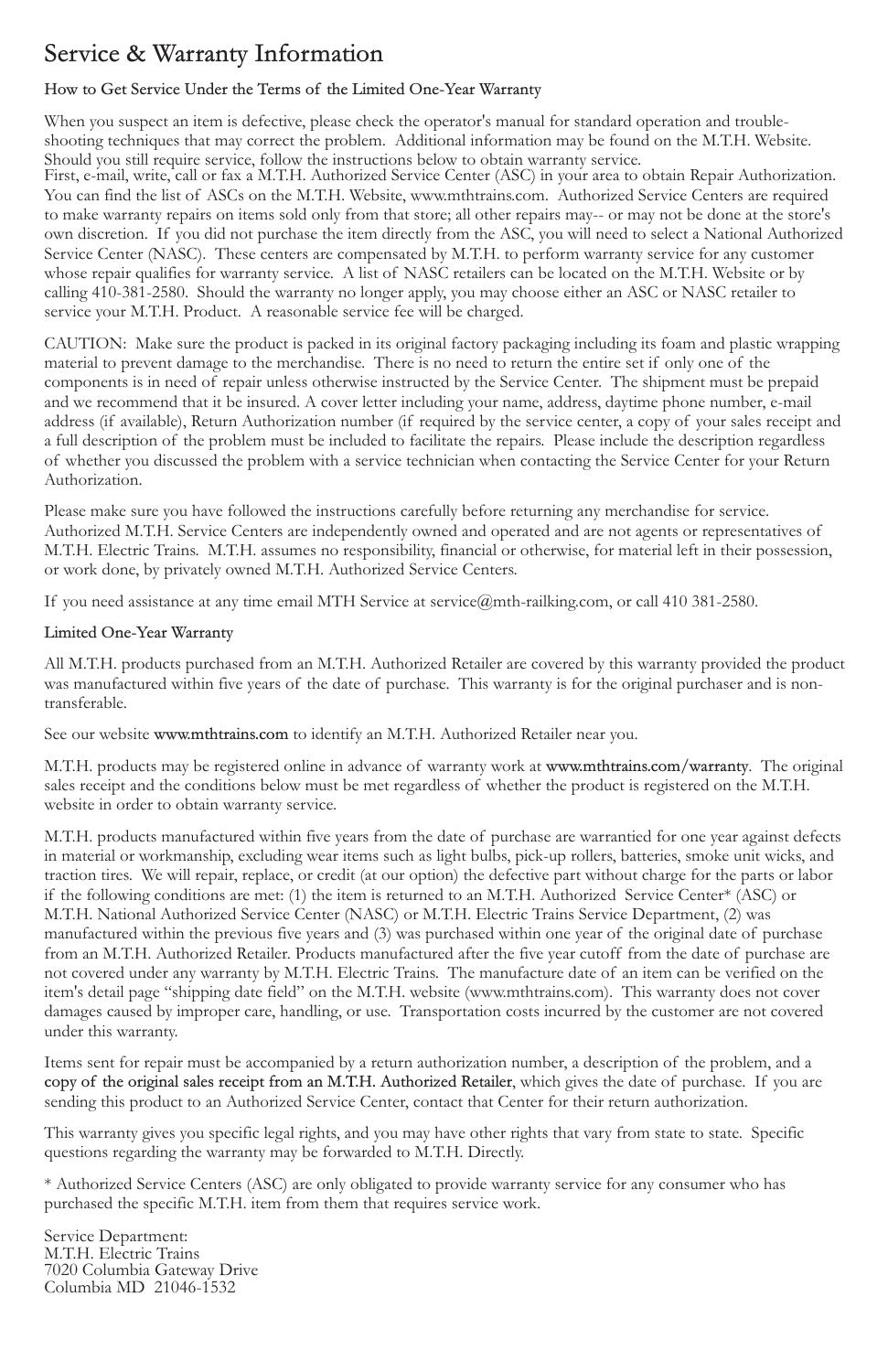# Service & Warranty Information

## How to Get Service Under the Terms of the Limited One-Year Warranty

When you suspect an item is defective, please check the operator's manual for standard operation and trouble-shooting techniques that may correct the problem. Additional information may be found on the M.T.H. Website. Should you still require service, follow the instructions below to obtain warranty service.
First, e-mail, write, call or fax a M.T.H. Authorized Service Center (ASC) in your area to obtain Repair Authorization. You can find the list of ASCs on the M.T.H. Website, www.mthtrains.com. Authorized Service Centers are required to make warranty repairs on items sold only from that store; all other repairs may-- or may not be done at the store's own discretion. If you did not purchase the item directly from the ASC, you will need to select a National Authorized Service Center (NASC). These centers are compensated by M.T.H. to perform warranty service for any customer whose repair qualifies for warranty service. A list of NASC retailers can be located on the M.T.H. Website or by calling 410-381-2580. Should the warranty no longer apply, you may choose either an ASC or NASC retailer to service your M.T.H. Product. A reasonable service fee will be charged.

CAUTION: Make sure the product is packed in its original factory packaging including its foam and plastic wrapping material to prevent damage to the merchandise. There is no need to return the entire set if only one of the components is in need of repair unless otherwise instructed by the Service Center. The shipment must be prepaid and we recommend that it be insured. A cover letter including your name, address, daytime phone number, e-mail address (if available), Return Authorization number (if required by the service center, a copy of your sales receipt and a full description of the problem must be included to facilitate the repairs. Please include the description regardless of whether you discussed the problem with a service technician when contacting the Service Center for your Return Authorization.

Please make sure you have followed the instructions carefully before returning any merchandise for service. Authorized M.T.H. Service Centers are independently owned and operated and are not agents or representatives of M.T.H. Electric Trains. M.T.H. assumes no responsibility, financial or otherwise, for material left in their possession, or work done, by privately owned M.T.H. Authorized Service Centers.

If you need assistance at any time email MTH Service at service@mth-railking.com, or call 410 381-2580.

## Limited One-Year Warranty

All M.T.H. products purchased from an M.T.H. Authorized Retailer are covered by this warranty provided the product was manufactured within five years of the date of purchase. This warranty is for the original purchaser and is non-transferable.

See our website www.mthtrains.com to identify an M.T.H. Authorized Retailer near you.

M.T.H. products may be registered online in advance of warranty work at www.mthtrains.com/warranty. The original sales receipt and the conditions below must be met regardless of whether the product is registered on the M.T.H. website in order to obtain warranty service.

M.T.H. products manufactured within five years from the date of purchase are warrantied for one year against defects in material or workmanship, excluding wear items such as light bulbs, pick-up rollers, batteries, smoke unit wicks, and traction tires. We will repair, replace, or credit (at our option) the defective part without charge for the parts or labor if the following conditions are met: (1) the item is returned to an M.T.H. Authorized Service Center* (ASC) or M.T.H. National Authorized Service Center (NASC) or M.T.H. Electric Trains Service Department, (2) was manufactured within the previous five years and (3) was purchased within one year of the original date of purchase from an M.T.H. Authorized Retailer. Products manufactured after the five year cutoff from the date of purchase are not covered under any warranty by M.T.H. Electric Trains. The manufacture date of an item can be verified on the item's detail page "shipping date field" on the M.T.H. website (www.mthtrains.com). This warranty does not cover damages caused by improper care, handling, or use. Transportation costs incurred by the customer are not covered under this warranty.

Items sent for repair must be accompanied by a return authorization number, a description of the problem, and a copy of the original sales receipt from an M.T.H. Authorized Retailer, which gives the date of purchase. If you are sending this product to an Authorized Service Center, contact that Center for their return authorization.

This warranty gives you specific legal rights, and you may have other rights that vary from state to state. Specific questions regarding the warranty may be forwarded to M.T.H. Directly.

\* Authorized Service Centers (ASC) are only obligated to provide warranty service for any consumer who has purchased the specific M.T.H. item from them that requires service work.

Service Department:
M.T.H. Electric Trains
7020 Columbia Gateway Drive
Columbia MD 21046-1532